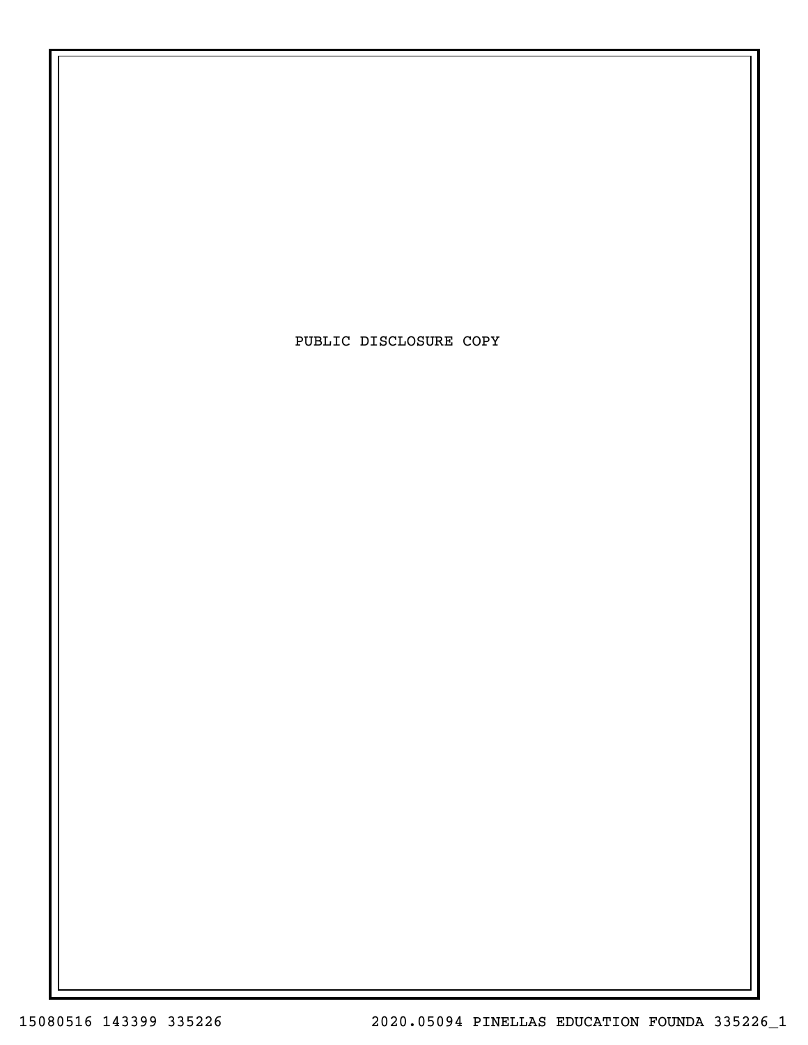PUBLIC DISCLOSURE COPY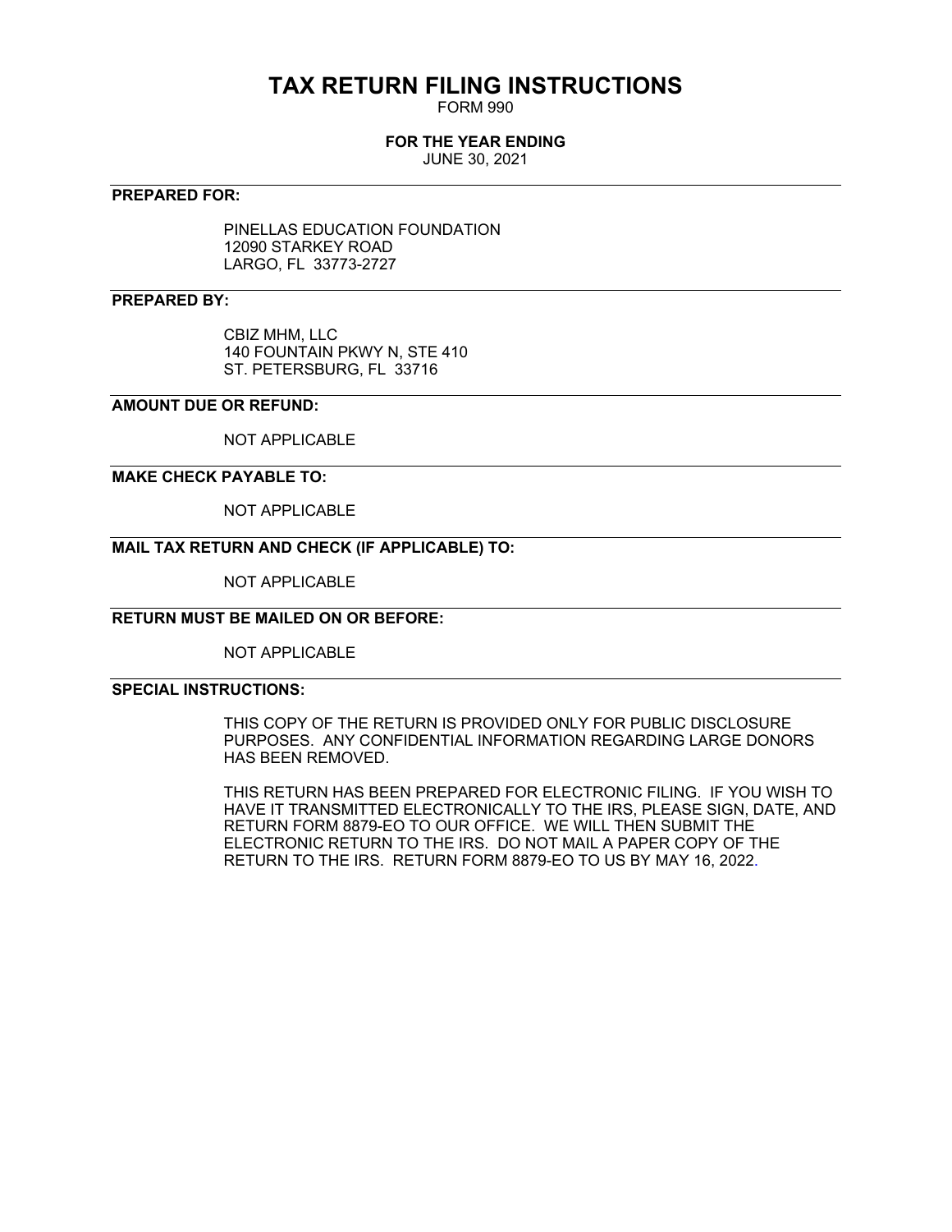# TAX RETURN FILING INSTRUCTIONS

FORM 990

**FOR THE YEAR ENDING**

JUNE 30, 2021

---

**PREPARED FOR:**

PINELLAS EDUCATION FOUNDATION
12090 STARKEY ROAD
LARGO, FL 33773-2727

---

**PREPARED BY:**

CBIZ MHM, LLC
140 FOUNTAIN PKWY N, STE 410
ST. PETERSBURG, FL 33716

---

**AMOUNT DUE OR REFUND:**

NOT APPLICABLE

---

**MAKE CHECK PAYABLE TO:**

NOT APPLICABLE

---

**MAIL TAX RETURN AND CHECK (IF APPLICABLE) TO:**

NOT APPLICABLE

---

**RETURN MUST BE MAILED ON OR BEFORE:**

NOT APPLICABLE

---

**SPECIAL INSTRUCTIONS:**

THIS COPY OF THE RETURN IS PROVIDED ONLY FOR PUBLIC DISCLOSURE PURPOSES. ANY CONFIDENTIAL INFORMATION REGARDING LARGE DONORS HAS BEEN REMOVED.

THIS RETURN HAS BEEN PREPARED FOR ELECTRONIC FILING. IF YOU WISH TO HAVE IT TRANSMITTED ELECTRONICALLY TO THE IRS, PLEASE SIGN, DATE, AND RETURN FORM 8879-EO TO OUR OFFICE. WE WILL THEN SUBMIT THE ELECTRONIC RETURN TO THE IRS. DO NOT MAIL A PAPER COPY OF THE RETURN TO THE IRS. RETURN FORM 8879-EO TO US BY MAY 16, 2022.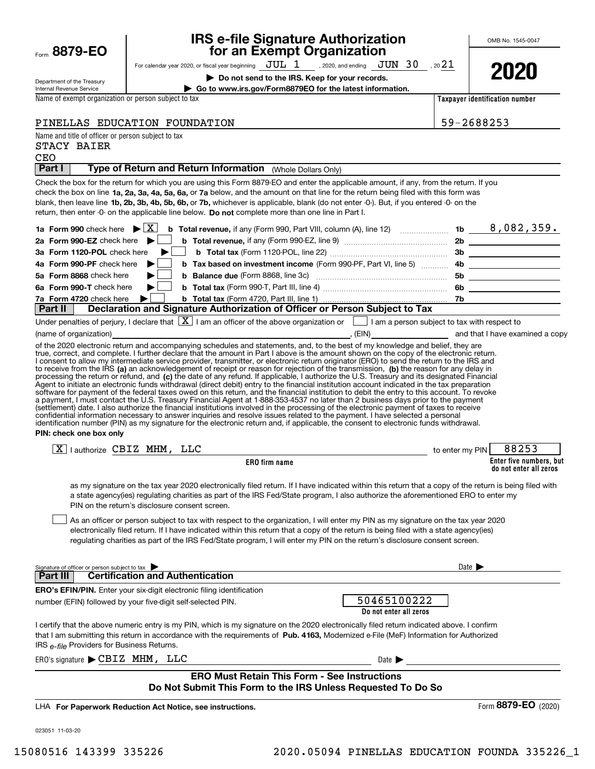Form **8879-EO**

Department of the Treasury
Internal Revenue Service

# IRS e-file Signature Authorization for an Exempt Organization

For calendar year 2020, or fiscal year beginning JUL 1 , 2020, and ending JUN 30 , 20 21

▶ **Do not send to the IRS. Keep for your records.**

▶ **Go to www.irs.gov/Form8879EO for the latest information.**

OMB No. 1545-0047

**2020**

Name of exempt organization or person subject to tax: PINELLAS EDUCATION FOUNDATION

**Taxpayer identification number:** 59-2688253

Name and title of officer or person subject to tax:
STACY BAIER
CEO

**Part I** **Type of Return and Return Information** (Whole Dollars Only)

Check the box for the return for which you are using this Form 8879-EO and enter the applicable amount, if any, from the return. If you check the box on line **1a, 2a, 3a, 4a, 5a, 6a,** or **7a** below, and the amount on that line for the return being filed with this form was blank, then leave line **1b, 2b, 3b, 4b, 5b, 6b,** or **7b,** whichever is applicable, blank (do not enter -0-). But, if you entered -0- on the return, then enter -0- on the applicable line below. **Do not** complete more than one line in Part I.

| | | | |
|---|---|---|---|
| **1a Form 990** check here ▶ [X] | **b Total revenue,** if any (Form 990, Part VIII, column (A), line 12) | 1b | 8,082,359. |
| **2a Form 990-EZ** check here ▶ [ ] | **b Total revenue,** if any (Form 990-EZ, line 9) | 2b | |
| **3a Form 1120-POL** check here ▶ [ ] | **b Total tax** (Form 1120-POL, line 22) | 3b | |
| **4a Form 990-PF** check here ▶ [ ] | **b Tax based on investment income** (Form 990-PF, Part VI, line 5) | 4b | |
| **5a Form 8868** check here ▶ [ ] | **b Balance due** (Form 8868, line 3c) | 5b | |
| **6a Form 990-T** check here ▶ [ ] | **b Total tax** (Form 990-T, Part III, line 4) | 6b | |
| **7a Form 4720** check here ▶ [ ] | **b Total tax** (Form 4720, Part III, line 1) | 7b | |

**Part II** **Declaration and Signature Authorization of Officer or Person Subject to Tax**

Under penalties of perjury, I declare that [X] I am an officer of the above organization or [ ] I am a person subject to tax with respect to (name of organization) ______, (EIN) ______ and that I have examined a copy of the 2020 electronic return and accompanying schedules and statements, and, to the best of my knowledge and belief, they are true, correct, and complete. I further declare that the amount in Part I above is the amount shown on the copy of the electronic return. I consent to allow my intermediate service provider, transmitter, or electronic return originator (ERO) to send the return to the IRS and to receive from the IRS **(a)** an acknowledgement of receipt or reason for rejection of the transmission, **(b)** the reason for any delay in processing the return or refund, and **(c)** the date of any refund. If applicable, I authorize the U.S. Treasury and its designated Financial Agent to initiate an electronic funds withdrawal (direct debit) entry to the financial institution account indicated in the tax preparation software for payment of the federal taxes owed on this return, and the financial institution to debit the entry to this account. To revoke a payment, I must contact the U.S. Treasury Financial Agent at 1-888-353-4537 no later than 2 business days prior to the payment (settlement) date. I also authorize the financial institutions involved in the processing of the electronic payment of taxes to receive confidential information necessary to answer inquiries and resolve issues related to the payment. I have selected a personal identification number (PIN) as my signature for the electronic return and, if applicable, the consent to electronic funds withdrawal.

**PIN: check one box only**

[X] I authorize CBIZ MHM, LLC (ERO firm name) to enter my PIN 88253 (Enter five numbers, but do not enter all zeros)

as my signature on the tax year 2020 electronically filed return. If I have indicated within this return that a copy of the return is being filed with a state agency(ies) regulating charities as part of the IRS Fed/State program, I also authorize the aforementioned ERO to enter my PIN on the return's disclosure consent screen.

[ ] As an officer or person subject to tax with respect to the organization, I will enter my PIN as my signature on the tax year 2020 electronically filed return. If I have indicated within this return that a copy of the return is being filed with a state agency(ies) regulating charities as part of the IRS Fed/State program, I will enter my PIN on the return's disclosure consent screen.

Signature of officer or person subject to tax ▶ ______ Date ▶ ______

**Part III** **Certification and Authentication**

**ERO's EFIN/PIN.** Enter your six-digit electronic filing identification number (EFIN) followed by your five-digit self-selected PIN. 50465100222 (Do not enter all zeros)

I certify that the above numeric entry is my PIN, which is my signature on the 2020 electronically filed return indicated above. I confirm that I am submitting this return in accordance with the requirements of **Pub. 4163,** Modernized e-File (MeF) Information for Authorized IRS *e-file* Providers for Business Returns.

ERO's signature ▶ CBIZ MHM, LLC Date ▶ ______

**ERO Must Retain This Form - See Instructions**
**Do Not Submit This Form to the IRS Unless Requested To Do So**

LHA **For Paperwork Reduction Act Notice, see instructions.** Form **8879-EO** (2020)

023051 11-03-20

15080516 143399 335226 2020.05094 PINELLAS EDUCATION FOUNDA 335226_1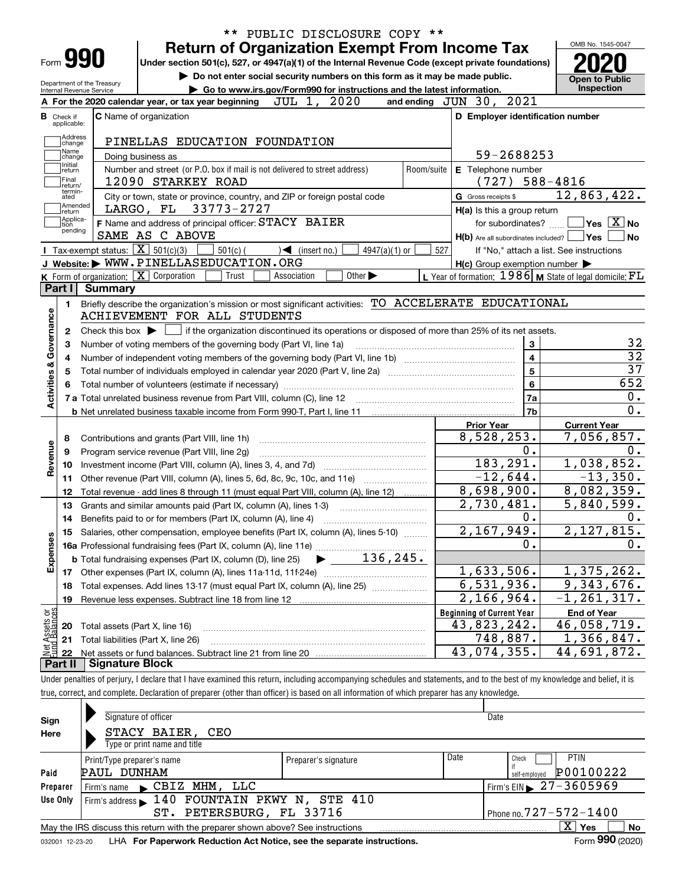\*\* PUBLIC DISCLOSURE COPY \*\*

Form **990**

# Return of Organization Exempt From Income Tax

**Under section 501(c), 527, or 4947(a)(1) of the Internal Revenue Code (except private foundations)**

▶ Do not enter social security numbers on this form as it may be made public.

▶ Go to www.irs.gov/Form990 for instructions and the latest information.

Department of the Treasury
Internal Revenue Service

OMB No. 1545-0047

**2020**

**Open to Public Inspection**

**A** For the 2020 calendar year, or tax year beginning JUL 1, 2020 and ending JUN 30, 2021

**B** Check if applicable: Address change, Name change, Initial return, Final return/terminated, Amended return, Application pending

**C** Name of organization: PINELLAS EDUCATION FOUNDATION

Doing business as

Number and street (or P.O. box if mail is not delivered to street address): 12090 STARKEY ROAD | Room/suite

City or town, state or province, country, and ZIP or foreign postal code: LARGO, FL 33773-2727

**D** Employer identification number: 59-2688253

**E** Telephone number: (727) 588-4816

**G** Gross receipts $ 12,863,422.

**F** Name and address of principal officer: STACY BAIER
SAME AS C ABOVE

**H(a)** Is this a group return for subordinates? ☐ Yes ☒ No

**H(b)** Are all subordinates included? ☐ Yes ☐ No
If "No," attach a list. See instructions

**H(c)** Group exemption number ▶

**I** Tax-exempt status: ☒ 501(c)(3) ☐ 501(c) ( ) ◀ (insert no.) ☐ 4947(a)(1) or ☐ 527

**J** Website: ▶ WWW.PINELLASEDUCATION.ORG

**K** Form of organization: ☒ Corporation ☐ Trust ☐ Association ☐ Other ▶

**L** Year of formation: 1986 **M** State of legal domicile: FL

## Part I Summary

**Activities & Governance**

1 Briefly describe the organization's mission or most significant activities: TO ACCELERATE EDUCATIONAL ACHIEVEMENT FOR ALL STUDENTS

2 Check this box ▶ ☐ if the organization discontinued its operations or disposed of more than 25% of its net assets.

| | | | |
|---|---|---|---|
| 3 | Number of voting members of the governing body (Part VI, line 1a) | 3 | 32 |
| 4 | Number of independent voting members of the governing body (Part VI, line 1b) | 4 | 32 |
| 5 | Total number of individuals employed in calendar year 2020 (Part V, line 2a) | 5 | 37 |
| 6 | Total number of volunteers (estimate if necessary) | 6 | 652 |
| 7a | Total unrelated business revenue from Part VIII, column (C), line 12 | 7a | 0. |
| b | Net unrelated business taxable income from Form 990-T, Part I, line 11 | 7b | 0. |

| | | | Prior Year | Current Year |
|---|---|---|---|---|
| **Revenue** | 8 | Contributions and grants (Part VIII, line 1h) | 8,528,253. | 7,056,857. |
| | 9 | Program service revenue (Part VIII, line 2g) | 0. | 0. |
| | 10 | Investment income (Part VIII, column (A), lines 3, 4, and 7d) | 183,291. | 1,038,852. |
| | 11 | Other revenue (Part VIII, column (A), lines 5, 6d, 8c, 9c, 10c, and 11e) | -12,644. | -13,350. |
| | 12 | Total revenue - add lines 8 through 11 (must equal Part VIII, column (A), line 12) | 8,698,900. | 8,082,359. |
| **Expenses** | 13 | Grants and similar amounts paid (Part IX, column (A), lines 1-3) | 2,730,481. | 5,840,599. |
| | 14 | Benefits paid to or for members (Part IX, column (A), line 4) | 0. | 0. |
| | 15 | Salaries, other compensation, employee benefits (Part IX, column (A), lines 5-10) | 2,167,949. | 2,127,815. |
| | 16a | Professional fundraising fees (Part IX, column (A), line 11e) | 0. | 0. |
| | b | Total fundraising expenses (Part IX, column (D), line 25) ▶ 136,245. | | |
| | 17 | Other expenses (Part IX, column (A), lines 11a-11d, 11f-24e) | 1,633,506. | 1,375,262. |
| | 18 | Total expenses. Add lines 13-17 (must equal Part IX, column (A), line 25) | 6,531,936. | 9,343,676. |
| | 19 | Revenue less expenses. Subtract line 18 from line 12 | 2,166,964. | -1,261,317. |
| | | | **Beginning of Current Year** | **End of Year** |
| **Net Assets or Fund Balances** | 20 | Total assets (Part X, line 16) | 43,823,242. | 46,058,719. |
| | 21 | Total liabilities (Part X, line 26) | 748,887. | 1,366,847. |
| | 22 | Net assets or fund balances. Subtract line 21 from line 20 | 43,074,355. | 44,691,872. |

## Part II Signature Block

Under penalties of perjury, I declare that I have examined this return, including accompanying schedules and statements, and to the best of my knowledge and belief, it is true, correct, and complete. Declaration of preparer (other than officer) is based on all information of which preparer has any knowledge.

**Sign Here**

Signature of officer | Date

STACY BAIER, CEO
Type or print name and title

| | | | | | |
|---|---|---|---|---|---|
| **Paid Preparer Use Only** | Print/Type preparer's name: PAUL DUNHAM | Preparer's signature | Date | Check ☐ if self-employed | PTIN: P00100222 |
| | Firm's name ▶ CBIZ MHM, LLC | | | Firm's EIN ▶ 27-3605969 | |
| | Firm's address ▶ 140 FOUNTAIN PKWY N, STE 410, ST. PETERSBURG, FL 33716 | | | Phone no. 727-572-1400 | |

May the IRS discuss this return with the preparer shown above? See instructions ☒ Yes ☐ No

032001 12-23-20 LHA For Paperwork Reduction Act Notice, see the separate instructions. Form **990** (2020)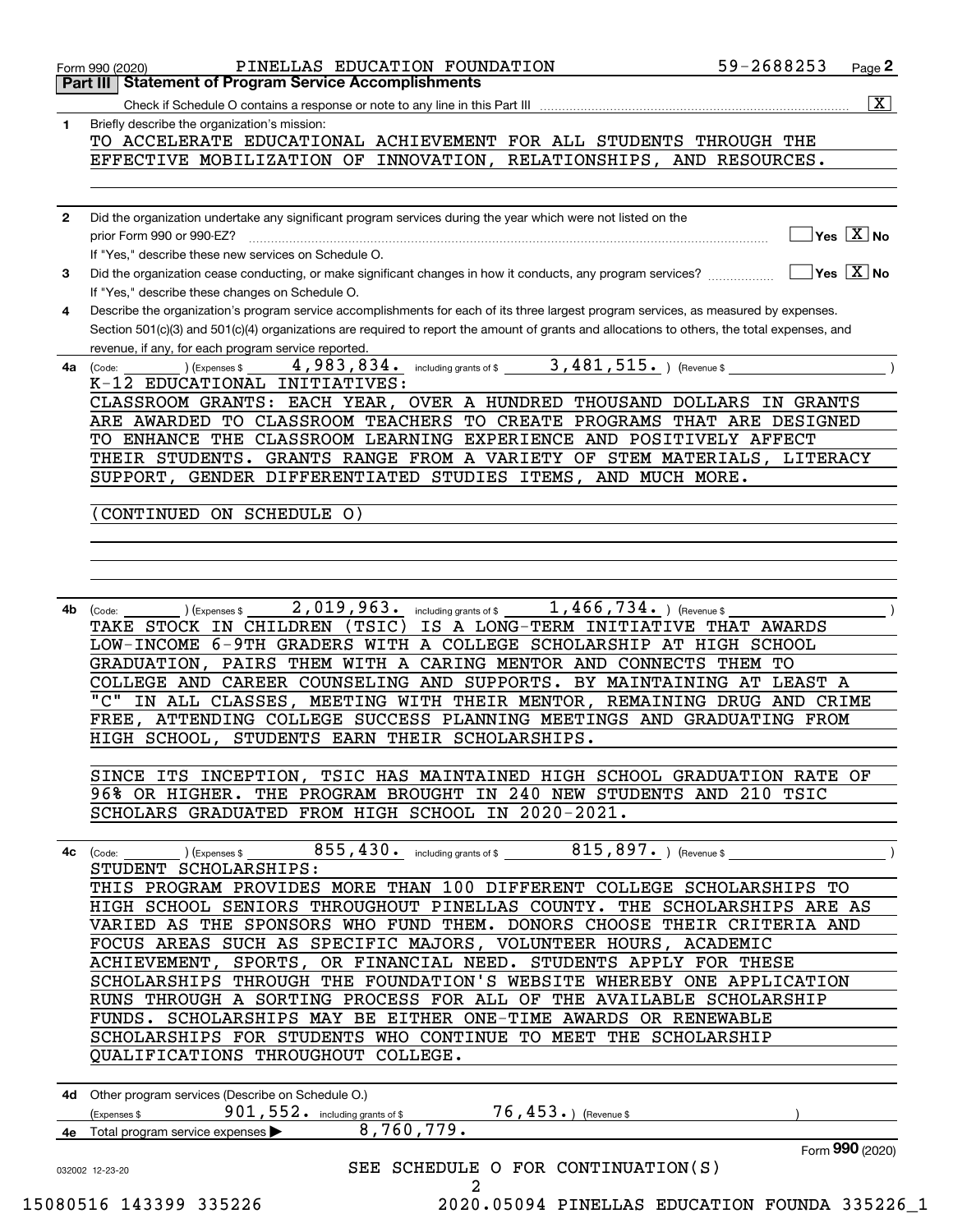Form 990 (2020) PINELLAS EDUCATION FOUNDATION 59-2688253 Page 2

**Part III Statement of Program Service Accomplishments**

Check if Schedule O contains a response or note to any line in this Part III ..... [X]

**1** Briefly describe the organization's mission:

TO ACCELERATE EDUCATIONAL ACHIEVEMENT FOR ALL STUDENTS THROUGH THE EFFECTIVE MOBILIZATION OF INNOVATION, RELATIONSHIPS, AND RESOURCES.

**2** Did the organization undertake any significant program services during the year which were not listed on the prior Form 990 or 990-EZ? ..... [ ] Yes [X] No

If "Yes," describe these new services on Schedule O.

**3** Did the organization cease conducting, or make significant changes in how it conducts, any program services? ..... [ ] Yes [X] No

If "Yes," describe these changes on Schedule O.

**4** Describe the organization's program service accomplishments for each of its three largest program services, as measured by expenses. Section 501(c)(3) and 501(c)(4) organizations are required to report the amount of grants and allocations to others, the total expenses, and revenue, if any, for each program service reported.

**4a** (Code: ) (Expenses $ 4,983,834. including grants of $ 3,481,515. ) (Revenue $ )

K-12 EDUCATIONAL INITIATIVES:

CLASSROOM GRANTS: EACH YEAR, OVER A HUNDRED THOUSAND DOLLARS IN GRANTS ARE AWARDED TO CLASSROOM TEACHERS TO CREATE PROGRAMS THAT ARE DESIGNED TO ENHANCE THE CLASSROOM LEARNING EXPERIENCE AND POSITIVELY AFFECT THEIR STUDENTS. GRANTS RANGE FROM A VARIETY OF STEM MATERIALS, LITERACY SUPPORT, GENDER DIFFERENTIATED STUDIES ITEMS, AND MUCH MORE.

(CONTINUED ON SCHEDULE O)

**4b** (Code: ) (Expenses $ 2,019,963. including grants of $ 1,466,734. ) (Revenue $ )

TAKE STOCK IN CHILDREN (TSIC) IS A LONG-TERM INITIATIVE THAT AWARDS LOW-INCOME 6-9TH GRADERS WITH A COLLEGE SCHOLARSHIP AT HIGH SCHOOL GRADUATION, PAIRS THEM WITH A CARING MENTOR AND CONNECTS THEM TO COLLEGE AND CAREER COUNSELING AND SUPPORTS. BY MAINTAINING AT LEAST A "C" IN ALL CLASSES, MEETING WITH THEIR MENTOR, REMAINING DRUG AND CRIME FREE, ATTENDING COLLEGE SUCCESS PLANNING MEETINGS AND GRADUATING FROM HIGH SCHOOL, STUDENTS EARN THEIR SCHOLARSHIPS.

SINCE ITS INCEPTION, TSIC HAS MAINTAINED HIGH SCHOOL GRADUATION RATE OF 96% OR HIGHER. THE PROGRAM BROUGHT IN 240 NEW STUDENTS AND 210 TSIC SCHOLARS GRADUATED FROM HIGH SCHOOL IN 2020-2021.

**4c** (Code: ) (Expenses $ 855,430. including grants of $ 815,897. ) (Revenue $ )

STUDENT SCHOLARSHIPS:

THIS PROGRAM PROVIDES MORE THAN 100 DIFFERENT COLLEGE SCHOLARSHIPS TO HIGH SCHOOL SENIORS THROUGHOUT PINELLAS COUNTY. THE SCHOLARSHIPS ARE AS VARIED AS THE SPONSORS WHO FUND THEM. DONORS CHOOSE THEIR CRITERIA AND FOCUS AREAS SUCH AS SPECIFIC MAJORS, VOLUNTEER HOURS, ACADEMIC ACHIEVEMENT, SPORTS, OR FINANCIAL NEED. STUDENTS APPLY FOR THESE SCHOLARSHIPS THROUGH THE FOUNDATION'S WEBSITE WHEREBY ONE APPLICATION RUNS THROUGH A SORTING PROCESS FOR ALL OF THE AVAILABLE SCHOLARSHIP FUNDS. SCHOLARSHIPS MAY BE EITHER ONE-TIME AWARDS OR RENEWABLE SCHOLARSHIPS FOR STUDENTS WHO CONTINUE TO MEET THE SCHOLARSHIP QUALIFICATIONS THROUGHOUT COLLEGE.

**4d** Other program services (Describe on Schedule O.)

(Expenses $ 901,552. including grants of $ 76,453. ) (Revenue $ )

**4e** Total program service expenses ▶ 8,760,779.

Form **990** (2020)

032002 12-23-20

SEE SCHEDULE O FOR CONTINUATION(S)

15080516 143399 335226 2020.05094 PINELLAS EDUCATION FOUNDA 335226_1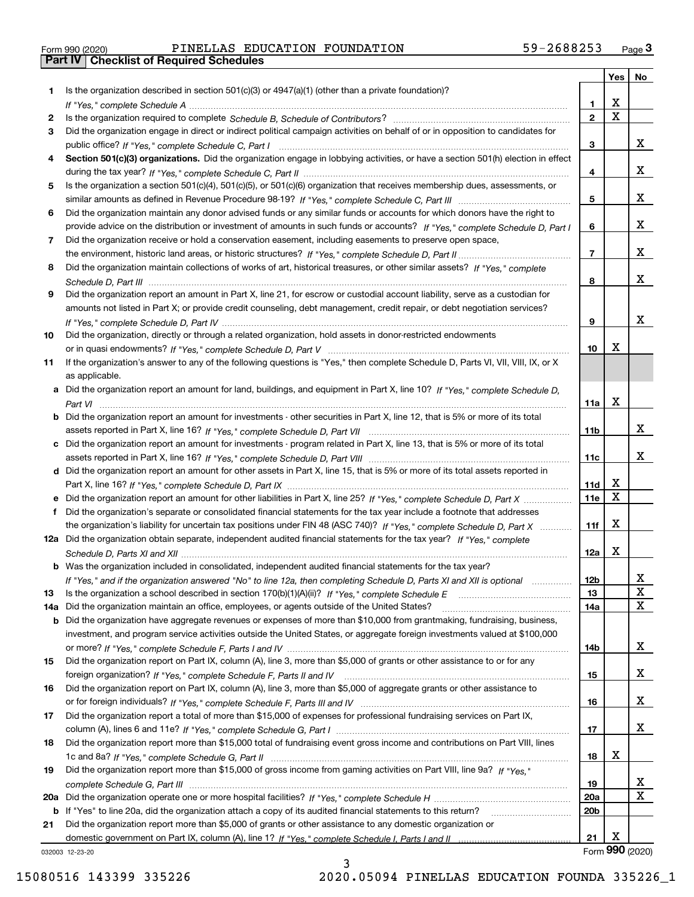Form 990 (2020) PINELLAS EDUCATION FOUNDATION 59-2688253 Page **3**

**Part IV | Checklist of Required Schedules**

| | | | Yes | No |
|---|---|---|---|---|
| 1 | Is the organization described in section 501(c)(3) or 4947(a)(1) (other than a private foundation)? *If "Yes," complete Schedule A* | 1 | X | |
| 2 | Is the organization required to complete *Schedule B, Schedule of Contributors*? | 2 | X | |
| 3 | Did the organization engage in direct or indirect political campaign activities on behalf of or in opposition to candidates for public office? *If "Yes," complete Schedule C, Part I* | 3 | | X |
| 4 | **Section 501(c)(3) organizations.** Did the organization engage in lobbying activities, or have a section 501(h) election in effect during the tax year? *If "Yes," complete Schedule C, Part II* | 4 | | X |
| 5 | Is the organization a section 501(c)(4), 501(c)(5), or 501(c)(6) organization that receives membership dues, assessments, or similar amounts as defined in Revenue Procedure 98-19? *If "Yes," complete Schedule C, Part III* | 5 | | X |
| 6 | Did the organization maintain any donor advised funds or any similar funds or accounts for which donors have the right to provide advice on the distribution or investment of amounts in such funds or accounts? *If "Yes," complete Schedule D, Part I* | 6 | | X |
| 7 | Did the organization receive or hold a conservation easement, including easements to preserve open space, the environment, historic land areas, or historic structures? *If "Yes," complete Schedule D, Part II* | 7 | | X |
| 8 | Did the organization maintain collections of works of art, historical treasures, or other similar assets? *If "Yes," complete Schedule D, Part III* | 8 | | X |
| 9 | Did the organization report an amount in Part X, line 21, for escrow or custodial account liability, serve as a custodian for amounts not listed in Part X; or provide credit counseling, debt management, credit repair, or debt negotiation services? *If "Yes," complete Schedule D, Part IV* | 9 | | X |
| 10 | Did the organization, directly or through a related organization, hold assets in donor-restricted endowments or in quasi endowments? *If "Yes," complete Schedule D, Part V* | 10 | X | |
| 11 | If the organization's answer to any of the following questions is "Yes," then complete Schedule D, Parts VI, VII, VIII, IX, or X as applicable. | | | |
| a | Did the organization report an amount for land, buildings, and equipment in Part X, line 10? *If "Yes," complete Schedule D, Part VI* | 11a | X | |
| b | Did the organization report an amount for investments - other securities in Part X, line 12, that is 5% or more of its total assets reported in Part X, line 16? *If "Yes," complete Schedule D, Part VII* | 11b | | X |
| c | Did the organization report an amount for investments - program related in Part X, line 13, that is 5% or more of its total assets reported in Part X, line 16? *If "Yes," complete Schedule D, Part VIII* | 11c | | X |
| d | Did the organization report an amount for other assets in Part X, line 15, that is 5% or more of its total assets reported in Part X, line 16? *If "Yes," complete Schedule D, Part IX* | 11d | X | |
| e | Did the organization report an amount for other liabilities in Part X, line 25? *If "Yes," complete Schedule D, Part X* | 11e | X | |
| f | Did the organization's separate or consolidated financial statements for the tax year include a footnote that addresses the organization's liability for uncertain tax positions under FIN 48 (ASC 740)? *If "Yes," complete Schedule D, Part X* | 11f | X | |
| 12a | Did the organization obtain separate, independent audited financial statements for the tax year? *If "Yes," complete Schedule D, Parts XI and XII* | 12a | X | |
| b | Was the organization included in consolidated, independent audited financial statements for the tax year? *If "Yes," and if the organization answered "No" to line 12a, then completing Schedule D, Parts XI and XII is optional* | 12b | | X |
| 13 | Is the organization a school described in section 170(b)(1)(A)(ii)? *If "Yes," complete Schedule E* | 13 | | X |
| 14a | Did the organization maintain an office, employees, or agents outside of the United States? | 14a | | X |
| b | Did the organization have aggregate revenues or expenses of more than $10,000 from grantmaking, fundraising, business, investment, and program service activities outside the United States, or aggregate foreign investments valued at $100,000 or more? *If "Yes," complete Schedule F, Parts I and IV* | 14b | | X |
| 15 | Did the organization report on Part IX, column (A), line 3, more than $5,000 of grants or other assistance to or for any foreign organization? *If "Yes," complete Schedule F, Parts II and IV* | 15 | | X |
| 16 | Did the organization report on Part IX, column (A), line 3, more than $5,000 of aggregate grants or other assistance to or for foreign individuals? *If "Yes," complete Schedule F, Parts III and IV* | 16 | | X |
| 17 | Did the organization report a total of more than $15,000 of expenses for professional fundraising services on Part IX, column (A), lines 6 and 11e? *If "Yes," complete Schedule G, Part I* | 17 | | X |
| 18 | Did the organization report more than $15,000 total of fundraising event gross income and contributions on Part VIII, lines 1c and 8a? *If "Yes," complete Schedule G, Part II* | 18 | X | |
| 19 | Did the organization report more than $15,000 of gross income from gaming activities on Part VIII, line 9a? *If "Yes," complete Schedule G, Part III* | 19 | | X |
| 20a | Did the organization operate one or more hospital facilities? *If "Yes," complete Schedule H* | 20a | | X |
| b | If "Yes" to line 20a, did the organization attach a copy of its audited financial statements to this return? | 20b | | |
| 21 | Did the organization report more than $5,000 of grants or other assistance to any domestic organization or domestic government on Part IX, column (A), line 1? *If "Yes," complete Schedule I, Parts I and II* | 21 | X | |

032003 12-23-20

Form **990** (2020)

15080516 143399 335226 2020.05094 PINELLAS EDUCATION FOUNDA 335226_1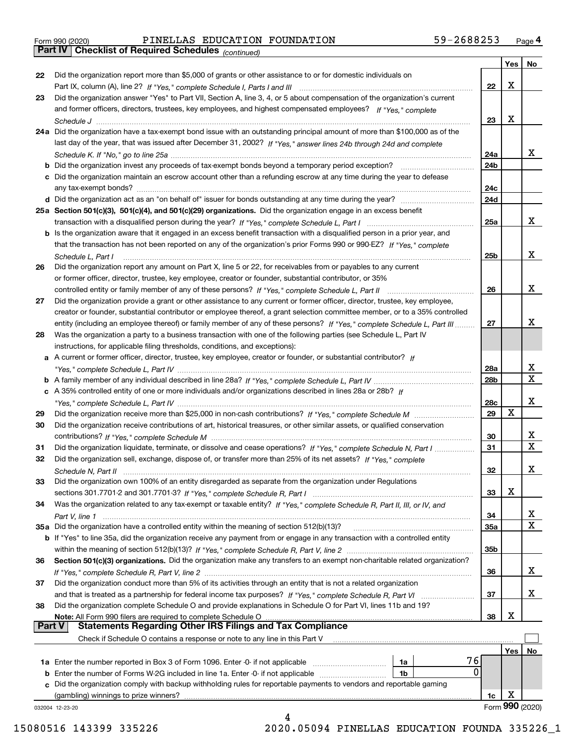Form 990 (2020) PINELLAS EDUCATION FOUNDATION 59-2688253 Page 4

**Part IV Checklist of Required Schedules** *(continued)*

| | | | Yes | No |
|---|---|---|---|---|
| 22 | Did the organization report more than $5,000 of grants or other assistance to or for domestic individuals on Part IX, column (A), line 2? *If "Yes," complete Schedule I, Parts I and III* | 22 | X | |
| 23 | Did the organization answer "Yes" to Part VII, Section A, line 3, 4, or 5 about compensation of the organization's current and former officers, directors, trustees, key employees, and highest compensated employees? *If "Yes," complete Schedule J* | 23 | X | |
| 24a | Did the organization have a tax-exempt bond issue with an outstanding principal amount of more than $100,000 as of the last day of the year, that was issued after December 31, 2002? *If "Yes," answer lines 24b through 24d and complete Schedule K. If "No," go to line 25a* | 24a | | X |
| b | Did the organization invest any proceeds of tax-exempt bonds beyond a temporary period exception? | 24b | | |
| c | Did the organization maintain an escrow account other than a refunding escrow at any time during the year to defease any tax-exempt bonds? | 24c | | |
| d | Did the organization act as an "on behalf of" issuer for bonds outstanding at any time during the year? | 24d | | |
| 25a | **Section 501(c)(3), 501(c)(4), and 501(c)(29) organizations.** Did the organization engage in an excess benefit transaction with a disqualified person during the year? *If "Yes," complete Schedule L, Part I* | 25a | | X |
| b | Is the organization aware that it engaged in an excess benefit transaction with a disqualified person in a prior year, and that the transaction has not been reported on any of the organization's prior Forms 990 or 990-EZ? *If "Yes," complete Schedule L, Part I* | 25b | | X |
| 26 | Did the organization report any amount on Part X, line 5 or 22, for receivables from or payables to any current or former officer, director, trustee, key employee, creator or founder, substantial contributor, or 35% controlled entity or family member of any of these persons? *If "Yes," complete Schedule L, Part II* | 26 | | X |
| 27 | Did the organization provide a grant or other assistance to any current or former officer, director, trustee, key employee, creator or founder, substantial contributor or employee thereof, a grant selection committee member, or to a 35% controlled entity (including an employee thereof) or family member of any of these persons? *If "Yes," complete Schedule L, Part III* | 27 | | X |
| 28 | Was the organization a party to a business transaction with one of the following parties (see Schedule L, Part IV instructions, for applicable filing thresholds, conditions, and exceptions): | | | |
| a | A current or former officer, director, trustee, key employee, creator or founder, or substantial contributor? *If "Yes," complete Schedule L, Part IV* | 28a | | X |
| b | A family member of any individual described in line 28a? *If "Yes," complete Schedule L, Part IV* | 28b | | X |
| c | A 35% controlled entity of one or more individuals and/or organizations described in lines 28a or 28b? *If "Yes," complete Schedule L, Part IV* | 28c | | X |
| 29 | Did the organization receive more than $25,000 in non-cash contributions? *If "Yes," complete Schedule M* | 29 | X | |
| 30 | Did the organization receive contributions of art, historical treasures, or other similar assets, or qualified conservation contributions? *If "Yes," complete Schedule M* | 30 | | X |
| 31 | Did the organization liquidate, terminate, or dissolve and cease operations? *If "Yes," complete Schedule N, Part I* | 31 | | X |
| 32 | Did the organization sell, exchange, dispose of, or transfer more than 25% of its net assets? *If "Yes," complete Schedule N, Part II* | 32 | | X |
| 33 | Did the organization own 100% of an entity disregarded as separate from the organization under Regulations sections 301.7701-2 and 301.7701-3? *If "Yes," complete Schedule R, Part I* | 33 | X | |
| 34 | Was the organization related to any tax-exempt or taxable entity? *If "Yes," complete Schedule R, Part II, III, or IV, and Part V, line 1* | 34 | | X |
| 35a | Did the organization have a controlled entity within the meaning of section 512(b)(13)? | 35a | | X |
| b | If "Yes" to line 35a, did the organization receive any payment from or engage in any transaction with a controlled entity within the meaning of section 512(b)(13)? *If "Yes," complete Schedule R, Part V, line 2* | 35b | | |
| 36 | **Section 501(c)(3) organizations.** Did the organization make any transfers to an exempt non-charitable related organization? *If "Yes," complete Schedule R, Part V, line 2* | 36 | | X |
| 37 | Did the organization conduct more than 5% of its activities through an entity that is not a related organization and that is treated as a partnership for federal income tax purposes? *If "Yes," complete Schedule R, Part VI* | 37 | | X |
| 38 | Did the organization complete Schedule O and provide explanations in Schedule O for Part VI, lines 11b and 19? **Note:** All Form 990 filers are required to complete Schedule O | 38 | X | |

**Part V Statements Regarding Other IRS Filings and Tax Compliance**

Check if Schedule O contains a response or note to any line in this Part V ☐

| | | | | | Yes | No |
|---|---|---|---|---|---|---|
| 1a | Enter the number reported in Box 3 of Form 1096. Enter -0- if not applicable | 1a | 76 | | | |
| b | Enter the number of Forms W-2G included in line 1a. Enter -0- if not applicable | 1b | 0 | | | |
| c | Did the organization comply with backup withholding rules for reportable payments to vendors and reportable gaming (gambling) winnings to prize winners? | | | 1c | X | |

032004 12-23-20 Form **990** (2020)

15080516 143399 335226 2020.05094 PINELLAS EDUCATION FOUNDA 335226_1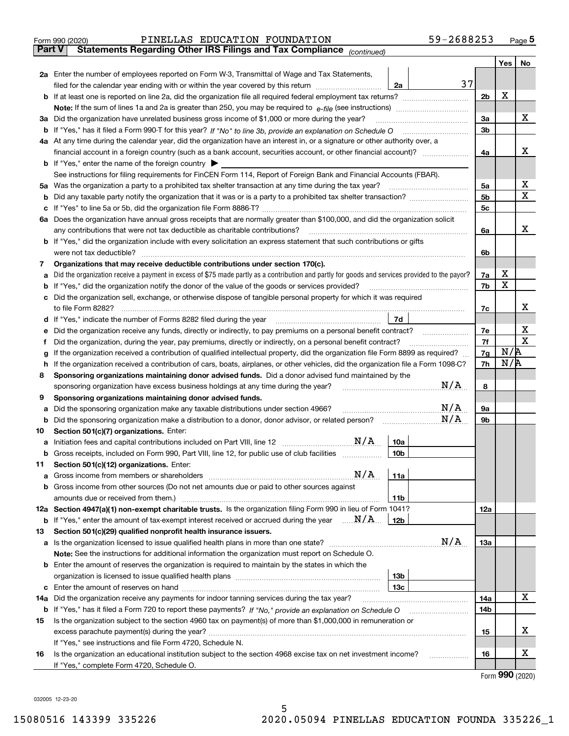Form 990 (2020) PINELLAS EDUCATION FOUNDATION 59-2688253 Page 5

**Part V Statements Regarding Other IRS Filings and Tax Compliance** *(continued)*

| | | | | Yes | No |
|---|---|---|---|---|---|
| **2a** | Enter the number of employees reported on Form W-3, Transmittal of Wage and Tax Statements, filed for the calendar year ending with or within the year covered by this return | 2a | 37 | | |
| **b** | If at least one is reported on line 2a, did the organization file all required federal employment tax returns? | | | 2b | X | |
| | **Note:** If the sum of lines 1a and 2a is greater than 250, you may be required to *e-file* (see instructions) | | | | |
| **3a** | Did the organization have unrelated business gross income of $1,000 or more during the year? | | | 3a | | X |
| **b** | If "Yes," has it filed a Form 990-T for this year? *If "No" to line 3b, provide an explanation on Schedule O* | | | 3b | | |
| **4a** | At any time during the calendar year, did the organization have an interest in, or a signature or other authority over, a financial account in a foreign country (such as a bank account, securities account, or other financial account)? | | | 4a | | X |
| **b** | If "Yes," enter the name of the foreign country ▶ | | | | |
| | See instructions for filing requirements for FinCEN Form 114, Report of Foreign Bank and Financial Accounts (FBAR). | | | | |
| **5a** | Was the organization a party to a prohibited tax shelter transaction at any time during the tax year? | | | 5a | | X |
| **b** | Did any taxable party notify the organization that it was or is a party to a prohibited tax shelter transaction? | | | 5b | | X |
| **c** | If "Yes" to line 5a or 5b, did the organization file Form 8886-T? | | | 5c | | |
| **6a** | Does the organization have annual gross receipts that are normally greater than $100,000, and did the organization solicit any contributions that were not tax deductible as charitable contributions? | | | 6a | | X |
| **b** | If "Yes," did the organization include with every solicitation an express statement that such contributions or gifts were not tax deductible? | | | 6b | | |
| **7** | **Organizations that may receive deductible contributions under section 170(c).** | | | | |
| **a** | Did the organization receive a payment in excess of $75 made partly as a contribution and partly for goods and services provided to the payor? | | | 7a | X | |
| **b** | If "Yes," did the organization notify the donor of the value of the goods or services provided? | | | 7b | X | |
| **c** | Did the organization sell, exchange, or otherwise dispose of tangible personal property for which it was required to file Form 8282? | | | 7c | | X |
| **d** | If "Yes," indicate the number of Forms 8282 filed during the year | 7d | | | |
| **e** | Did the organization receive any funds, directly or indirectly, to pay premiums on a personal benefit contract? | | | 7e | | X |
| **f** | Did the organization, during the year, pay premiums, directly or indirectly, on a personal benefit contract? | | | 7f | | X |
| **g** | If the organization received a contribution of qualified intellectual property, did the organization file Form 8899 as required? | | | 7g | N/A | |
| **h** | If the organization received a contribution of cars, boats, airplanes, or other vehicles, did the organization file a Form 1098-C? | | | 7h | N/A | |
| **8** | **Sponsoring organizations maintaining donor advised funds.** Did a donor advised fund maintained by the sponsoring organization have excess business holdings at any time during the year? N/A | | | 8 | | |
| **9** | **Sponsoring organizations maintaining donor advised funds.** | | | | |
| **a** | Did the sponsoring organization make any taxable distributions under section 4966? N/A | | | 9a | | |
| **b** | Did the sponsoring organization make a distribution to a donor, donor advisor, or related person? N/A | | | 9b | | |
| **10** | **Section 501(c)(7) organizations.** Enter: | | | | |
| **a** | Initiation fees and capital contributions included on Part VIII, line 12 N/A | 10a | | | |
| **b** | Gross receipts, included on Form 990, Part VIII, line 12, for public use of club facilities | 10b | | | |
| **11** | **Section 501(c)(12) organizations.** Enter: | | | | |
| **a** | Gross income from members or shareholders N/A | 11a | | | |
| **b** | Gross income from other sources (Do not net amounts due or paid to other sources against amounts due or received from them.) | 11b | | | |
| **12a** | **Section 4947(a)(1) non-exempt charitable trusts.** Is the organization filing Form 990 in lieu of Form 1041? | | | 12a | | |
| **b** | If "Yes," enter the amount of tax-exempt interest received or accrued during the year N/A | 12b | | | |
| **13** | **Section 501(c)(29) qualified nonprofit health insurance issuers.** | | | | |
| **a** | Is the organization licensed to issue qualified health plans in more than one state? N/A | | | 13a | | |
| | **Note:** See the instructions for additional information the organization must report on Schedule O. | | | | |
| **b** | Enter the amount of reserves the organization is required to maintain by the states in which the organization is licensed to issue qualified health plans | 13b | | | |
| **c** | Enter the amount of reserves on hand | 13c | | | |
| **14a** | Did the organization receive any payments for indoor tanning services during the tax year? | | | 14a | | X |
| **b** | If "Yes," has it filed a Form 720 to report these payments? *If "No," provide an explanation on Schedule O* | | | 14b | | |
| **15** | Is the organization subject to the section 4960 tax on payment(s) of more than $1,000,000 in remuneration or excess parachute payment(s) during the year? | | | 15 | | X |
| | If "Yes," see instructions and file Form 4720, Schedule N. | | | | |
| **16** | Is the organization an educational institution subject to the section 4968 excise tax on net investment income? | | | 16 | | X |
| | If "Yes," complete Form 4720, Schedule O. | | | | |

Form **990** (2020)

032005 12-23-20

15080516 143399 335226 2020.05094 PINELLAS EDUCATION FOUNDA 335226_1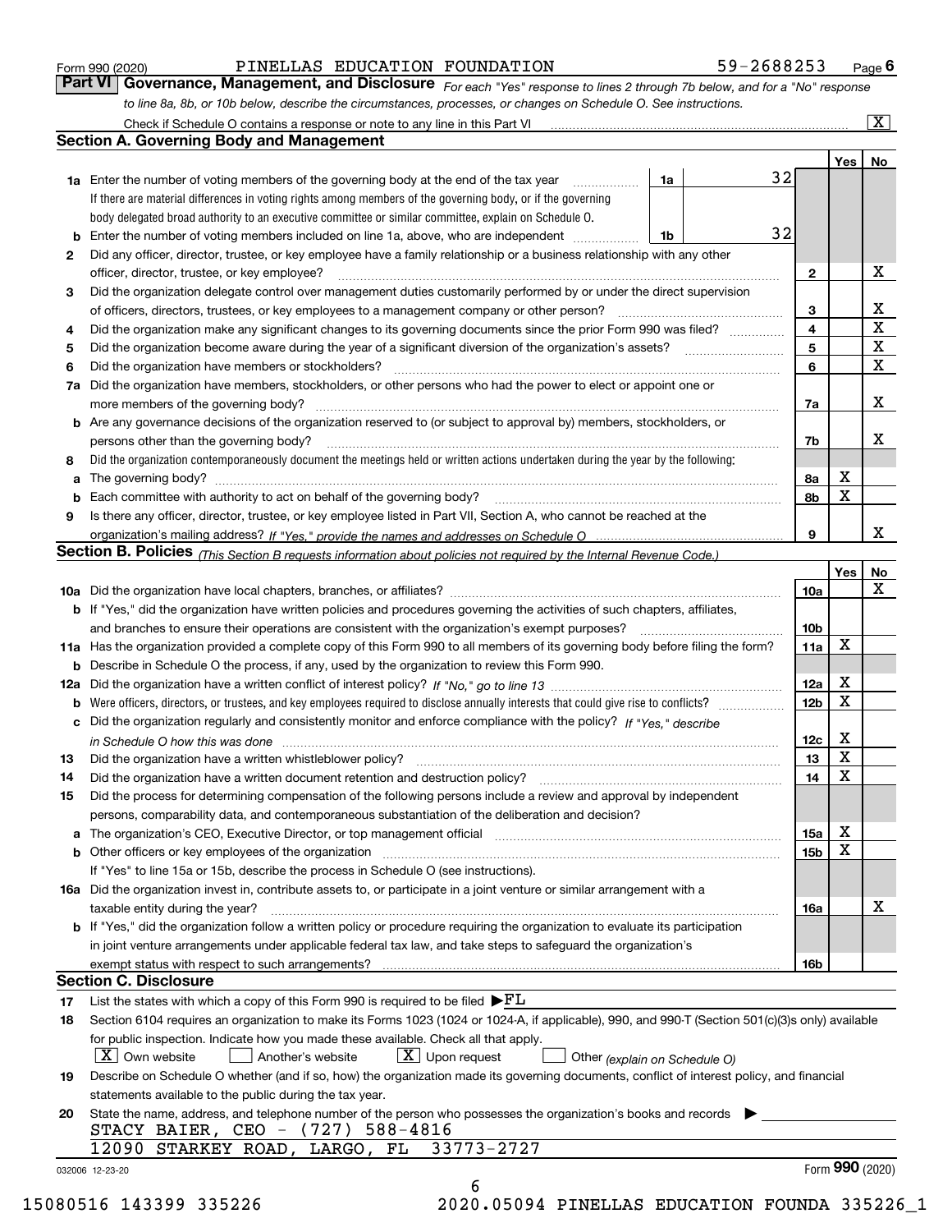Form 990 (2020) PINELLAS EDUCATION FOUNDATION 59-2688253 Page 6

**Part VI Governance, Management, and Disclosure** *For each "Yes" response to lines 2 through 7b below, and for a "No" response to line 8a, 8b, or 10b below, describe the circumstances, processes, or changes on Schedule O. See instructions.*

Check if Schedule O contains a response or note to any line in this Part VI ... [X]

## Section A. Governing Body and Management

| | | | | Yes | No |
|---|---|---|---|---|---|
| **1a** | Enter the number of voting members of the governing body at the end of the tax year ... **1a** 32 | | | | |
| | If there are material differences in voting rights among members of the governing body, or if the governing body delegated broad authority to an executive committee or similar committee, explain on Schedule O. | | | | |
| **b** | Enter the number of voting members included on line 1a, above, who are independent ... **1b** 32 | | | | |
| **2** | Did any officer, director, trustee, or key employee have a family relationship or a business relationship with any other officer, director, trustee, or key employee? | | **2** | | X |
| **3** | Did the organization delegate control over management duties customarily performed by or under the direct supervision of officers, directors, trustees, or key employees to a management company or other person? | | **3** | | X |
| **4** | Did the organization make any significant changes to its governing documents since the prior Form 990 was filed? | | **4** | | X |
| **5** | Did the organization become aware during the year of a significant diversion of the organization's assets? | | **5** | | X |
| **6** | Did the organization have members or stockholders? | | **6** | | X |
| **7a** | Did the organization have members, stockholders, or other persons who had the power to elect or appoint one or more members of the governing body? | | **7a** | | X |
| **b** | Are any governance decisions of the organization reserved to (or subject to approval by) members, stockholders, or persons other than the governing body? | | **7b** | | X |
| **8** | Did the organization contemporaneously document the meetings held or written actions undertaken during the year by the following: | | | | |
| **a** | The governing body? | | **8a** | X | |
| **b** | Each committee with authority to act on behalf of the governing body? | | **8b** | X | |
| **9** | Is there any officer, director, trustee, or key employee listed in Part VII, Section A, who cannot be reached at the organization's mailing address? *If "Yes," provide the names and addresses on Schedule O* | | **9** | | X |

## Section B. Policies *(This Section B requests information about policies not required by the Internal Revenue Code.)*

| | | | Yes | No |
|---|---|---|---|---|
| **10a** | Did the organization have local chapters, branches, or affiliates? | **10a** | | X |
| **b** | If "Yes," did the organization have written policies and procedures governing the activities of such chapters, affiliates, and branches to ensure their operations are consistent with the organization's exempt purposes? | **10b** | | |
| **11a** | Has the organization provided a complete copy of this Form 990 to all members of its governing body before filing the form? | **11a** | X | |
| **b** | Describe in Schedule O the process, if any, used by the organization to review this Form 990. | | | |
| **12a** | Did the organization have a written conflict of interest policy? *If "No," go to line 13* | **12a** | X | |
| **b** | Were officers, directors, or trustees, and key employees required to disclose annually interests that could give rise to conflicts? | **12b** | X | |
| **c** | Did the organization regularly and consistently monitor and enforce compliance with the policy? *If "Yes," describe in Schedule O how this was done* | **12c** | X | |
| **13** | Did the organization have a written whistleblower policy? | **13** | X | |
| **14** | Did the organization have a written document retention and destruction policy? | **14** | X | |
| **15** | Did the process for determining compensation of the following persons include a review and approval by independent persons, comparability data, and contemporaneous substantiation of the deliberation and decision? | | | |
| **a** | The organization's CEO, Executive Director, or top management official | **15a** | X | |
| **b** | Other officers or key employees of the organization | **15b** | X | |
| | If "Yes" to line 15a or 15b, describe the process in Schedule O (see instructions). | | | |
| **16a** | Did the organization invest in, contribute assets to, or participate in a joint venture or similar arrangement with a taxable entity during the year? | **16a** | | X |
| **b** | If "Yes," did the organization follow a written policy or procedure requiring the organization to evaluate its participation in joint venture arrangements under applicable federal tax law, and take steps to safeguard the organization's exempt status with respect to such arrangements? | **16b** | | |

## Section C. Disclosure

**17** List the states with which a copy of this Form 990 is required to be filed ▶FL

**18** Section 6104 requires an organization to make its Forms 1023 (1024 or 1024-A, if applicable), 990, and 990-T (Section 501(c)(3)s only) available for public inspection. Indicate how you made these available. Check all that apply.

[X] Own website [ ] Another's website [X] Upon request [ ] Other *(explain on Schedule O)*

**19** Describe on Schedule O whether (and if so, how) the organization made its governing documents, conflict of interest policy, and financial statements available to the public during the tax year.

**20** State the name, address, and telephone number of the person who possesses the organization's books and records ▶

STACY BAIER, CEO - (727) 588-4816
12090 STARKEY ROAD, LARGO, FL 33773-2727

032006 12-23-20 Form **990** (2020)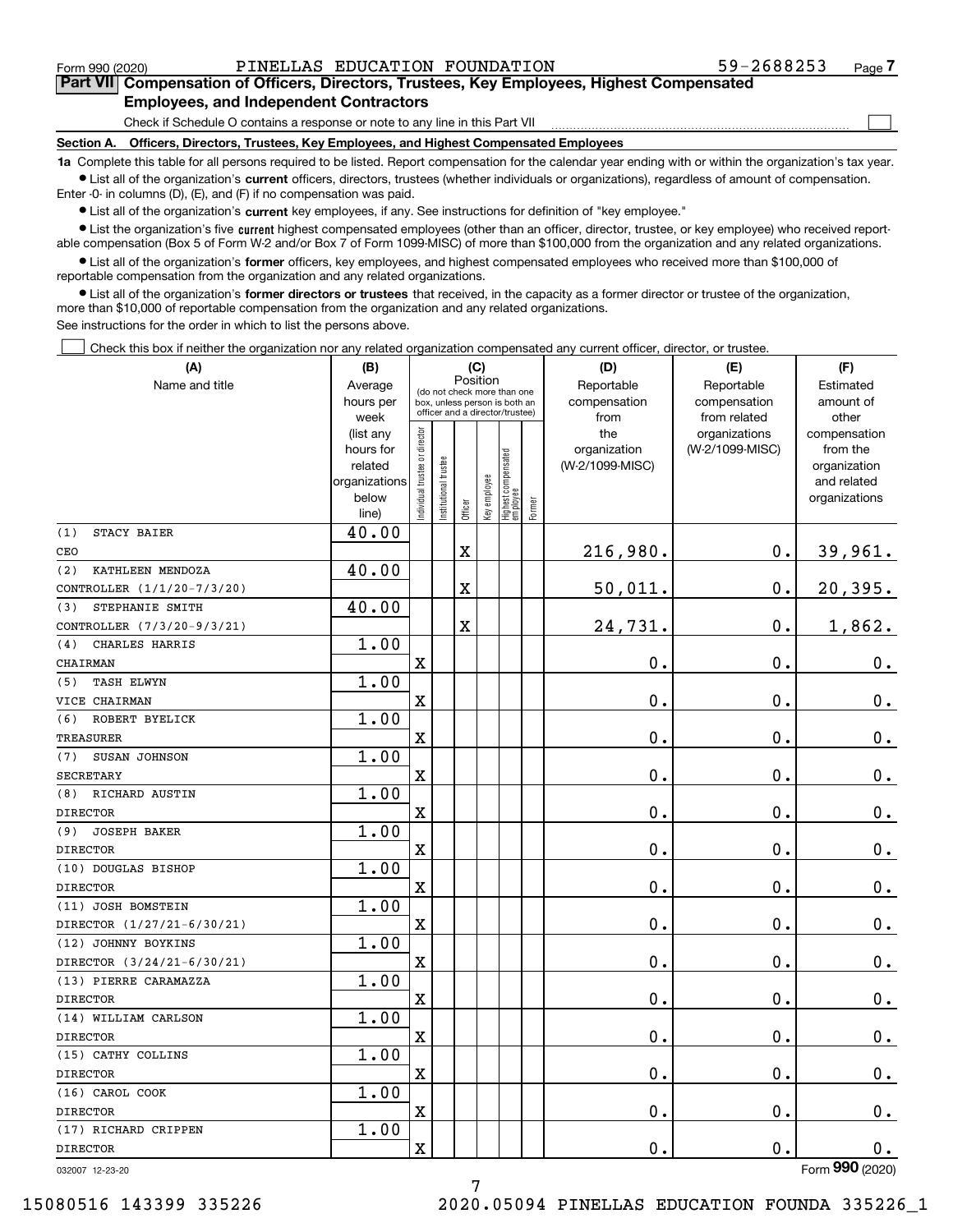Form 990 (2020) PINELLAS EDUCATION FOUNDATION 59-2688253 Page 7

## Part VII Compensation of Officers, Directors, Trustees, Key Employees, Highest Compensated Employees, and Independent Contractors

Check if Schedule O contains a response or note to any line in this Part VII ☐

### Section A. Officers, Directors, Trustees, Key Employees, and Highest Compensated Employees

**1a** Complete this table for all persons required to be listed. Report compensation for the calendar year ending with or within the organization's tax year.

- List all of the organization's **current** officers, directors, trustees (whether individuals or organizations), regardless of amount of compensation. Enter -0- in columns (D), (E), and (F) if no compensation was paid.
- List all of the organization's **current** key employees, if any. See instructions for definition of "key employee."
- List the organization's five **current** highest compensated employees (other than an officer, director, trustee, or key employee) who received reportable compensation (Box 5 of Form W-2 and/or Box 7 of Form 1099-MISC) of more than $100,000 from the organization and any related organizations.
- List all of the organization's **former** officers, key employees, and highest compensated employees who received more than $100,000 of reportable compensation from the organization and any related organizations.
- List all of the organization's **former directors or trustees** that received, in the capacity as a former director or trustee of the organization, more than $10,000 of reportable compensation from the organization and any related organizations.

See instructions for the order in which to list the persons above.

☐ Check this box if neither the organization nor any related organization compensated any current officer, director, or trustee.

| (A) Name and title | (B) Average hours per week (list any hours for related organizations below line) | (C) Position: Individual trustee or director | Institutional trustee | Officer | Key employee | Highest compensated employee | Former | (D) Reportable compensation from the organization (W-2/1099-MISC) | (E) Reportable compensation from related organizations (W-2/1099-MISC) | (F) Estimated amount of other compensation from the organization and related organizations |
|---|---|---|---|---|---|---|---|---|---|---|
| (1) STACY BAIER<br>CEO | 40.00 | | | X | | | | 216,980. | 0. | 39,961. |
| (2) KATHLEEN MENDOZA<br>CONTROLLER (1/1/20-7/3/20) | 40.00 | | | X | | | | 50,011. | 0. | 20,395. |
| (3) STEPHANIE SMITH<br>CONTROLLER (7/3/20-9/3/21) | 40.00 | | | X | | | | 24,731. | 0. | 1,862. |
| (4) CHARLES HARRIS<br>CHAIRMAN | 1.00 | X | | | | | | 0. | 0. | 0. |
| (5) TASH ELWYN<br>VICE CHAIRMAN | 1.00 | X | | | | | | 0. | 0. | 0. |
| (6) ROBERT BYELICK<br>TREASURER | 1.00 | X | | | | | | 0. | 0. | 0. |
| (7) SUSAN JOHNSON<br>SECRETARY | 1.00 | X | | | | | | 0. | 0. | 0. |
| (8) RICHARD AUSTIN<br>DIRECTOR | 1.00 | X | | | | | | 0. | 0. | 0. |
| (9) JOSEPH BAKER<br>DIRECTOR | 1.00 | X | | | | | | 0. | 0. | 0. |
| (10) DOUGLAS BISHOP<br>DIRECTOR | 1.00 | X | | | | | | 0. | 0. | 0. |
| (11) JOSH BOMSTEIN<br>DIRECTOR (1/27/21-6/30/21) | 1.00 | X | | | | | | 0. | 0. | 0. |
| (12) JOHNNY BOYKINS<br>DIRECTOR (3/24/21-6/30/21) | 1.00 | X | | | | | | 0. | 0. | 0. |
| (13) PIERRE CARAMAZZA<br>DIRECTOR | 1.00 | X | | | | | | 0. | 0. | 0. |
| (14) WILLIAM CARLSON<br>DIRECTOR | 1.00 | X | | | | | | 0. | 0. | 0. |
| (15) CATHY COLLINS<br>DIRECTOR | 1.00 | X | | | | | | 0. | 0. | 0. |
| (16) CAROL COOK<br>DIRECTOR | 1.00 | X | | | | | | 0. | 0. | 0. |
| (17) RICHARD CRIPPEN<br>DIRECTOR | 1.00 | X | | | | | | 0. | 0. | 0. |

032007 12-23-20 Form 990 (2020)

15080516 143399 335226 2020.05094 PINELLAS EDUCATION FOUNDA 335226_1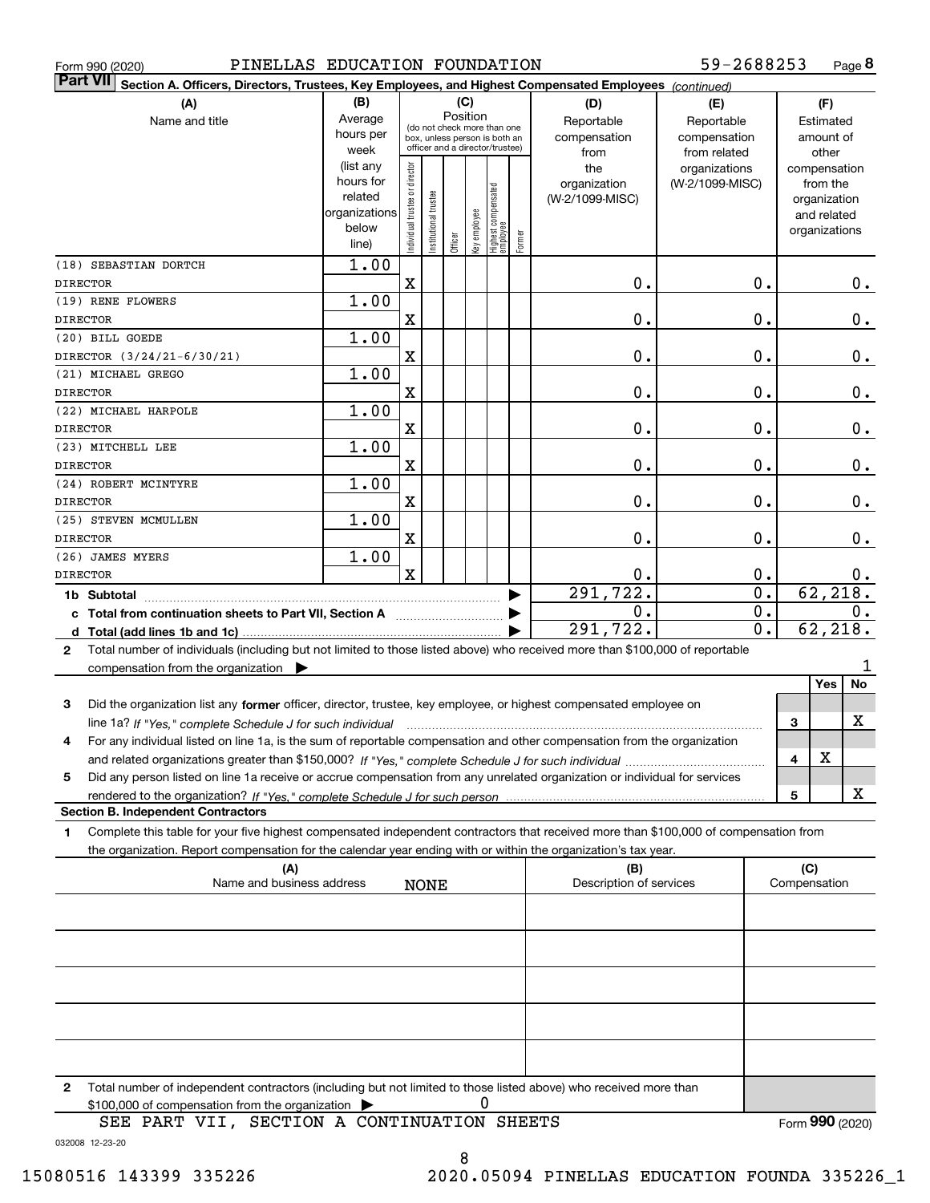Form 990 (2020) PINELLAS EDUCATION FOUNDATION 59-2688253 Page 8

**Part VII** **Section A. Officers, Directors, Trustees, Key Employees, and Highest Compensated Employees** *(continued)*

| (A) Name and title | (B) Average hours per week (list any hours for related organizations below line) | (C) Position: Individual trustee or director | Institutional trustee | Officer | Key employee | Highest compensated employee | Former | (D) Reportable compensation from the organization (W-2/1099-MISC) | (E) Reportable compensation from related organizations (W-2/1099-MISC) | (F) Estimated amount of other compensation from the organization and related organizations |
|---|---|---|---|---|---|---|---|---|---|---|
| (18) SEBASTIAN DORTCH<br>DIRECTOR | 1.00 | X | | | | | | 0. | 0. | 0. |
| (19) RENE FLOWERS<br>DIRECTOR | 1.00 | X | | | | | | 0. | 0. | 0. |
| (20) BILL GOEDE<br>DIRECTOR (3/24/21-6/30/21) | 1.00 | X | | | | | | 0. | 0. | 0. |
| (21) MICHAEL GREGO<br>DIRECTOR | 1.00 | X | | | | | | 0. | 0. | 0. |
| (22) MICHAEL HARPOLE<br>DIRECTOR | 1.00 | X | | | | | | 0. | 0. | 0. |
| (23) MITCHELL LEE<br>DIRECTOR | 1.00 | X | | | | | | 0. | 0. | 0. |
| (24) ROBERT MCINTYRE<br>DIRECTOR | 1.00 | X | | | | | | 0. | 0. | 0. |
| (25) STEVEN MCMULLEN<br>DIRECTOR | 1.00 | X | | | | | | 0. | 0. | 0. |
| (26) JAMES MYERS<br>DIRECTOR | 1.00 | X | | | | | | 0. | 0. | 0. |
| **1b Subtotal** | | | | | | | | 291,722. | 0. | 62,218. |
| **c Total from continuation sheets to Part VII, Section A** | | | | | | | | 0. | 0. | 0. |
| **d Total (add lines 1b and 1c)** | | | | | | | | 291,722. | 0. | 62,218. |

**2** Total number of individuals (including but not limited to those listed above) who received more than $100,000 of reportable compensation from the organization ▶ 1

| | | Yes | No |
|---|---|---|---|
| **3** Did the organization list any **former** officer, director, trustee, key employee, or highest compensated employee on line 1a? *If "Yes," complete Schedule J for such individual* | 3 | | X |
| **4** For any individual listed on line 1a, is the sum of reportable compensation and other compensation from the organization and related organizations greater than $150,000? *If "Yes," complete Schedule J for such individual* | 4 | X | |
| **5** Did any person listed on line 1a receive or accrue compensation from any unrelated organization or individual for services rendered to the organization? *If "Yes," complete Schedule J for such person* | 5 | | X |

**Section B. Independent Contractors**

**1** Complete this table for your five highest compensated independent contractors that received more than $100,000 of compensation from the organization. Report compensation for the calendar year ending with or within the organization's tax year.

| (A) Name and business address | (B) Description of services | (C) Compensation |
|---|---|---|
| NONE | | |
| | | |
| | | |
| | | |
| | | |

**2** Total number of independent contractors (including but not limited to those listed above) who received more than $100,000 of compensation from the organization ▶ 0

SEE PART VII, SECTION A CONTINUATION SHEETS

Form **990** (2020)

032008 12-23-20

15080516 143399 335226 2020.05094 PINELLAS EDUCATION FOUNDA 335226_1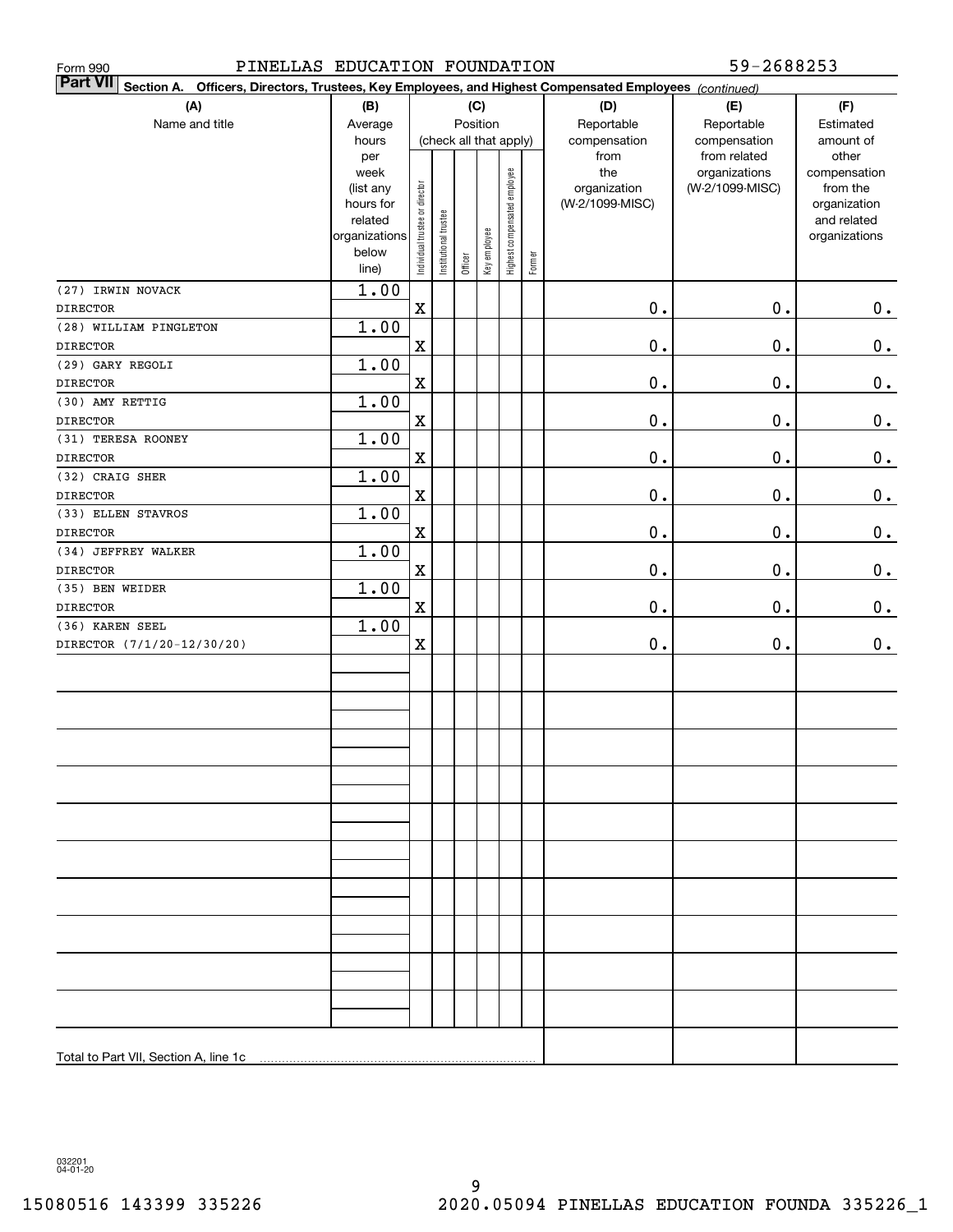Form 990 PINELLAS EDUCATION FOUNDATION 59-2688253

**Part VII Section A. Officers, Directors, Trustees, Key Employees, and Highest Compensated Employees** *(continued)*

| (A) Name and title | (B) Average hours per week (list any hours for related organizations below line) | (C) Position: Individual trustee or director | Institutional trustee | Officer | Key employee | Highest compensated employee | Former | (D) Reportable compensation from the organization (W-2/1099-MISC) | (E) Reportable compensation from related organizations (W-2/1099-MISC) | (F) Estimated amount of other compensation from the organization and related organizations |
|---|---|---|---|---|---|---|---|---|---|---|
| (27) IRWIN NOVACK DIRECTOR | 1.00 | X | | | | | | 0. | 0. | 0. |
| (28) WILLIAM PINGLETON DIRECTOR | 1.00 | X | | | | | | 0. | 0. | 0. |
| (29) GARY REGOLI DIRECTOR | 1.00 | X | | | | | | 0. | 0. | 0. |
| (30) AMY RETTIG DIRECTOR | 1.00 | X | | | | | | 0. | 0. | 0. |
| (31) TERESA ROONEY DIRECTOR | 1.00 | X | | | | | | 0. | 0. | 0. |
| (32) CRAIG SHER DIRECTOR | 1.00 | X | | | | | | 0. | 0. | 0. |
| (33) ELLEN STAVROS DIRECTOR | 1.00 | X | | | | | | 0. | 0. | 0. |
| (34) JEFFREY WALKER DIRECTOR | 1.00 | X | | | | | | 0. | 0. | 0. |
| (35) BEN WEIDER DIRECTOR | 1.00 | X | | | | | | 0. | 0. | 0. |
| (36) KAREN SEEL DIRECTOR (7/1/20-12/30/20) | 1.00 | X | | | | | | 0. | 0. | 0. |
| Total to Part VII, Section A, line 1c | | | | | | | | | | |

032201 04-01-20

15080516 143399 335226 2020.05094 PINELLAS EDUCATION FOUNDA 335226_1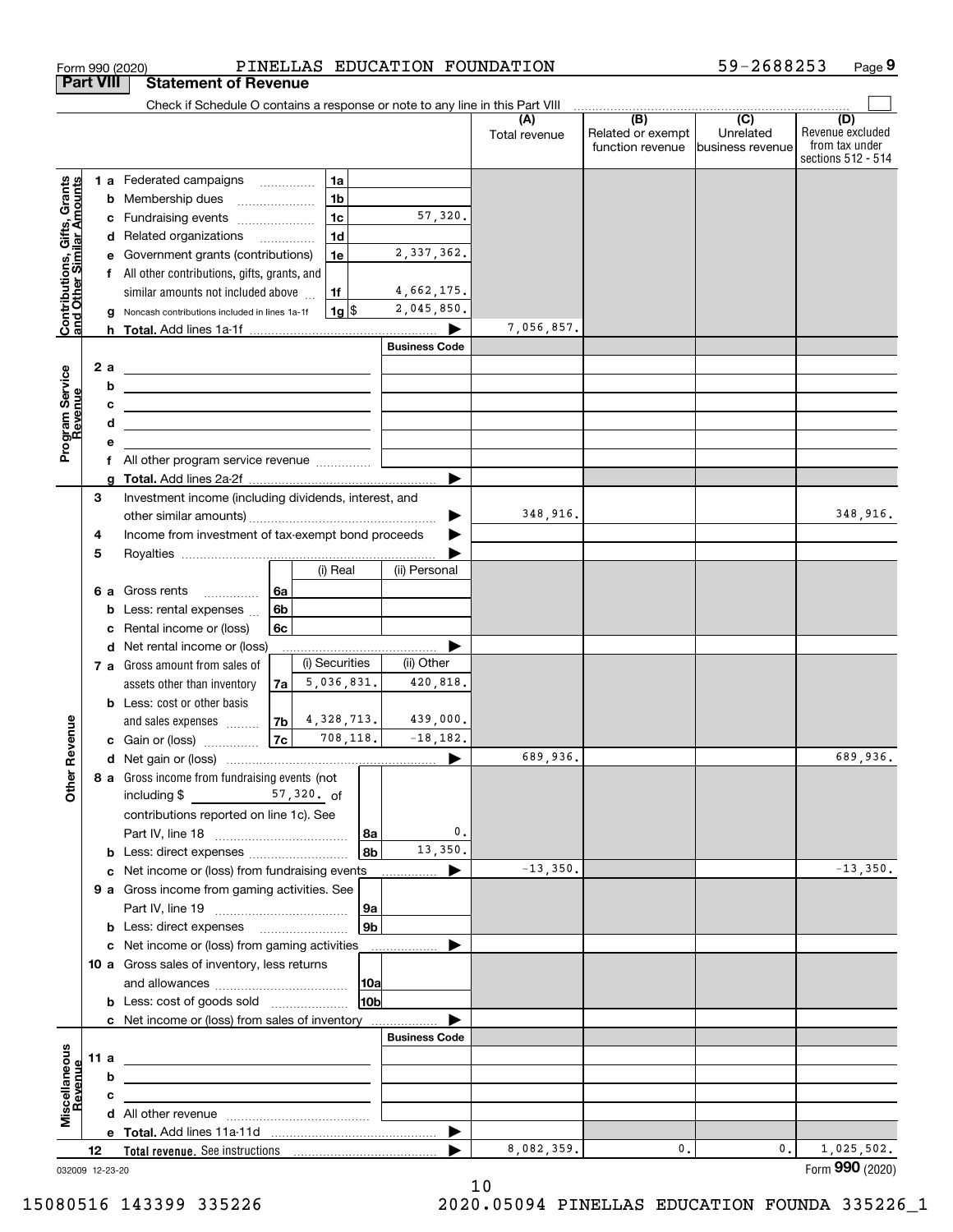Form 990 (2020) PINELLAS EDUCATION FOUNDATION 59-2688253 Page 9

**Part VIII Statement of Revenue**

Check if Schedule O contains a response or note to any line in this Part VIII

| | | | | (A) Total revenue | (B) Related or exempt function revenue | (C) Unrelated business revenue | (D) Revenue excluded from tax under sections 512 - 514 |
|---|---|---|---|---|---|---|---|
| **Contributions, Gifts, Grants and Other Similar Amounts** | 1 a Federated campaigns | 1a | | | | | |
| | b Membership dues | 1b | | | | | |
| | c Fundraising events | 1c | 57,320. | | | | |
| | d Related organizations | 1d | | | | | |
| | e Government grants (contributions) | 1e | 2,337,362. | | | | |
| | f All other contributions, gifts, grants, and similar amounts not included above | 1f | 4,662,175. | | | | |
| | g Noncash contributions included in lines 1a-1f | 1g $ | 2,045,850. | | | | |
| | h **Total.** Add lines 1a-1f | | | 7,056,857. | | | |
| **Program Service Revenue** | | | **Business Code** | | | | |
| | 2 a | | | | | | |
| | b | | | | | | |
| | c | | | | | | |
| | d | | | | | | |
| | e | | | | | | |
| | f All other program service revenue | | | | | | |
| | g **Total.** Add lines 2a-2f | | | | | | |
| **Other Revenue** | 3 Investment income (including dividends, interest, and other similar amounts) | | | 348,916. | | | 348,916. |
| | 4 Income from investment of tax-exempt bond proceeds | | | | | | |
| | 5 Royalties | | | | | | |
| | | | (i) Real / (ii) Personal | | | | |
| | 6 a Gross rents | 6a | | | | | |
| | b Less: rental expenses | 6b | | | | | |
| | c Rental income or (loss) | 6c | | | | | |
| | d Net rental income or (loss) | | | | | | |
| | 7 a Gross amount from sales of assets other than inventory | 7a | (i) Securities 5,036,831. / (ii) Other 420,818. | | | | |
| | b Less: cost or other basis and sales expenses | 7b | (i) 4,328,713. / (ii) 439,000. | | | | |
| | c Gain or (loss) | 7c | (i) 708,118. / (ii) -18,182. | | | | |
| | d Net gain or (loss) | | | 689,936. | | | 689,936. |
| | 8 a Gross income from fundraising events (not including $ 57,320. of contributions reported on line 1c). See Part IV, line 18 | 8a | 0. | | | | |
| | b Less: direct expenses | 8b | 13,350. | | | | |
| | c Net income or (loss) from fundraising events | | | -13,350. | | | -13,350. |
| | 9 a Gross income from gaming activities. See Part IV, line 19 | 9a | | | | | |
| | b Less: direct expenses | 9b | | | | | |
| | c Net income or (loss) from gaming activities | | | | | | |
| | 10 a Gross sales of inventory, less returns and allowances | 10a | | | | | |
| | b Less: cost of goods sold | 10b | | | | | |
| | c Net income or (loss) from sales of inventory | | | | | | |
| **Miscellaneous Revenue** | | | **Business Code** | | | | |
| | 11 a | | | | | | |
| | b | | | | | | |
| | c | | | | | | |
| | d All other revenue | | | | | | |
| | e **Total.** Add lines 11a-11d | | | | | | |
| | 12 **Total revenue.** See instructions | | | 8,082,359. | 0. | 0. | 1,025,502. |

032009 12-23-20 Form **990** (2020)

15080516 143399 335226 2020.05094 PINELLAS EDUCATION FOUNDA 335226_1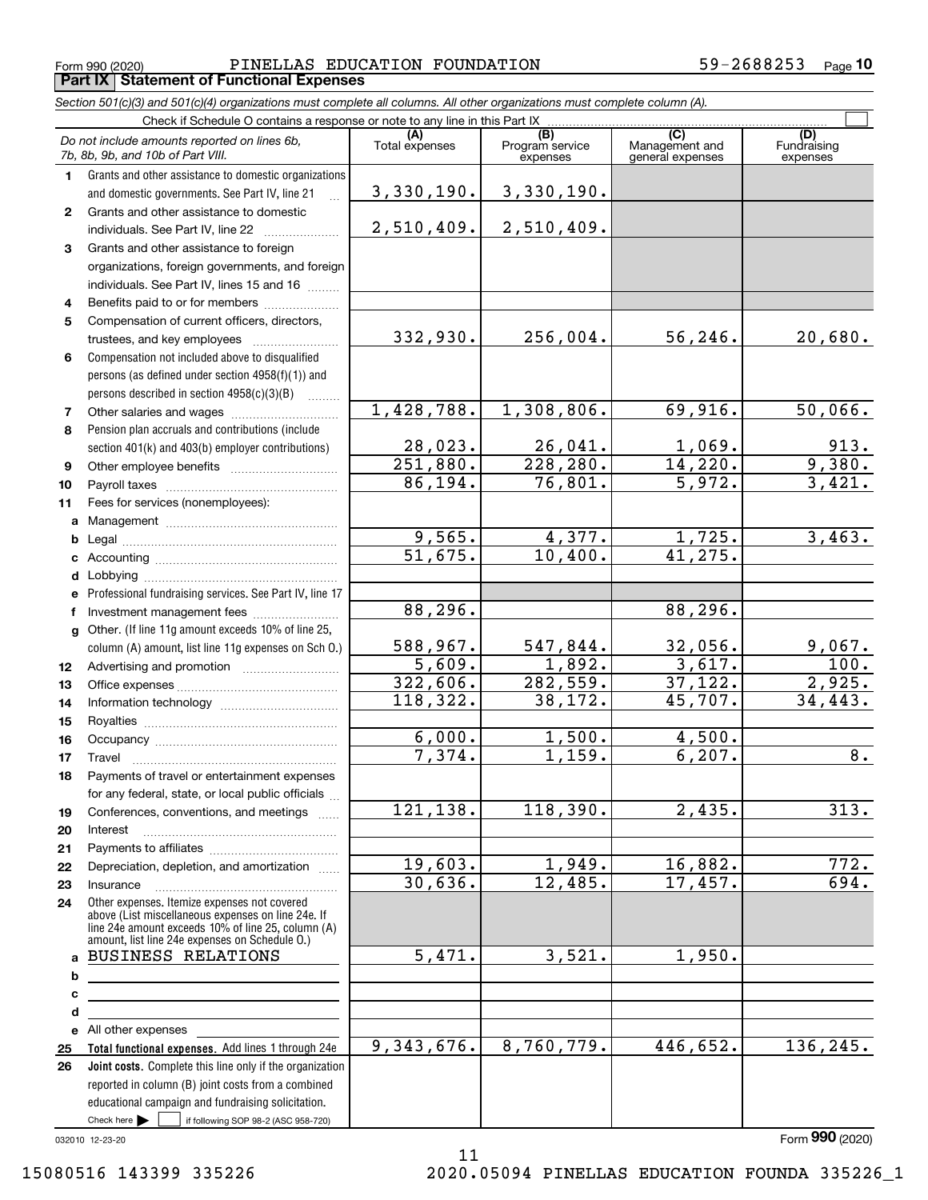Form 990 (2020) PINELLAS EDUCATION FOUNDATION 59-2688253 Page 10

**Part IX Statement of Functional Expenses**

*Section 501(c)(3) and 501(c)(4) organizations must complete all columns. All other organizations must complete column (A).*

Check if Schedule O contains a response or note to any line in this Part IX ☐

| *Do not include amounts reported on lines 6b, 7b, 8b, 9b, and 10b of Part VIII.* | (A) Total expenses | (B) Program service expenses | (C) Management and general expenses | (D) Fundraising expenses |
|---|---|---|---|---|
| **1** Grants and other assistance to domestic organizations and domestic governments. See Part IV, line 21 | 3,330,190. | 3,330,190. | | |
| **2** Grants and other assistance to domestic individuals. See Part IV, line 22 | 2,510,409. | 2,510,409. | | |
| **3** Grants and other assistance to foreign organizations, foreign governments, and foreign individuals. See Part IV, lines 15 and 16 | | | | |
| **4** Benefits paid to or for members | | | | |
| **5** Compensation of current officers, directors, trustees, and key employees | 332,930. | 256,004. | 56,246. | 20,680. |
| **6** Compensation not included above to disqualified persons (as defined under section 4958(f)(1)) and persons described in section 4958(c)(3)(B) | | | | |
| **7** Other salaries and wages | 1,428,788. | 1,308,806. | 69,916. | 50,066. |
| **8** Pension plan accruals and contributions (include section 401(k) and 403(b) employer contributions) | 28,023. | 26,041. | 1,069. | 913. |
| **9** Other employee benefits | 251,880. | 228,280. | 14,220. | 9,380. |
| **10** Payroll taxes | 86,194. | 76,801. | 5,972. | 3,421. |
| **11** Fees for services (nonemployees): | | | | |
| **a** Management | | | | |
| **b** Legal | 9,565. | 4,377. | 1,725. | 3,463. |
| **c** Accounting | 51,675. | 10,400. | 41,275. | |
| **d** Lobbying | | | | |
| **e** Professional fundraising services. See Part IV, line 17 | | | | |
| **f** Investment management fees | 88,296. | | 88,296. | |
| **g** Other. (If line 11g amount exceeds 10% of line 25, column (A) amount, list line 11g expenses on Sch O.) | 588,967. | 547,844. | 32,056. | 9,067. |
| **12** Advertising and promotion | 5,609. | 1,892. | 3,617. | 100. |
| **13** Office expenses | 322,606. | 282,559. | 37,122. | 2,925. |
| **14** Information technology | 118,322. | 38,172. | 45,707. | 34,443. |
| **15** Royalties | | | | |
| **16** Occupancy | 6,000. | 1,500. | 4,500. | |
| **17** Travel | 7,374. | 1,159. | 6,207. | 8. |
| **18** Payments of travel or entertainment expenses for any federal, state, or local public officials | | | | |
| **19** Conferences, conventions, and meetings | 121,138. | 118,390. | 2,435. | 313. |
| **20** Interest | | | | |
| **21** Payments to affiliates | | | | |
| **22** Depreciation, depletion, and amortization | 19,603. | 1,949. | 16,882. | 772. |
| **23** Insurance | 30,636. | 12,485. | 17,457. | 694. |
| **24** Other expenses. Itemize expenses not covered above (List miscellaneous expenses on line 24e. If line 24e amount exceeds 10% of line 25, column (A) amount, list line 24e expenses on Schedule O.) | | | | |
| **a** BUSINESS RELATIONS | 5,471. | 3,521. | 1,950. | |
| **b** | | | | |
| **c** | | | | |
| **d** | | | | |
| **e** All other expenses | | | | |
| **25** **Total functional expenses.** Add lines 1 through 24e | 9,343,676. | 8,760,779. | 446,652. | 136,245. |
| **26** **Joint costs.** Complete this line only if the organization reported in column (B) joint costs from a combined educational campaign and fundraising solicitation. Check here ☐ if following SOP 98-2 (ASC 958-720) | | | | |

032010 12-23-20

Form **990** (2020)

15080516 143399 335226 2020.05094 PINELLAS EDUCATION FOUNDA 335226_1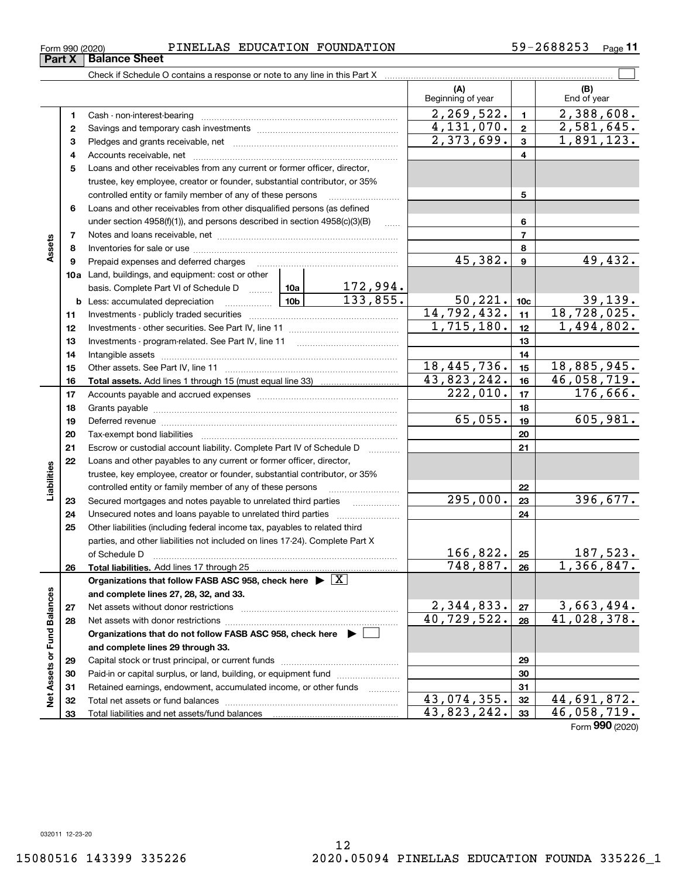Form 990 (2020) PINELLAS EDUCATION FOUNDATION 59-2688253 Page **11**

## Part X Balance Sheet

Check if Schedule O contains a response or note to any line in this Part X

| | | | | | (A) Beginning of year | | (B) End of year |
|---|---|---|---|---|---|---|---|
| Assets | 1 | Cash - non-interest-bearing | | | 2,269,522. | 1 | 2,388,608. |
| | 2 | Savings and temporary cash investments | | | 4,131,070. | 2 | 2,581,645. |
| | 3 | Pledges and grants receivable, net | | | 2,373,699. | 3 | 1,891,123. |
| | 4 | Accounts receivable, net | | | | 4 | |
| | 5 | Loans and other receivables from any current or former officer, director, trustee, key employee, creator or founder, substantial contributor, or 35% controlled entity or family member of any of these persons | | | | 5 | |
| | 6 | Loans and other receivables from other disqualified persons (as defined under section 4958(f)(1)), and persons described in section 4958(c)(3)(B) | | | | 6 | |
| | 7 | Notes and loans receivable, net | | | | 7 | |
| | 8 | Inventories for sale or use | | | | 8 | |
| | 9 | Prepaid expenses and deferred charges | | | 45,382. | 9 | 49,432. |
| | 10a | Land, buildings, and equipment: cost or other basis. Complete Part VI of Schedule D | 10a | 172,994. | | | |
| | b | Less: accumulated depreciation | 10b | 133,855. | 50,221. | 10c | 39,139. |
| | 11 | Investments - publicly traded securities | | | 14,792,432. | 11 | 18,728,025. |
| | 12 | Investments - other securities. See Part IV, line 11 | | | 1,715,180. | 12 | 1,494,802. |
| | 13 | Investments - program-related. See Part IV, line 11 | | | | 13 | |
| | 14 | Intangible assets | | | | 14 | |
| | 15 | Other assets. See Part IV, line 11 | | | 18,445,736. | 15 | 18,885,945. |
| | 16 | **Total assets.** Add lines 1 through 15 (must equal line 33) | | | 43,823,242. | 16 | 46,058,719. |
| Liabilities | 17 | Accounts payable and accrued expenses | | | 222,010. | 17 | 176,666. |
| | 18 | Grants payable | | | | 18 | |
| | 19 | Deferred revenue | | | 65,055. | 19 | 605,981. |
| | 20 | Tax-exempt bond liabilities | | | | 20 | |
| | 21 | Escrow or custodial account liability. Complete Part IV of Schedule D | | | | 21 | |
| | 22 | Loans and other payables to any current or former officer, director, trustee, key employee, creator or founder, substantial contributor, or 35% controlled entity or family member of any of these persons | | | | 22 | |
| | 23 | Secured mortgages and notes payable to unrelated third parties | | | 295,000. | 23 | 396,677. |
| | 24 | Unsecured notes and loans payable to unrelated third parties | | | | 24 | |
| | 25 | Other liabilities (including federal income tax, payables to related third parties, and other liabilities not included on lines 17-24). Complete Part X of Schedule D | | | 166,822. | 25 | 187,523. |
| | 26 | **Total liabilities.** Add lines 17 through 25 | | | 748,887. | 26 | 1,366,847. |
| Net Assets or Fund Balances | | **Organizations that follow FASB ASC 958, check here** ▶ [X] **and complete lines 27, 28, 32, and 33.** | | | | | |
| | 27 | Net assets without donor restrictions | | | 2,344,833. | 27 | 3,663,494. |
| | 28 | Net assets with donor restrictions | | | 40,729,522. | 28 | 41,028,378. |
| | | **Organizations that do not follow FASB ASC 958, check here** ▶ [ ] **and complete lines 29 through 33.** | | | | | |
| | 29 | Capital stock or trust principal, or current funds | | | | 29 | |
| | 30 | Paid-in or capital surplus, or land, building, or equipment fund | | | | 30 | |
| | 31 | Retained earnings, endowment, accumulated income, or other funds | | | | 31 | |
| | 32 | Total net assets or fund balances | | | 43,074,355. | 32 | 44,691,872. |
| | 33 | Total liabilities and net assets/fund balances | | | 43,823,242. | 33 | 46,058,719. |

Form **990** (2020)

032011 12-23-20

15080516 143399 335226 2020.05094 PINELLAS EDUCATION FOUNDA 335226_1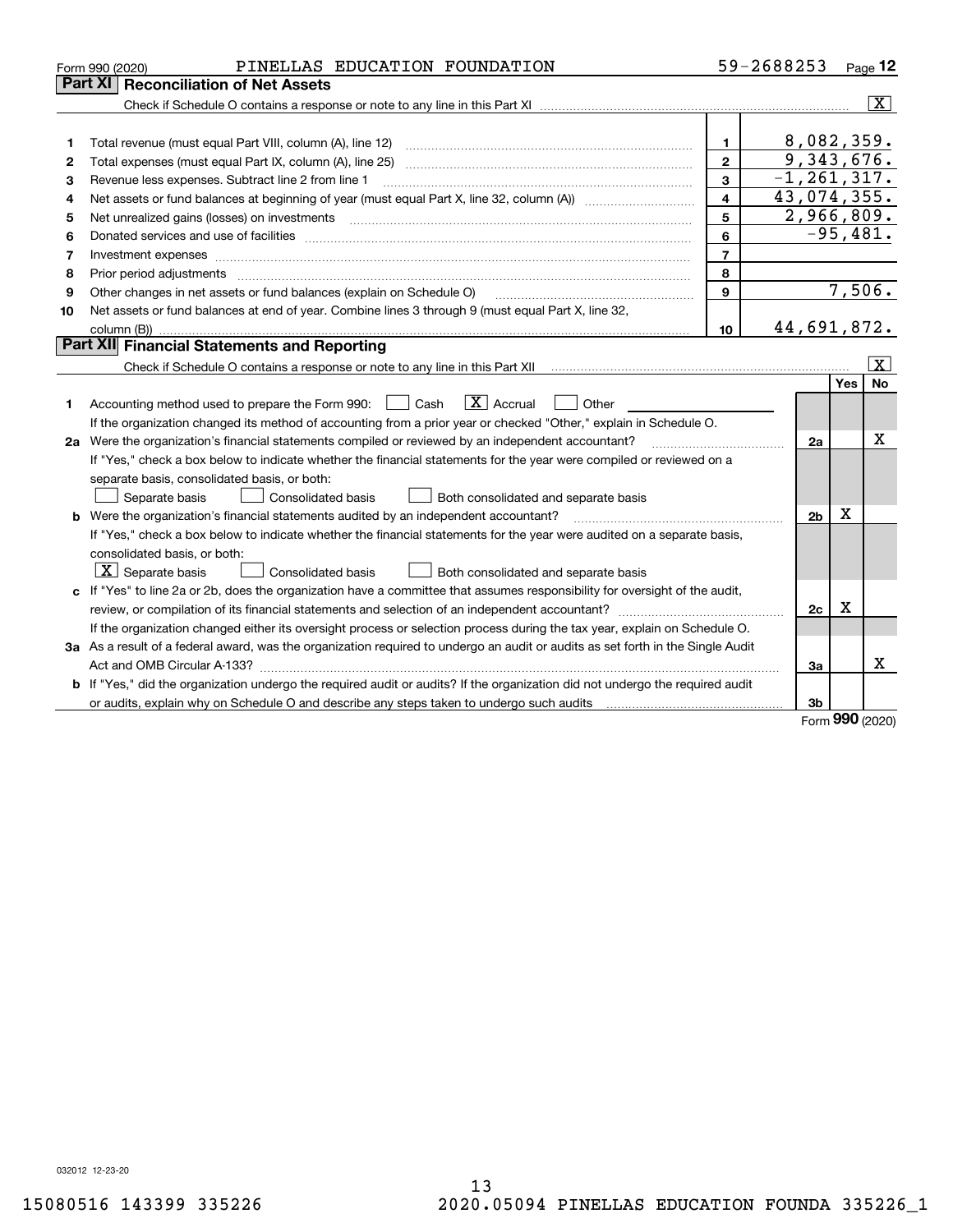Form 990 (2020) PINELLAS EDUCATION FOUNDATION 59-2688253 Page 12

## Part XI Reconciliation of Net Assets

Check if Schedule O contains a response or note to any line in this Part XI ☒

| | | | |
|---|---|---|---|
| 1 | Total revenue (must equal Part VIII, column (A), line 12) | 1 | 8,082,359. |
| 2 | Total expenses (must equal Part IX, column (A), line 25) | 2 | 9,343,676. |
| 3 | Revenue less expenses. Subtract line 2 from line 1 | 3 | -1,261,317. |
| 4 | Net assets or fund balances at beginning of year (must equal Part X, line 32, column (A)) | 4 | 43,074,355. |
| 5 | Net unrealized gains (losses) on investments | 5 | 2,966,809. |
| 6 | Donated services and use of facilities | 6 | -95,481. |
| 7 | Investment expenses | 7 | |
| 8 | Prior period adjustments | 8 | |
| 9 | Other changes in net assets or fund balances (explain on Schedule O) | 9 | 7,506. |
| 10 | Net assets or fund balances at end of year. Combine lines 3 through 9 (must equal Part X, line 32, column (B)) | 10 | 44,691,872. |

## Part XII Financial Statements and Reporting

Check if Schedule O contains a response or note to any line in this Part XII ☒

| | | | Yes | No |
|---|---|---|---|---|
| 1 | Accounting method used to prepare the Form 990: ☐ Cash ☒ Accrual ☐ Other<br>If the organization changed its method of accounting from a prior year or checked "Other," explain in Schedule O. | | | |
| 2a | Were the organization's financial statements compiled or reviewed by an independent accountant?<br>If "Yes," check a box below to indicate whether the financial statements for the year were compiled or reviewed on a separate basis, consolidated basis, or both:<br>☐ Separate basis ☐ Consolidated basis ☐ Both consolidated and separate basis | 2a | | X |
| b | Were the organization's financial statements audited by an independent accountant?<br>If "Yes," check a box below to indicate whether the financial statements for the year were audited on a separate basis, consolidated basis, or both:<br>☒ Separate basis ☐ Consolidated basis ☐ Both consolidated and separate basis | 2b | X | |
| c | If "Yes" to line 2a or 2b, does the organization have a committee that assumes responsibility for oversight of the audit, review, or compilation of its financial statements and selection of an independent accountant?<br>If the organization changed either its oversight process or selection process during the tax year, explain on Schedule O. | 2c | X | |
| 3a | As a result of a federal award, was the organization required to undergo an audit or audits as set forth in the Single Audit Act and OMB Circular A-133? | 3a | | X |
| b | If "Yes," did the organization undergo the required audit or audits? If the organization did not undergo the required audit or audits, explain why on Schedule O and describe any steps taken to undergo such audits | 3b | | |

Form **990** (2020)

032012 12-23-20

15080516 143399 335226 2020.05094 PINELLAS EDUCATION FOUNDA 335226_1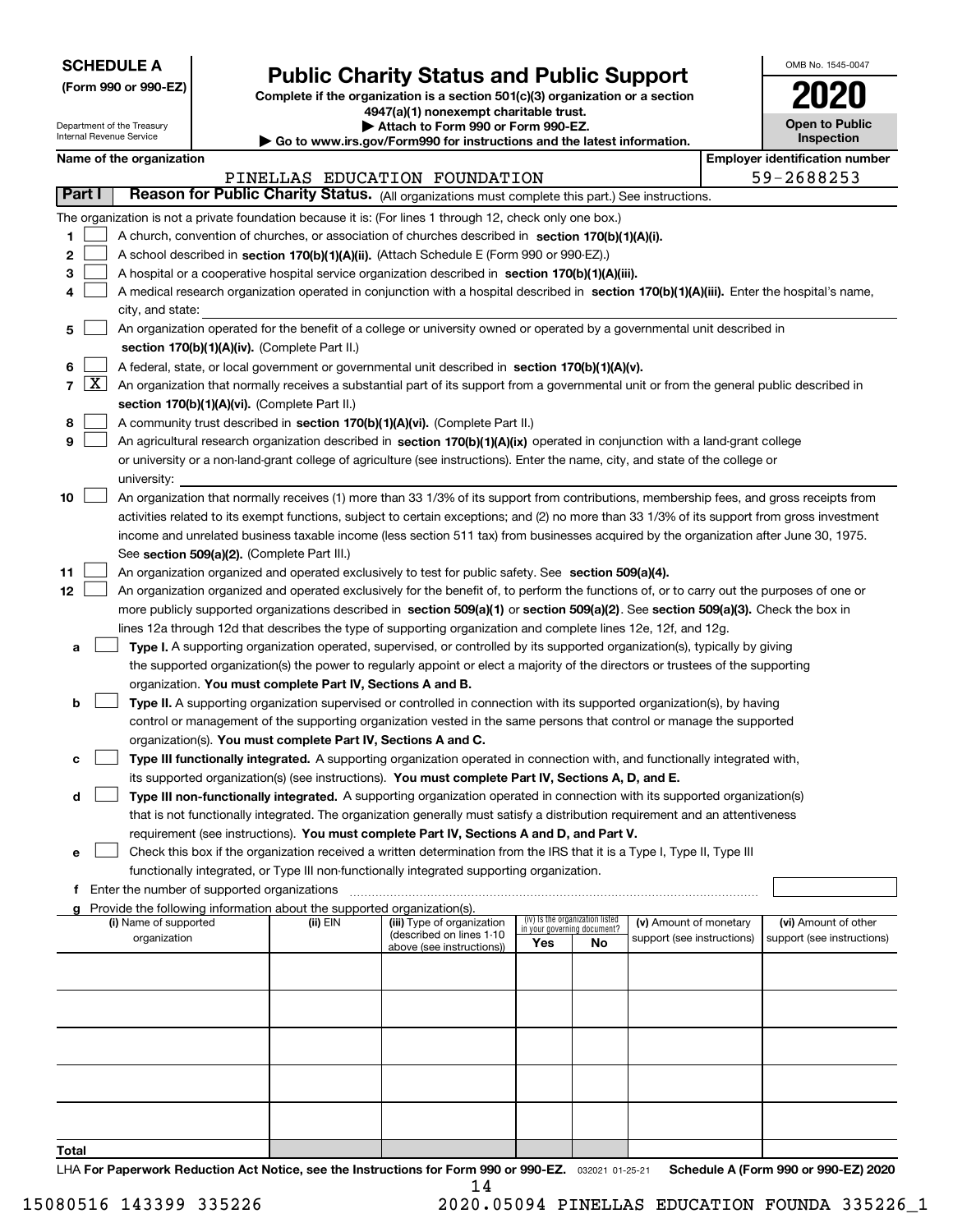**SCHEDULE A**
**(Form 990 or 990-EZ)**

Department of the Treasury
Internal Revenue Service

# Public Charity Status and Public Support

**Complete if the organization is a section 501(c)(3) organization or a section 4947(a)(1) nonexempt charitable trust.**
**▶ Attach to Form 990 or Form 990-EZ.**
**▶ Go to www.irs.gov/Form990 for instructions and the latest information.**

OMB No. 1545-0047

**2020**

**Open to Public Inspection**

**Name of the organization**
PINELLAS EDUCATION FOUNDATION

**Employer identification number**
59-2688253

**Part I** **Reason for Public Charity Status.** (All organizations must complete this part.) See instructions.

The organization is not a private foundation because it is: (For lines 1 through 12, check only one box.)

1 ☐ A church, convention of churches, or association of churches described in **section 170(b)(1)(A)(i).**

2 ☐ A school described in **section 170(b)(1)(A)(ii).** (Attach Schedule E (Form 990 or 990-EZ).)

3 ☐ A hospital or a cooperative hospital service organization described in **section 170(b)(1)(A)(iii).**

4 ☐ A medical research organization operated in conjunction with a hospital described in **section 170(b)(1)(A)(iii).** Enter the hospital's name, city, and state:

5 ☐ An organization operated for the benefit of a college or university owned or operated by a governmental unit described in **section 170(b)(1)(A)(iv).** (Complete Part II.)

6 ☐ A federal, state, or local government or governmental unit described in **section 170(b)(1)(A)(v).**

7 ☒ An organization that normally receives a substantial part of its support from a governmental unit or from the general public described in **section 170(b)(1)(A)(vi).** (Complete Part II.)

8 ☐ A community trust described in **section 170(b)(1)(A)(vi).** (Complete Part II.)

9 ☐ An agricultural research organization described in **section 170(b)(1)(A)(ix)** operated in conjunction with a land-grant college or university or a non-land-grant college of agriculture (see instructions). Enter the name, city, and state of the college or university:

10 ☐ An organization that normally receives (1) more than 33 1/3% of its support from contributions, membership fees, and gross receipts from activities related to its exempt functions, subject to certain exceptions; and (2) no more than 33 1/3% of its support from gross investment income and unrelated business taxable income (less section 511 tax) from businesses acquired by the organization after June 30, 1975. See **section 509(a)(2).** (Complete Part III.)

11 ☐ An organization organized and operated exclusively to test for public safety. See **section 509(a)(4).**

12 ☐ An organization organized and operated exclusively for the benefit of, to perform the functions of, or to carry out the purposes of one or more publicly supported organizations described in **section 509(a)(1)** or **section 509(a)(2)**. See **section 509(a)(3).** Check the box in lines 12a through 12d that describes the type of supporting organization and complete lines 12e, 12f, and 12g.

a ☐ **Type I.** A supporting organization operated, supervised, or controlled by its supported organization(s), typically by giving the supported organization(s) the power to regularly appoint or elect a majority of the directors or trustees of the supporting organization. **You must complete Part IV, Sections A and B.**

b ☐ **Type II.** A supporting organization supervised or controlled in connection with its supported organization(s), by having control or management of the supporting organization vested in the same persons that control or manage the supported organization(s). **You must complete Part IV, Sections A and C.**

c ☐ **Type III functionally integrated.** A supporting organization operated in connection with, and functionally integrated with, its supported organization(s) (see instructions). **You must complete Part IV, Sections A, D, and E.**

d ☐ **Type III non-functionally integrated.** A supporting organization operated in connection with its supported organization(s) that is not functionally integrated. The organization generally must satisfy a distribution requirement and an attentiveness requirement (see instructions). **You must complete Part IV, Sections A and D, and Part V.**

e ☐ Check this box if the organization received a written determination from the IRS that it is a Type I, Type II, Type III functionally integrated, or Type III non-functionally integrated supporting organization.

f Enter the number of supported organizations

g Provide the following information about the supported organization(s).

| (i) Name of supported organization | (ii) EIN | (iii) Type of organization (described on lines 1-10 above (see instructions)) | (iv) Is the organization listed in your governing document? Yes | No | (v) Amount of monetary support (see instructions) | (vi) Amount of other support (see instructions) |
|---|---|---|---|---|---|---|
| | | | | | | |
| | | | | | | |
| | | | | | | |
| | | | | | | |
| | | | | | | |
| **Total** | | | | | | |

LHA **For Paperwork Reduction Act Notice, see the Instructions for Form 990 or 990-EZ.** 032021 01-25-21 **Schedule A (Form 990 or 990-EZ) 2020**

15080516 143399 335226 2020.05094 PINELLAS EDUCATION FOUNDA 335226_1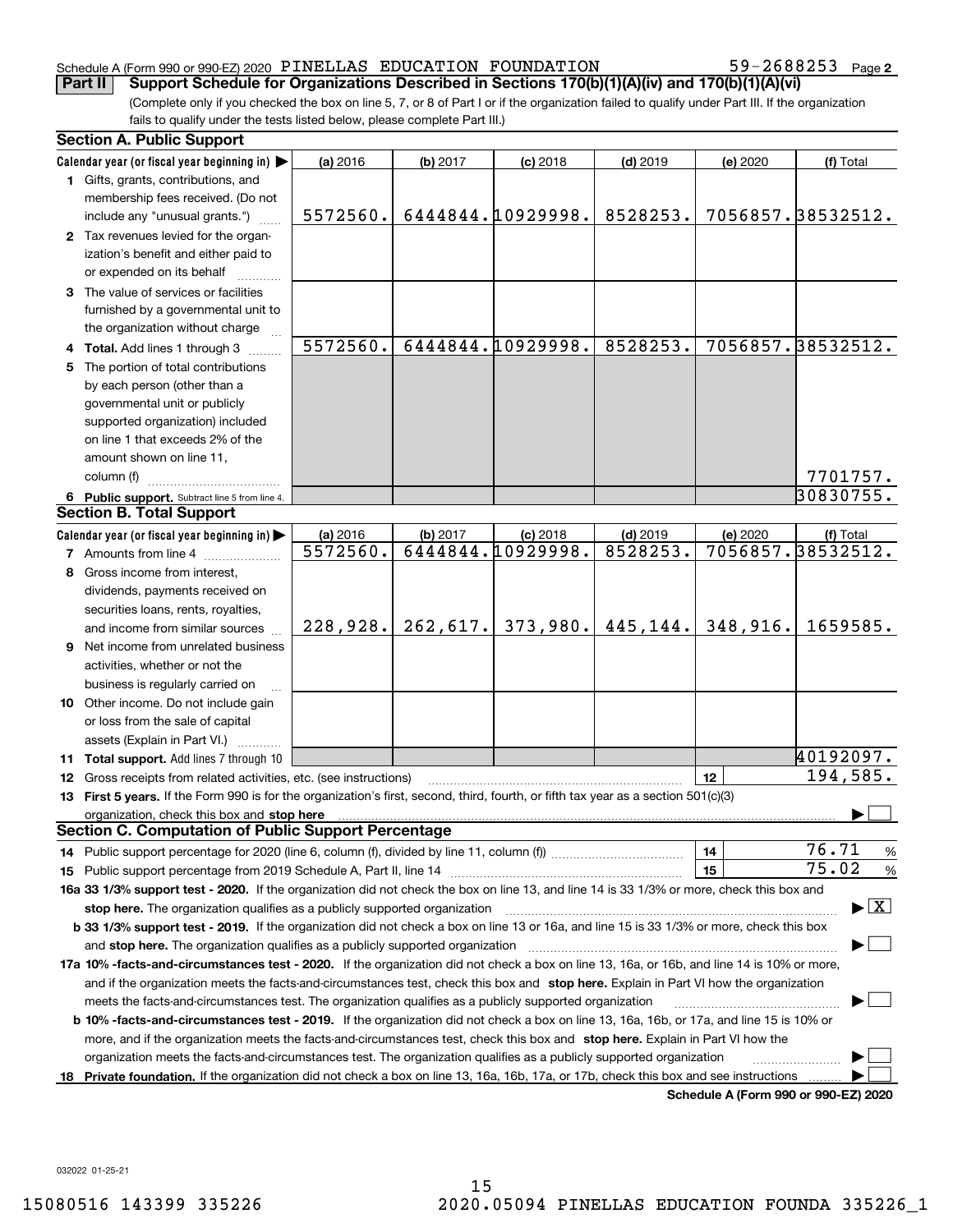Schedule A (Form 990 or 990-EZ) 2020 PINELLAS EDUCATION FOUNDATION 59-2688253 Page 2

**Part II Support Schedule for Organizations Described in Sections 170(b)(1)(A)(iv) and 170(b)(1)(A)(vi)**

(Complete only if you checked the box on line 5, 7, or 8 of Part I or if the organization failed to qualify under Part III. If the organization fails to qualify under the tests listed below, please complete Part III.)

**Section A. Public Support**

| Calendar year (or fiscal year beginning in) | (a) 2016 | (b) 2017 | (c) 2018 | (d) 2019 | (e) 2020 | (f) Total |
|---|---|---|---|---|---|---|
| **1** Gifts, grants, contributions, and membership fees received. (Do not include any "unusual grants.") | 5572560. | 6444844. | 10929998. | 8528253. | 7056857. | 38532512. |
| **2** Tax revenues levied for the organization's benefit and either paid to or expended on its behalf | | | | | | |
| **3** The value of services or facilities furnished by a governmental unit to the organization without charge | | | | | | |
| **4 Total.** Add lines 1 through 3 | 5572560. | 6444844. | 10929998. | 8528253. | 7056857. | 38532512. |
| **5** The portion of total contributions by each person (other than a governmental unit or publicly supported organization) included on line 1 that exceeds 2% of the amount shown on line 11, column (f) | | | | | | 7701757. |
| **6 Public support.** Subtract line 5 from line 4. | | | | | | 30830755. |

**Section B. Total Support**

| Calendar year (or fiscal year beginning in) | (a) 2016 | (b) 2017 | (c) 2018 | (d) 2019 | (e) 2020 | (f) Total |
|---|---|---|---|---|---|---|
| **7** Amounts from line 4 | 5572560. | 6444844. | 10929998. | 8528253. | 7056857. | 38532512. |
| **8** Gross income from interest, dividends, payments received on securities loans, rents, royalties, and income from similar sources | 228,928. | 262,617. | 373,980. | 445,144. | 348,916. | 1659585. |
| **9** Net income from unrelated business activities, whether or not the business is regularly carried on | | | | | | |
| **10** Other income. Do not include gain or loss from the sale of capital assets (Explain in Part VI.) | | | | | | |
| **11 Total support.** Add lines 7 through 10 | | | | | | 40192097. |

**12** Gross receipts from related activities, etc. (see instructions) **12** 194,585.

**13 First 5 years.** If the Form 990 is for the organization's first, second, third, fourth, or fifth tax year as a section 501(c)(3) organization, check this box and **stop here** ☐

**Section C. Computation of Public Support Percentage**

**14** Public support percentage for 2020 (line 6, column (f), divided by line 11, column (f)) **14** 76.71 %

**15** Public support percentage from 2019 Schedule A, Part II, line 14 **15** 75.02 %

**16a 33 1/3% support test - 2020.** If the organization did not check the box on line 13, and line 14 is 33 1/3% or more, check this box and **stop here.** The organization qualifies as a publicly supported organization ☒

**b 33 1/3% support test - 2019.** If the organization did not check a box on line 13 or 16a, and line 15 is 33 1/3% or more, check this box and **stop here.** The organization qualifies as a publicly supported organization ☐

**17a 10% -facts-and-circumstances test - 2020.** If the organization did not check a box on line 13, 16a, or 16b, and line 14 is 10% or more, and if the organization meets the facts-and-circumstances test, check this box and **stop here.** Explain in Part VI how the organization meets the facts-and-circumstances test. The organization qualifies as a publicly supported organization ☐

**b 10% -facts-and-circumstances test - 2019.** If the organization did not check a box on line 13, 16a, 16b, or 17a, and line 15 is 10% or more, and if the organization meets the facts-and-circumstances test, check this box and **stop here.** Explain in Part VI how the organization meets the facts-and-circumstances test. The organization qualifies as a publicly supported organization ☐

**18 Private foundation.** If the organization did not check a box on line 13, 16a, 16b, 17a, or 17b, check this box and see instructions ☐

**Schedule A (Form 990 or 990-EZ) 2020**

032022 01-25-21

15080516 143399 335226 2020.05094 PINELLAS EDUCATION FOUNDA 335226_1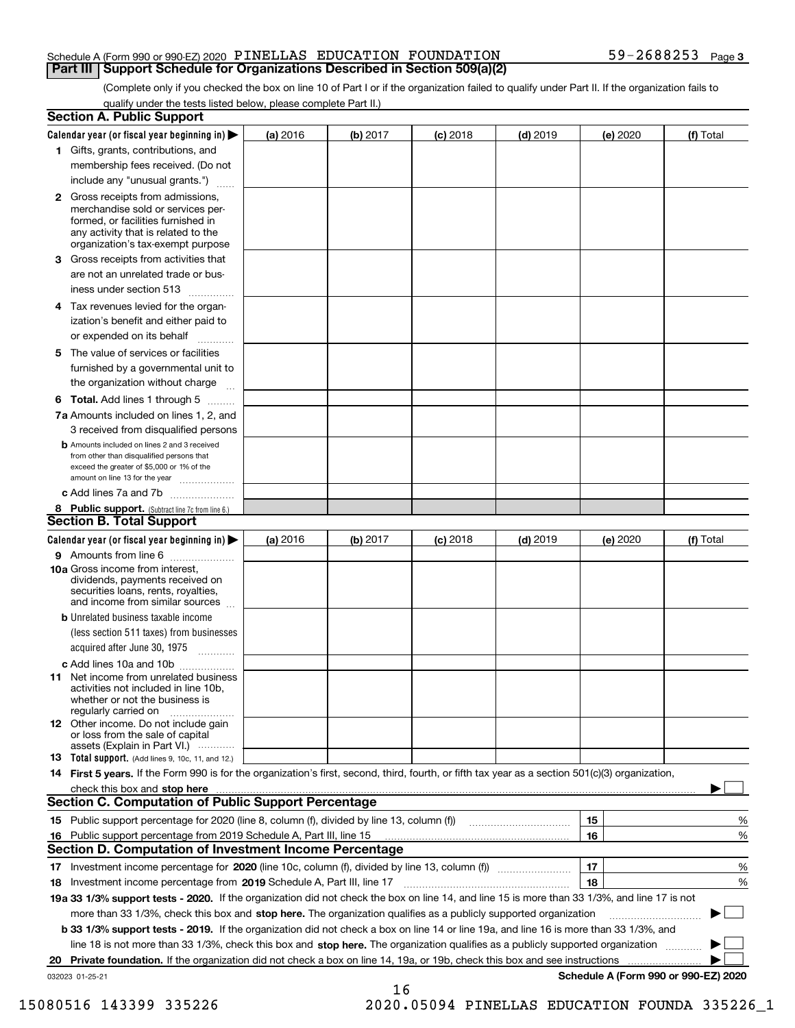Schedule A (Form 990 or 990-EZ) 2020 PINELLAS EDUCATION FOUNDATION 59-2688253 Page 3

## Part III Support Schedule for Organizations Described in Section 509(a)(2)

(Complete only if you checked the box on line 10 of Part I or if the organization failed to qualify under Part II. If the organization fails to qualify under the tests listed below, please complete Part II.)

### Section A. Public Support

| Calendar year (or fiscal year beginning in) ▶ | (a) 2016 | (b) 2017 | (c) 2018 | (d) 2019 | (e) 2020 | (f) Total |
|---|---|---|---|---|---|---|
| 1 Gifts, grants, contributions, and membership fees received. (Do not include any "unusual grants.") | | | | | | |
| 2 Gross receipts from admissions, merchandise sold or services performed, or facilities furnished in any activity that is related to the organization's tax-exempt purpose | | | | | | |
| 3 Gross receipts from activities that are not an unrelated trade or business under section 513 | | | | | | |
| 4 Tax revenues levied for the organization's benefit and either paid to or expended on its behalf | | | | | | |
| 5 The value of services or facilities furnished by a governmental unit to the organization without charge | | | | | | |
| 6 Total. Add lines 1 through 5 | | | | | | |
| 7a Amounts included on lines 1, 2, and 3 received from disqualified persons | | | | | | |
| b Amounts included on lines 2 and 3 received from other than disqualified persons that exceed the greater of $5,000 or 1% of the amount on line 13 for the year | | | | | | |
| c Add lines 7a and 7b | | | | | | |
| 8 Public support. (Subtract line 7c from line 6.) | | | | | | |

### Section B. Total Support

| Calendar year (or fiscal year beginning in) ▶ | (a) 2016 | (b) 2017 | (c) 2018 | (d) 2019 | (e) 2020 | (f) Total |
|---|---|---|---|---|---|---|
| 9 Amounts from line 6 | | | | | | |
| 10a Gross income from interest, dividends, payments received on securities loans, rents, royalties, and income from similar sources | | | | | | |
| b Unrelated business taxable income (less section 511 taxes) from businesses acquired after June 30, 1975 | | | | | | |
| c Add lines 10a and 10b | | | | | | |
| 11 Net income from unrelated business activities not included in line 10b, whether or not the business is regularly carried on | | | | | | |
| 12 Other income. Do not include gain or loss from the sale of capital assets (Explain in Part VI.) | | | | | | |
| 13 Total support. (Add lines 9, 10c, 11, and 12.) | | | | | | |

14 **First 5 years.** If the Form 990 is for the organization's first, second, third, fourth, or fifth tax year as a section 501(c)(3) organization, check this box and **stop here** ▶ ☐

### Section C. Computation of Public Support Percentage

| | | | |
|---|---|---|---|
| 15 Public support percentage for 2020 (line 8, column (f), divided by line 13, column (f)) | 15 | | % |
| 16 Public support percentage from 2019 Schedule A, Part III, line 15 | 16 | | % |

### Section D. Computation of Investment Income Percentage

| | | | |
|---|---|---|---|
| 17 Investment income percentage for **2020** (line 10c, column (f), divided by line 13, column (f)) | 17 | | % |
| 18 Investment income percentage from **2019** Schedule A, Part III, line 17 | 18 | | % |

**19a 33 1/3% support tests - 2020.** If the organization did not check the box on line 14, and line 15 is more than 33 1/3%, and line 17 is not more than 33 1/3%, check this box and **stop here.** The organization qualifies as a publicly supported organization ▶ ☐

**b 33 1/3% support tests - 2019.** If the organization did not check a box on line 14 or line 19a, and line 16 is more than 33 1/3%, and line 18 is not more than 33 1/3%, check this box and **stop here.** The organization qualifies as a publicly supported organization ▶ ☐

**20 Private foundation.** If the organization did not check a box on line 14, 19a, or 19b, check this box and see instructions ▶ ☐

032023 01-25-21

**Schedule A (Form 990 or 990-EZ) 2020**

15080516 143399 335226    2020.05094 PINELLAS EDUCATION FOUNDA 335226_1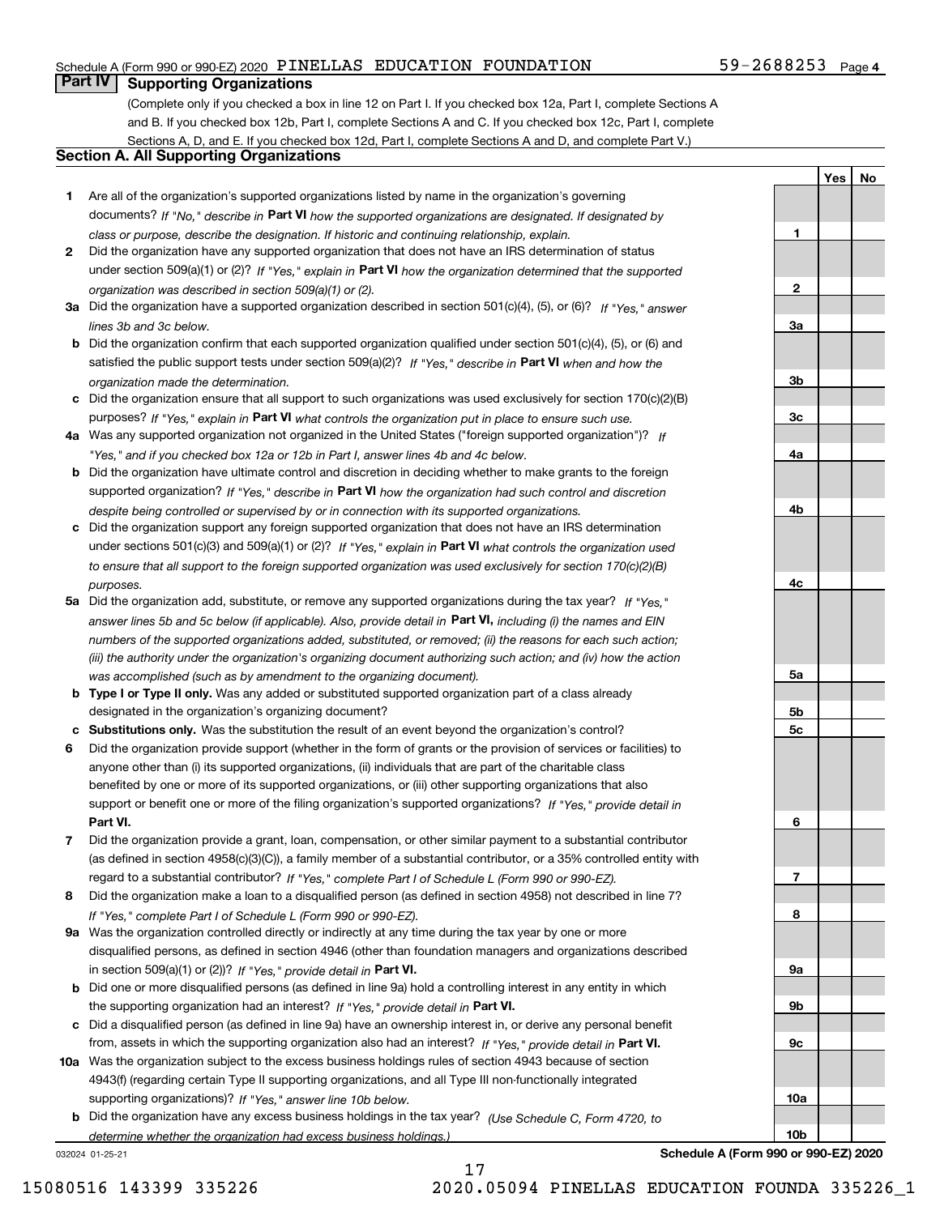Schedule A (Form 990 or 990-EZ) 2020 PINELLAS EDUCATION FOUNDATION 59-2688253 Page 4

## Part IV Supporting Organizations

(Complete only if you checked a box in line 12 on Part I. If you checked box 12a, Part I, complete Sections A and B. If you checked box 12b, Part I, complete Sections A and C. If you checked box 12c, Part I, complete Sections A, D, and E. If you checked box 12d, Part I, complete Sections A and D, and complete Part V.)

### Section A. All Supporting Organizations

| | | Line | Yes | No |
|---|---|---|---|---|
| **1** | Are all of the organization's supported organizations listed by name in the organization's governing documents? *If "No," describe in* **Part VI** *how the supported organizations are designated. If designated by class or purpose, describe the designation. If historic and continuing relationship, explain.* | **1** | | |
| **2** | Did the organization have any supported organization that does not have an IRS determination of status under section 509(a)(1) or (2)? *If "Yes," explain in* **Part VI** *how the organization determined that the supported organization was described in section 509(a)(1) or (2).* | **2** | | |
| **3a** | Did the organization have a supported organization described in section 501(c)(4), (5), or (6)? *If "Yes," answer lines 3b and 3c below.* | **3a** | | |
| **b** | Did the organization confirm that each supported organization qualified under section 501(c)(4), (5), or (6) and satisfied the public support tests under section 509(a)(2)? *If "Yes," describe in* **Part VI** *when and how the organization made the determination.* | **3b** | | |
| **c** | Did the organization ensure that all support to such organizations was used exclusively for section 170(c)(2)(B) purposes? *If "Yes," explain in* **Part VI** *what controls the organization put in place to ensure such use.* | **3c** | | |
| **4a** | Was any supported organization not organized in the United States ("foreign supported organization")? *If "Yes," and if you checked box 12a or 12b in Part I, answer lines 4b and 4c below.* | **4a** | | |
| **b** | Did the organization have ultimate control and discretion in deciding whether to make grants to the foreign supported organization? *If "Yes," describe in* **Part VI** *how the organization had such control and discretion despite being controlled or supervised by or in connection with its supported organizations.* | **4b** | | |
| **c** | Did the organization support any foreign supported organization that does not have an IRS determination under sections 501(c)(3) and 509(a)(1) or (2)? *If "Yes," explain in* **Part VI** *what controls the organization used to ensure that all support to the foreign supported organization was used exclusively for section 170(c)(2)(B) purposes.* | **4c** | | |
| **5a** | Did the organization add, substitute, or remove any supported organizations during the tax year? *If "Yes," answer lines 5b and 5c below (if applicable). Also, provide detail in* **Part VI,** *including (i) the names and EIN numbers of the supported organizations added, substituted, or removed; (ii) the reasons for each such action; (iii) the authority under the organization's organizing document authorizing such action; and (iv) how the action was accomplished (such as by amendment to the organizing document).* | **5a** | | |
| **b** | **Type I or Type II only.** Was any added or substituted supported organization part of a class already designated in the organization's organizing document? | **5b** | | |
| **c** | **Substitutions only.** Was the substitution the result of an event beyond the organization's control? | **5c** | | |
| **6** | Did the organization provide support (whether in the form of grants or the provision of services or facilities) to anyone other than (i) its supported organizations, (ii) individuals that are part of the charitable class benefited by one or more of its supported organizations, or (iii) other supporting organizations that also support or benefit one or more of the filing organization's supported organizations? *If "Yes," provide detail in* **Part VI.** | **6** | | |
| **7** | Did the organization provide a grant, loan, compensation, or other similar payment to a substantial contributor (as defined in section 4958(c)(3)(C)), a family member of a substantial contributor, or a 35% controlled entity with regard to a substantial contributor? *If "Yes," complete Part I of Schedule L (Form 990 or 990-EZ).* | **7** | | |
| **8** | Did the organization make a loan to a disqualified person (as defined in section 4958) not described in line 7? *If "Yes," complete Part I of Schedule L (Form 990 or 990-EZ).* | **8** | | |
| **9a** | Was the organization controlled directly or indirectly at any time during the tax year by one or more disqualified persons, as defined in section 4946 (other than foundation managers and organizations described in section 509(a)(1) or (2))? *If "Yes," provide detail in* **Part VI.** | **9a** | | |
| **b** | Did one or more disqualified persons (as defined in line 9a) hold a controlling interest in any entity in which the supporting organization had an interest? *If "Yes," provide detail in* **Part VI.** | **9b** | | |
| **c** | Did a disqualified person (as defined in line 9a) have an ownership interest in, or derive any personal benefit from, assets in which the supporting organization also had an interest? *If "Yes," provide detail in* **Part VI.** | **9c** | | |
| **10a** | Was the organization subject to the excess business holdings rules of section 4943 because of section 4943(f) (regarding certain Type II supporting organizations, and all Type III non-functionally integrated supporting organizations)? *If "Yes," answer line 10b below.* | **10a** | | |
| **b** | Did the organization have any excess business holdings in the tax year? *(Use Schedule C, Form 4720, to determine whether the organization had excess business holdings.)* | **10b** | | |

032024 01-25-21

**Schedule A (Form 990 or 990-EZ) 2020**

15080516 143399 335226 2020.05094 PINELLAS EDUCATION FOUNDA 335226_1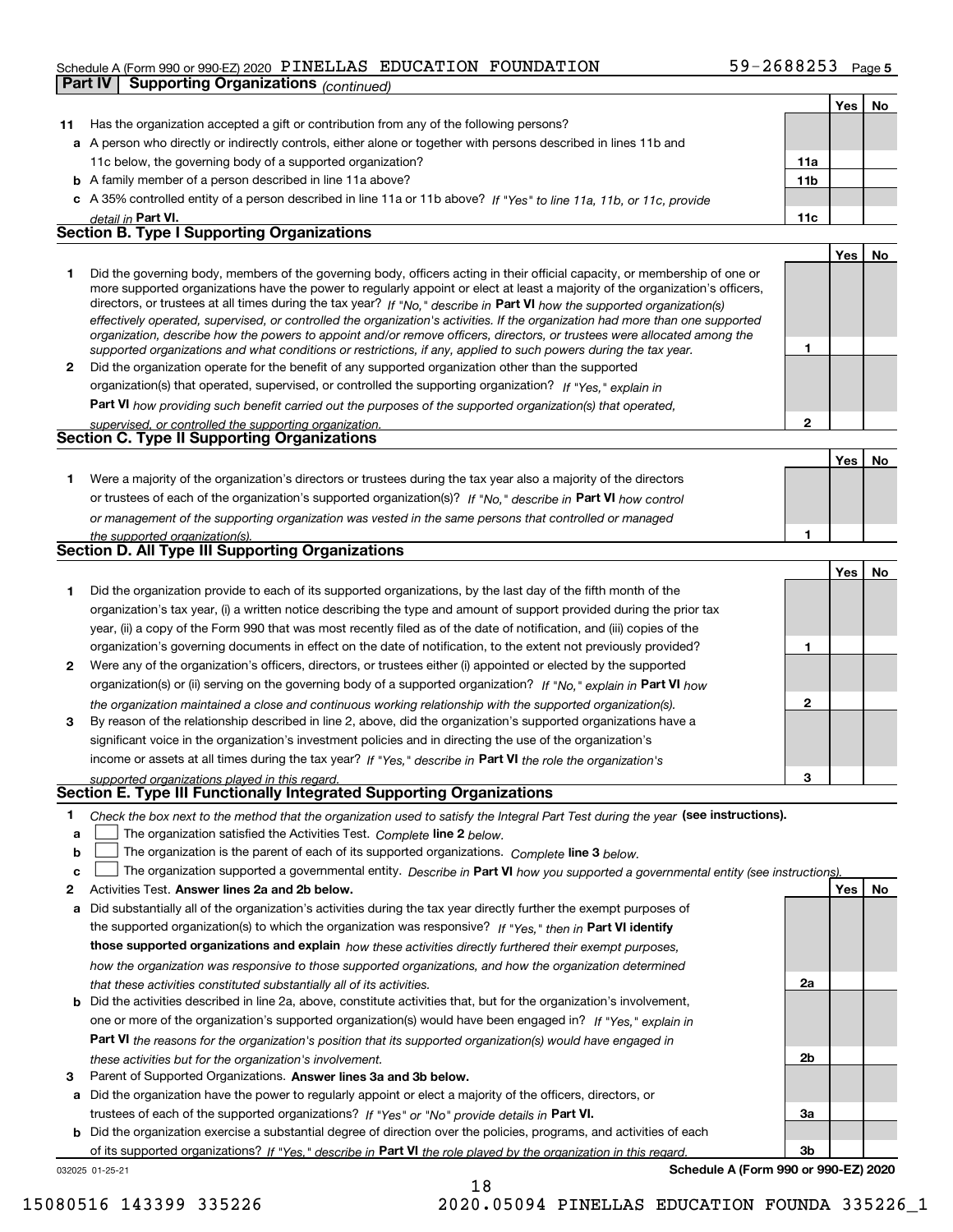Schedule A (Form 990 or 990-EZ) 2020 PINELLAS EDUCATION FOUNDATION 59-2688253 Page 5

**Part IV Supporting Organizations** *(continued)*

| | | | Yes | No |
|---|---|---|---|---|
| **11** | Has the organization accepted a gift or contribution from any of the following persons? | | | |
| **a** | A person who directly or indirectly controls, either alone or together with persons described in lines 11b and 11c below, the governing body of a supported organization? | **11a** | | |
| **b** | A family member of a person described in line 11a above? | **11b** | | |
| **c** | A 35% controlled entity of a person described in line 11a or 11b above? *If "Yes" to line 11a, 11b, or 11c, provide detail in* **Part VI.** | **11c** | | |

**Section B. Type I Supporting Organizations**

| | | | Yes | No |
|---|---|---|---|---|
| **1** | Did the governing body, members of the governing body, officers acting in their official capacity, or membership of one or more supported organizations have the power to regularly appoint or elect at least a majority of the organization's officers, directors, or trustees at all times during the tax year? *If "No," describe in* **Part VI** *how the supported organization(s) effectively operated, supervised, or controlled the organization's activities. If the organization had more than one supported organization, describe how the powers to appoint and/or remove officers, directors, or trustees were allocated among the supported organizations and what conditions or restrictions, if any, applied to such powers during the tax year.* | **1** | | |
| **2** | Did the organization operate for the benefit of any supported organization other than the supported organization(s) that operated, supervised, or controlled the supporting organization? *If "Yes," explain in* **Part VI** *how providing such benefit carried out the purposes of the supported organization(s) that operated, supervised, or controlled the supporting organization.* | **2** | | |

**Section C. Type II Supporting Organizations**

| | | | Yes | No |
|---|---|---|---|---|
| **1** | Were a majority of the organization's directors or trustees during the tax year also a majority of the directors or trustees of each of the organization's supported organization(s)? *If "No," describe in* **Part VI** *how control or management of the supporting organization was vested in the same persons that controlled or managed the supported organization(s).* | **1** | | |

**Section D. All Type III Supporting Organizations**

| | | | Yes | No |
|---|---|---|---|---|
| **1** | Did the organization provide to each of its supported organizations, by the last day of the fifth month of the organization's tax year, (i) a written notice describing the type and amount of support provided during the prior tax year, (ii) a copy of the Form 990 that was most recently filed as of the date of notification, and (iii) copies of the organization's governing documents in effect on the date of notification, to the extent not previously provided? | **1** | | |
| **2** | Were any of the organization's officers, directors, or trustees either (i) appointed or elected by the supported organization(s) or (ii) serving on the governing body of a supported organization? *If "No," explain in* **Part VI** *how the organization maintained a close and continuous working relationship with the supported organization(s).* | **2** | | |
| **3** | By reason of the relationship described in line 2, above, did the organization's supported organizations have a significant voice in the organization's investment policies and in directing the use of the organization's income or assets at all times during the tax year? *If "Yes," describe in* **Part VI** *the role the organization's supported organizations played in this regard.* | **3** | | |

**Section E. Type III Functionally Integrated Supporting Organizations**

**1** *Check the box next to the method that the organization used to satisfy the Integral Part Test during the year* **(see instructions).**

**a** ☐ The organization satisfied the Activities Test. *Complete* **line 2** *below.*

**b** ☐ The organization is the parent of each of its supported organizations. *Complete* **line 3** *below.*

**c** ☐ The organization supported a governmental entity. *Describe in* **Part VI** *how you supported a governmental entity (see instructions).*

| | | | Yes | No |
|---|---|---|---|---|
| **2** | Activities Test. **Answer lines 2a and 2b below.** | | | |
| **a** | Did substantially all of the organization's activities during the tax year directly further the exempt purposes of the supported organization(s) to which the organization was responsive? *If "Yes," then in* **Part VI identify those supported organizations and explain** *how these activities directly furthered their exempt purposes, how the organization was responsive to those supported organizations, and how the organization determined that these activities constituted substantially all of its activities.* | **2a** | | |
| **b** | Did the activities described in line 2a, above, constitute activities that, but for the organization's involvement, one or more of the organization's supported organization(s) would have been engaged in? *If "Yes," explain in* **Part VI** *the reasons for the organization's position that its supported organization(s) would have engaged in these activities but for the organization's involvement.* | **2b** | | |
| **3** | Parent of Supported Organizations. **Answer lines 3a and 3b below.** | | | |
| **a** | Did the organization have the power to regularly appoint or elect a majority of the officers, directors, or trustees of each of the supported organizations? *If "Yes" or "No" provide details in* **Part VI.** | **3a** | | |
| **b** | Did the organization exercise a substantial degree of direction over the policies, programs, and activities of each of its supported organizations? *If "Yes," describe in* **Part VI** *the role played by the organization in this regard.* | **3b** | | |

032025 01-25-21 **Schedule A (Form 990 or 990-EZ) 2020**

18

15080516 143399 335226 2020.05094 PINELLAS EDUCATION FOUNDA 335226_1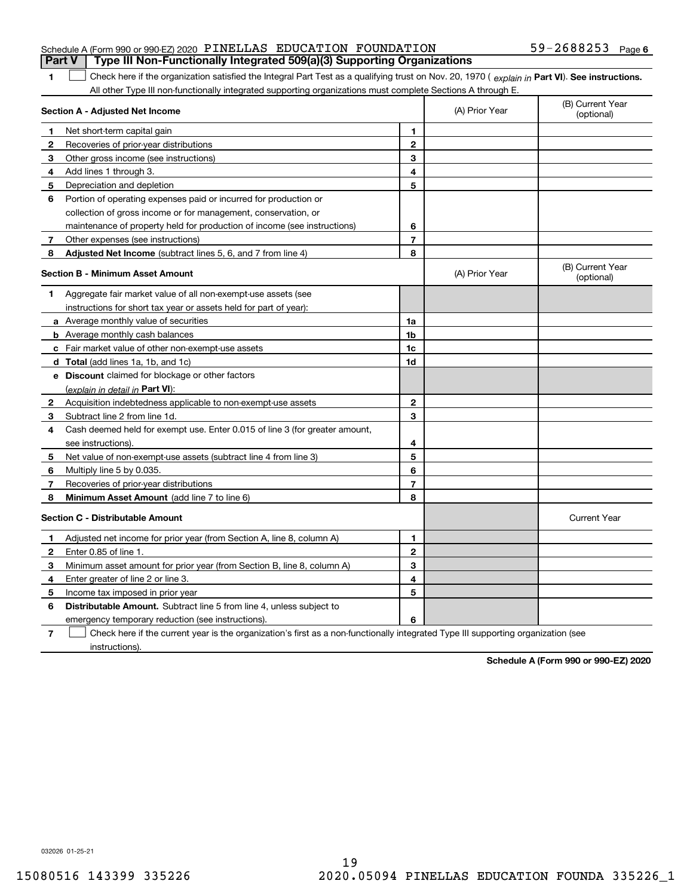Schedule A (Form 990 or 990-EZ) 2020 PINELLAS EDUCATION FOUNDATION 59-2688253 Page 6

**Part V | Type III Non-Functionally Integrated 509(a)(3) Supporting Organizations**

**1** ☐ Check here if the organization satisfied the Integral Part Test as a qualifying trust on Nov. 20, 1970 ( *explain in* **Part VI**). **See instructions.** All other Type III non-functionally integrated supporting organizations must complete Sections A through E.

| **Section A - Adjusted Net Income** | | | (A) Prior Year | (B) Current Year (optional) |
|---|---|---|---|---|
| **1** | Net short-term capital gain | **1** | | |
| **2** | Recoveries of prior-year distributions | **2** | | |
| **3** | Other gross income (see instructions) | **3** | | |
| **4** | Add lines 1 through 3. | **4** | | |
| **5** | Depreciation and depletion | **5** | | |
| **6** | Portion of operating expenses paid or incurred for production or collection of gross income or for management, conservation, or maintenance of property held for production of income (see instructions) | **6** | | |
| **7** | Other expenses (see instructions) | **7** | | |
| **8** | **Adjusted Net Income** (subtract lines 5, 6, and 7 from line 4) | **8** | | |

| **Section B - Minimum Asset Amount** | | | (A) Prior Year | (B) Current Year (optional) |
|---|---|---|---|---|
| **1** | Aggregate fair market value of all non-exempt-use assets (see instructions for short tax year or assets held for part of year): | | | |
| **a** | Average monthly value of securities | **1a** | | |
| **b** | Average monthly cash balances | **1b** | | |
| **c** | Fair market value of other non-exempt-use assets | **1c** | | |
| **d** | **Total** (add lines 1a, 1b, and 1c) | **1d** | | |
| **e** | **Discount** claimed for blockage or other factors (*explain in detail in* **Part VI**): | | | |
| **2** | Acquisition indebtedness applicable to non-exempt-use assets | **2** | | |
| **3** | Subtract line 2 from line 1d. | **3** | | |
| **4** | Cash deemed held for exempt use. Enter 0.015 of line 3 (for greater amount, see instructions). | **4** | | |
| **5** | Net value of non-exempt-use assets (subtract line 4 from line 3) | **5** | | |
| **6** | Multiply line 5 by 0.035. | **6** | | |
| **7** | Recoveries of prior-year distributions | **7** | | |
| **8** | **Minimum Asset Amount** (add line 7 to line 6) | **8** | | |

| **Section C - Distributable Amount** | | | | Current Year |
|---|---|---|---|---|
| **1** | Adjusted net income for prior year (from Section A, line 8, column A) | **1** | | |
| **2** | Enter 0.85 of line 1. | **2** | | |
| **3** | Minimum asset amount for prior year (from Section B, line 8, column A) | **3** | | |
| **4** | Enter greater of line 2 or line 3. | **4** | | |
| **5** | Income tax imposed in prior year | **5** | | |
| **6** | **Distributable Amount.** Subtract line 5 from line 4, unless subject to emergency temporary reduction (see instructions). | **6** | | |

**7** ☐ Check here if the current year is the organization's first as a non-functionally integrated Type III supporting organization (see instructions).

**Schedule A (Form 990 or 990-EZ) 2020**

032026 01-25-21

15080516 143399 335226 2020.05094 PINELLAS EDUCATION FOUNDA 335226_1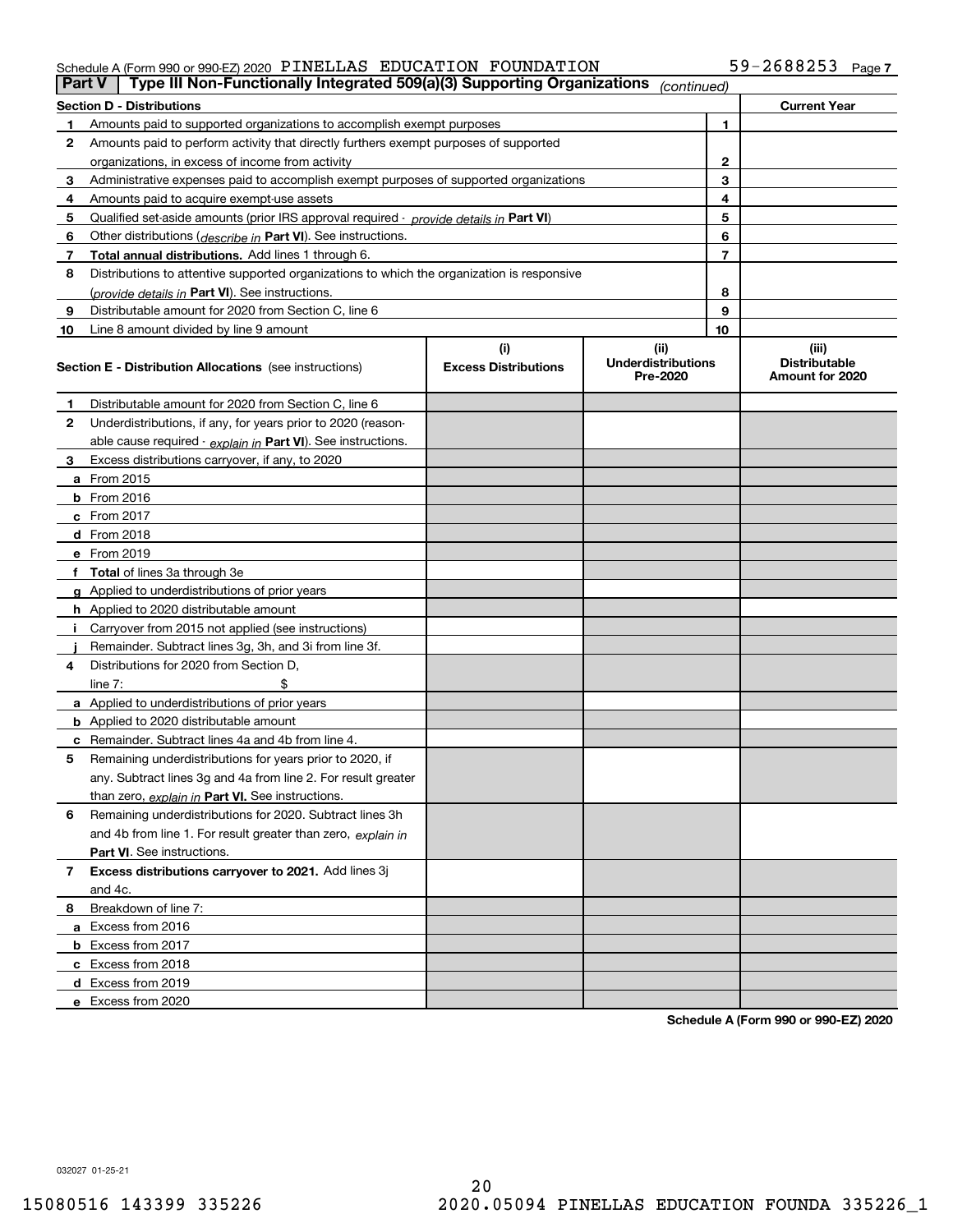Schedule A (Form 990 or 990-EZ) 2020 PINELLAS EDUCATION FOUNDATION 59-2688253 Page 7

**Part V | Type III Non-Functionally Integrated 509(a)(3) Supporting Organizations** *(continued)*

| **Section D - Distributions** | | | **Current Year** |
|---|---|---|---|
| **1** | Amounts paid to supported organizations to accomplish exempt purposes | **1** | |
| **2** | Amounts paid to perform activity that directly furthers exempt purposes of supported organizations, in excess of income from activity | **2** | |
| **3** | Administrative expenses paid to accomplish exempt purposes of supported organizations | **3** | |
| **4** | Amounts paid to acquire exempt-use assets | **4** | |
| **5** | Qualified set-aside amounts (prior IRS approval required - *provide details in* **Part VI**) | **5** | |
| **6** | Other distributions (*describe in* **Part VI**). See instructions. | **6** | |
| **7** | **Total annual distributions.** Add lines 1 through 6. | **7** | |
| **8** | Distributions to attentive supported organizations to which the organization is responsive (*provide details in* **Part VI**). See instructions. | **8** | |
| **9** | Distributable amount for 2020 from Section C, line 6 | **9** | |
| **10** | Line 8 amount divided by line 9 amount | **10** | |

| **Section E - Distribution Allocations** (see instructions) | **(i)** **Excess Distributions** | **(ii)** **Underdistributions Pre-2020** | **(iii)** **Distributable Amount for 2020** |
|---|---|---|---|
| **1** Distributable amount for 2020 from Section C, line 6 | | | |
| **2** Underdistributions, if any, for years prior to 2020 (reasonable cause required - *explain in* **Part VI**). See instructions. | | | |
| **3** Excess distributions carryover, if any, to 2020 | | | |
| **a** From 2015 | | | |
| **b** From 2016 | | | |
| **c** From 2017 | | | |
| **d** From 2018 | | | |
| **e** From 2019 | | | |
| **f** **Total** of lines 3a through 3e | | | |
| **g** Applied to underdistributions of prior years | | | |
| **h** Applied to 2020 distributable amount | | | |
| **i** Carryover from 2015 not applied (see instructions) | | | |
| **j** Remainder. Subtract lines 3g, 3h, and 3i from line 3f. | | | |
| **4** Distributions for 2020 from Section D, line 7: $ | | | |
| **a** Applied to underdistributions of prior years | | | |
| **b** Applied to 2020 distributable amount | | | |
| **c** Remainder. Subtract lines 4a and 4b from line 4. | | | |
| **5** Remaining underdistributions for years prior to 2020, if any. Subtract lines 3g and 4a from line 2. For result greater than zero, *explain in* **Part VI.** See instructions. | | | |
| **6** Remaining underdistributions for 2020. Subtract lines 3h and 4b from line 1. For result greater than zero, *explain in* **Part VI**. See instructions. | | | |
| **7** **Excess distributions carryover to 2021.** Add lines 3j and 4c. | | | |
| **8** Breakdown of line 7: | | | |
| **a** Excess from 2016 | | | |
| **b** Excess from 2017 | | | |
| **c** Excess from 2018 | | | |
| **d** Excess from 2019 | | | |
| **e** Excess from 2020 | | | |

**Schedule A (Form 990 or 990-EZ) 2020**

032027 01-25-21

15080516 143399 335226 2020.05094 PINELLAS EDUCATION FOUNDA 335226_1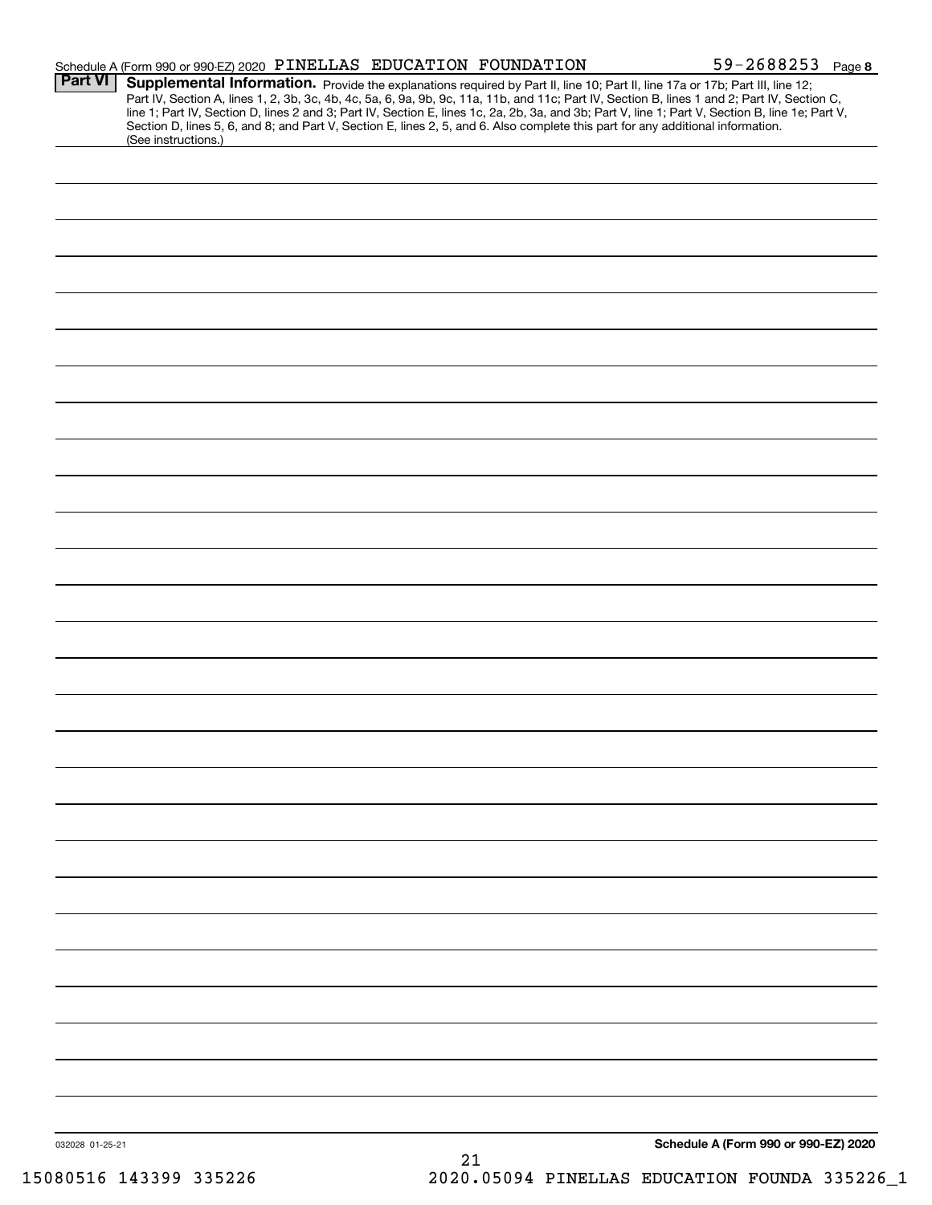Schedule A (Form 990 or 990-EZ) 2020 PINELLAS EDUCATION FOUNDATION 59-2688253 Page 8

**Part VI** **Supplemental Information.** Provide the explanations required by Part II, line 10; Part II, line 17a or 17b; Part III, line 12; Part IV, Section A, lines 1, 2, 3b, 3c, 4b, 4c, 5a, 6, 9a, 9b, 9c, 11a, 11b, and 11c; Part IV, Section B, lines 1 and 2; Part IV, Section C, line 1; Part IV, Section D, lines 2 and 3; Part IV, Section E, lines 1c, 2a, 2b, 3a, and 3b; Part V, line 1; Part V, Section B, line 1e; Part V, Section D, lines 5, 6, and 8; and Part V, Section E, lines 2, 5, and 6. Also complete this part for any additional information. (See instructions.)

032028 01-25-21

**Schedule A (Form 990 or 990-EZ) 2020**

15080516 143399 335226 2020.05094 PINELLAS EDUCATION FOUNDA 335226_1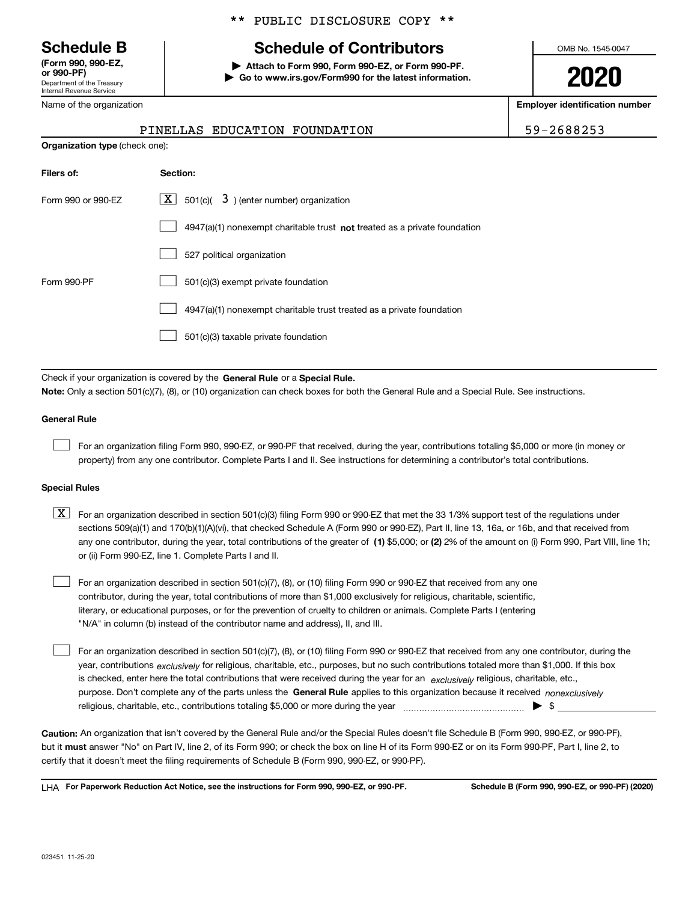** PUBLIC DISCLOSURE COPY **

**Schedule B**
**(Form 990, 990-EZ, or 990-PF)**
Department of the Treasury
Internal Revenue Service

# Schedule of Contributors

▶ **Attach to Form 990, Form 990-EZ, or Form 990-PF.**
▶ **Go to www.irs.gov/Form990 for the latest information.**

OMB No. 1545-0047

**2020**

Name of the organization: PINELLAS EDUCATION FOUNDATION

**Employer identification number**: 59-2688253

**Organization type** (check one):

| **Filers of:** | **Section:** |
|---|---|
| Form 990 or 990-EZ | [X] 501(c)( 3 ) (enter number) organization |
| | [ ] 4947(a)(1) nonexempt charitable trust **not** treated as a private foundation |
| | [ ] 527 political organization |
| Form 990-PF | [ ] 501(c)(3) exempt private foundation |
| | [ ] 4947(a)(1) nonexempt charitable trust treated as a private foundation |
| | [ ] 501(c)(3) taxable private foundation |

Check if your organization is covered by the **General Rule** or a **Special Rule.**

**Note:** Only a section 501(c)(7), (8), or (10) organization can check boxes for both the General Rule and a Special Rule. See instructions.

**General Rule**

[ ] For an organization filing Form 990, 990-EZ, or 990-PF that received, during the year, contributions totaling $5,000 or more (in money or property) from any one contributor. Complete Parts I and II. See instructions for determining a contributor's total contributions.

**Special Rules**

[X] For an organization described in section 501(c)(3) filing Form 990 or 990-EZ that met the 33 1/3% support test of the regulations under sections 509(a)(1) and 170(b)(1)(A)(vi), that checked Schedule A (Form 990 or 990-EZ), Part II, line 13, 16a, or 16b, and that received from any one contributor, during the year, total contributions of the greater of **(1)** $5,000; or **(2)** 2% of the amount on (i) Form 990, Part VIII, line 1h; or (ii) Form 990-EZ, line 1. Complete Parts I and II.

[ ] For an organization described in section 501(c)(7), (8), or (10) filing Form 990 or 990-EZ that received from any one contributor, during the year, total contributions of more than $1,000 exclusively for religious, charitable, scientific, literary, or educational purposes, or for the prevention of cruelty to children or animals. Complete Parts I (entering "N/A" in column (b) instead of the contributor name and address), II, and III.

[ ] For an organization described in section 501(c)(7), (8), or (10) filing Form 990 or 990-EZ that received from any one contributor, during the year, contributions *exclusively* for religious, charitable, etc., purposes, but no such contributions totaled more than $1,000. If this box is checked, enter here the total contributions that were received during the year for an *exclusively* religious, charitable, etc., purpose. Don't complete any of the parts unless the **General Rule** applies to this organization because it received *nonexclusively* religious, charitable, etc., contributions totaling $5,000 or more during the year ▶ $

**Caution:** An organization that isn't covered by the General Rule and/or the Special Rules doesn't file Schedule B (Form 990, 990-EZ, or 990-PF), but it **must** answer "No" on Part IV, line 2, of its Form 990; or check the box on line H of its Form 990-EZ or on its Form 990-PF, Part I, line 2, to certify that it doesn't meet the filing requirements of Schedule B (Form 990, 990-EZ, or 990-PF).

LHA **For Paperwork Reduction Act Notice, see the instructions for Form 990, 990-EZ, or 990-PF.** **Schedule B (Form 990, 990-EZ, or 990-PF) (2020)**

023451 11-25-20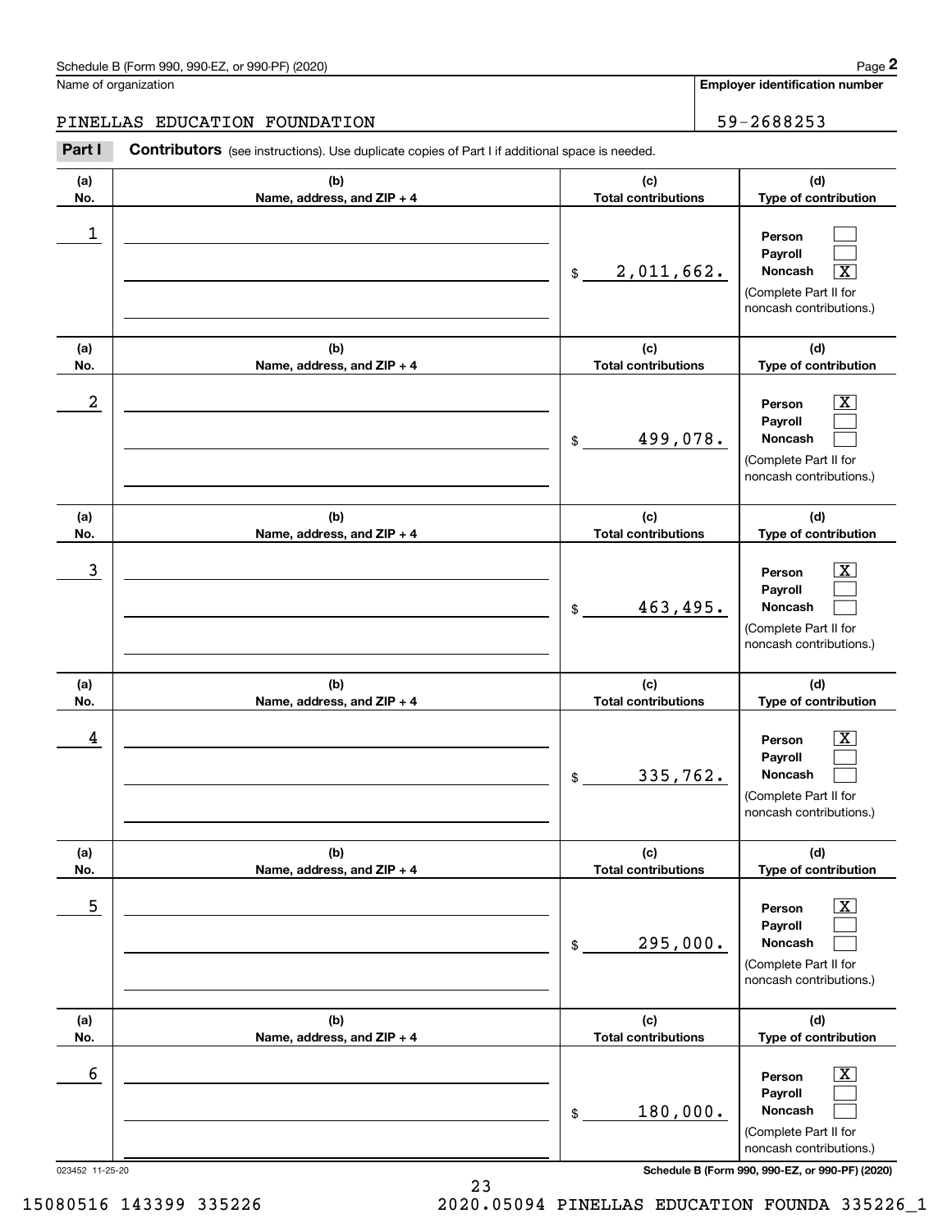Schedule B (Form 990, 990-EZ, or 990-PF) (2020)

Name of organization: PINELLAS EDUCATION FOUNDATION

Employer identification number: 59-2688253

**Part I** **Contributors** (see instructions). Use duplicate copies of Part I if additional space is needed.

| (a) No. | (b) Name, address, and ZIP + 4 | (c) Total contributions | (d) Type of contribution |
|---|---|---|---|
| 1 | | $ 2,011,662. | Person [ ] Payroll [ ] Noncash [X] (Complete Part II for noncash contributions.) |
| 2 | | $ 499,078. | Person [X] Payroll [ ] Noncash [ ] (Complete Part II for noncash contributions.) |
| 3 | | $ 463,495. | Person [X] Payroll [ ] Noncash [ ] (Complete Part II for noncash contributions.) |
| 4 | | $ 335,762. | Person [X] Payroll [ ] Noncash [ ] (Complete Part II for noncash contributions.) |
| 5 | | $ 295,000. | Person [X] Payroll [ ] Noncash [ ] (Complete Part II for noncash contributions.) |
| 6 | | $ 180,000. | Person [X] Payroll [ ] Noncash [ ] (Complete Part II for noncash contributions.) |

023452 11-25-20

Schedule B (Form 990, 990-EZ, or 990-PF) (2020)

15080516 143399 335226 2020.05094 PINELLAS EDUCATION FOUNDA 335226_1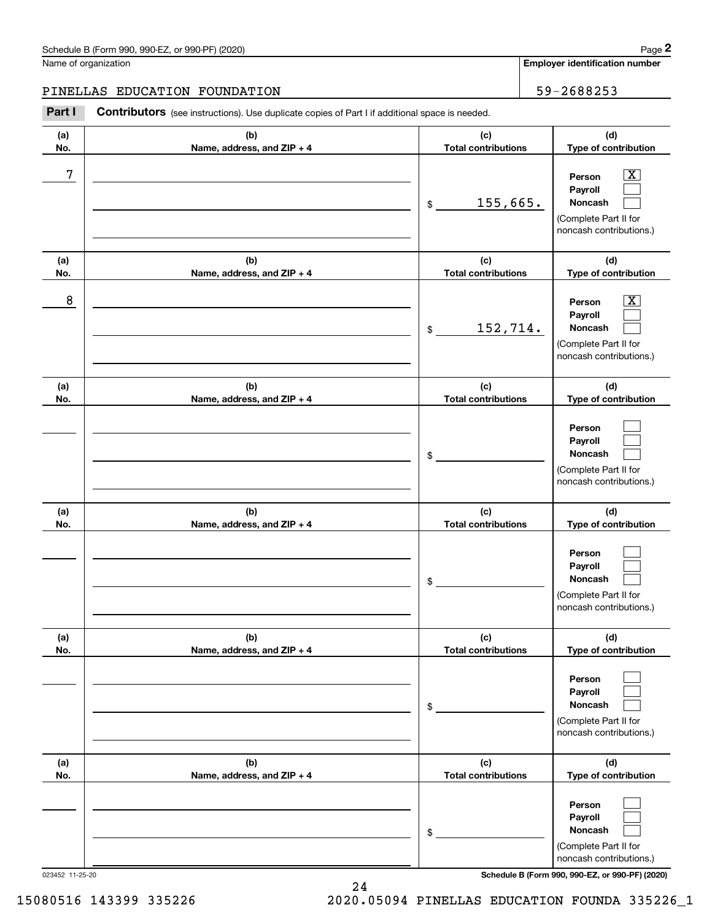Schedule B (Form 990, 990-EZ, or 990-PF) (2020)

Name of organization: PINELLAS EDUCATION FOUNDATION

Employer identification number: 59-2688253

**Part I** **Contributors** (see instructions). Use duplicate copies of Part I if additional space is needed.

| (a) No. | (b) Name, address, and ZIP + 4 | (c) Total contributions | (d) Type of contribution |
|---|---|---|---|
| 7 | | $ 155,665. | Person [X] Payroll [ ] Noncash [ ] (Complete Part II for noncash contributions.) |
| 8 | | $ 152,714. | Person [X] Payroll [ ] Noncash [ ] (Complete Part II for noncash contributions.) |
| | | $ | Person [ ] Payroll [ ] Noncash [ ] (Complete Part II for noncash contributions.) |
| | | $ | Person [ ] Payroll [ ] Noncash [ ] (Complete Part II for noncash contributions.) |
| | | $ | Person [ ] Payroll [ ] Noncash [ ] (Complete Part II for noncash contributions.) |
| | | $ | Person [ ] Payroll [ ] Noncash [ ] (Complete Part II for noncash contributions.) |

023452 11-25-20

Schedule B (Form 990, 990-EZ, or 990-PF) (2020)

15080516 143399 335226    2020.05094 PINELLAS EDUCATION FOUNDA 335226_1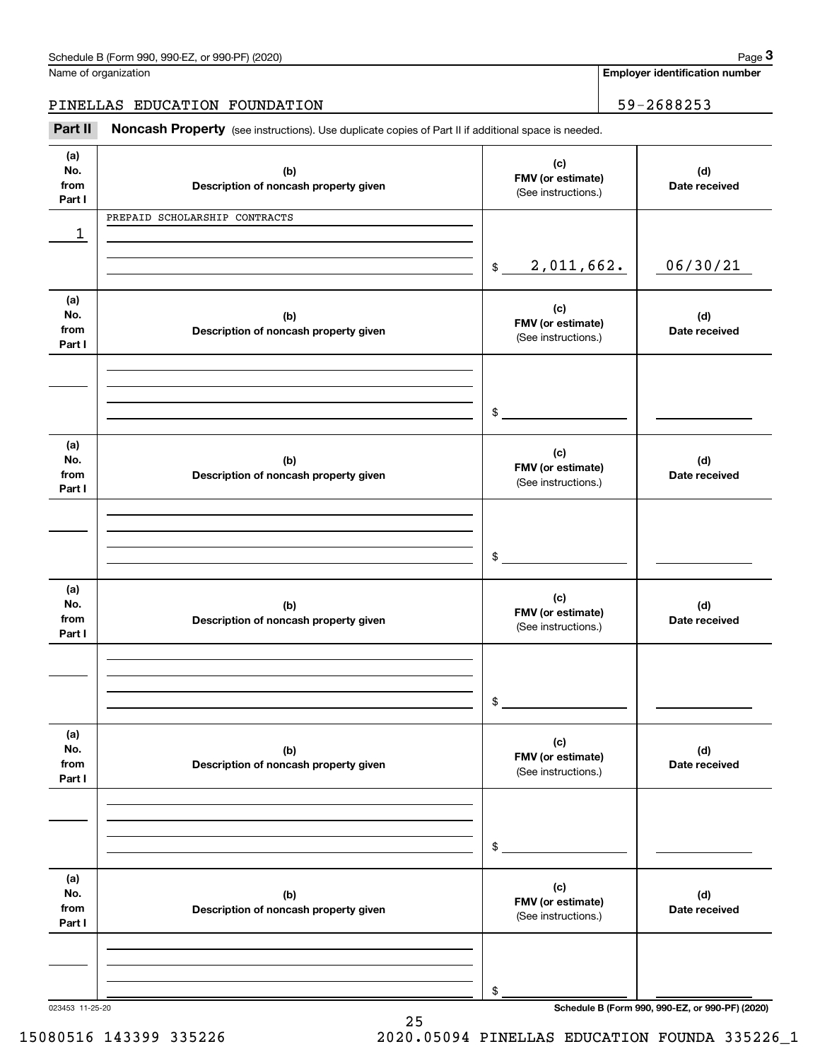Name of organization | Employer identification number

PINELLAS EDUCATION FOUNDATION | 59-2688253

**Part II** **Noncash Property** (see instructions). Use duplicate copies of Part II if additional space is needed.

| (a) No. from Part I | (b) Description of noncash property given | (c) FMV (or estimate) (See instructions.) | (d) Date received |
| --- | --- | --- | --- |
| 1 | PREPAID SCHOLARSHIP CONTRACTS | $ 2,011,662. | 06/30/21 |
| | | $ | |
| | | $ | |
| | | $ | |
| | | $ | |
| | | $ | |

023453 11-25-20 **Schedule B (Form 990, 990-EZ, or 990-PF) (2020)**

15080516 143399 335226 2020.05094 PINELLAS EDUCATION FOUNDA 335226_1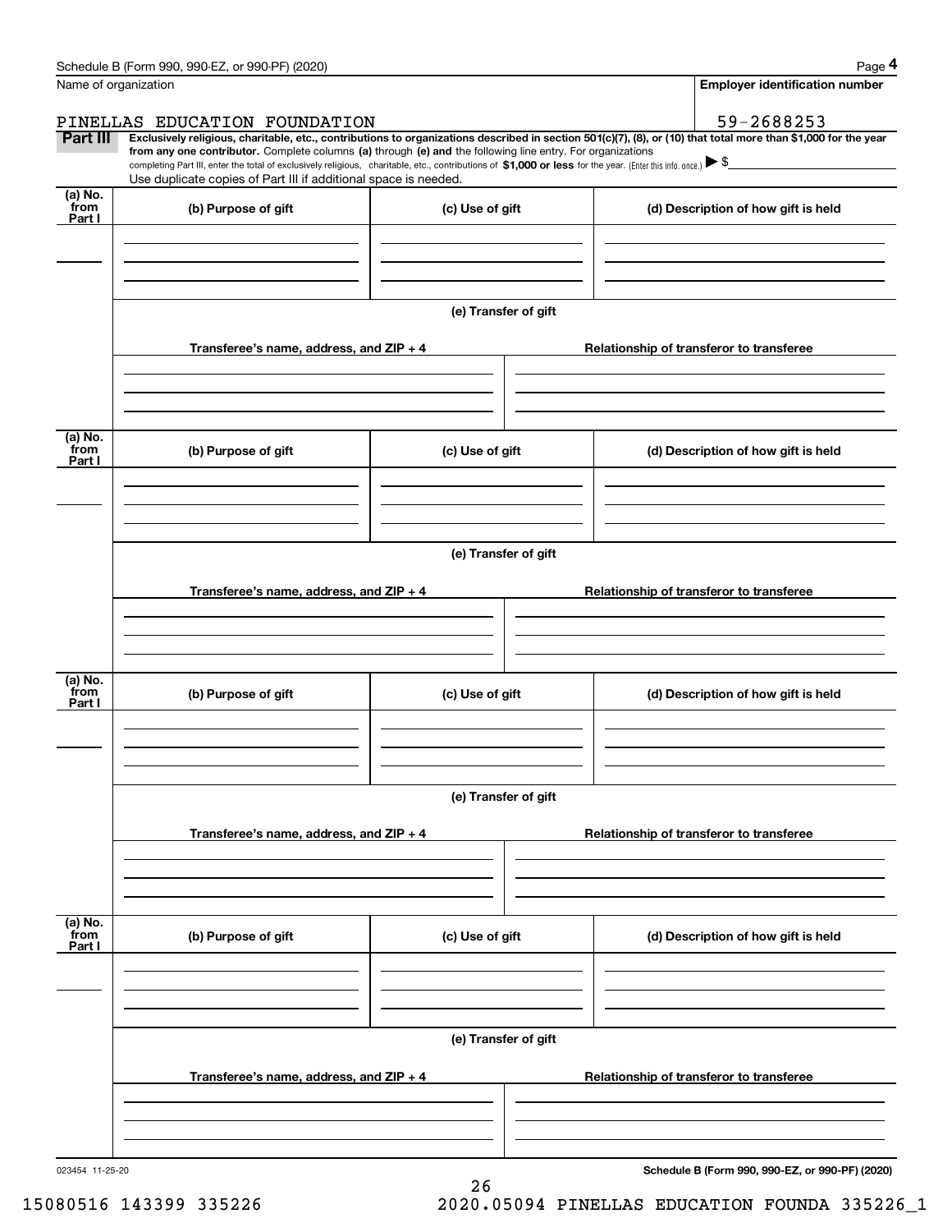Name of organization

PINELLAS EDUCATION FOUNDATION

**Employer identification number**

59-2688253

**Part III** **Exclusively religious, charitable, etc., contributions to organizations described in section 501(c)(7), (8), or (10) that total more than $1,000 for the year from any one contributor.** Complete columns **(a)** through **(e) and** the following line entry. For organizations completing Part III, enter the total of exclusively religious, charitable, etc., contributions of **$1,000 or less** for the year. (Enter this info. once.) ▶ $

Use duplicate copies of Part III if additional space is needed.

| (a) No. from Part I | (b) Purpose of gift | (c) Use of gift | (d) Description of how gift is held |
|---|---|---|---|
| | | | |

(e) Transfer of gift

| Transferee's name, address, and ZIP + 4 | Relationship of transferor to transferee |
|---|---|
| | |

| (a) No. from Part I | (b) Purpose of gift | (c) Use of gift | (d) Description of how gift is held |
|---|---|---|---|
| | | | |

(e) Transfer of gift

| Transferee's name, address, and ZIP + 4 | Relationship of transferor to transferee |
|---|---|
| | |

| (a) No. from Part I | (b) Purpose of gift | (c) Use of gift | (d) Description of how gift is held |
|---|---|---|---|
| | | | |

(e) Transfer of gift

| Transferee's name, address, and ZIP + 4 | Relationship of transferor to transferee |
|---|---|
| | |

| (a) No. from Part I | (b) Purpose of gift | (c) Use of gift | (d) Description of how gift is held |
|---|---|---|---|
| | | | |

(e) Transfer of gift

| Transferee's name, address, and ZIP + 4 | Relationship of transferor to transferee |
|---|---|
| | |

023454 11-25-20

**Schedule B (Form 990, 990-EZ, or 990-PF) (2020)**

15080516 143399 335226 2020.05094 PINELLAS EDUCATION FOUNDA 335226_1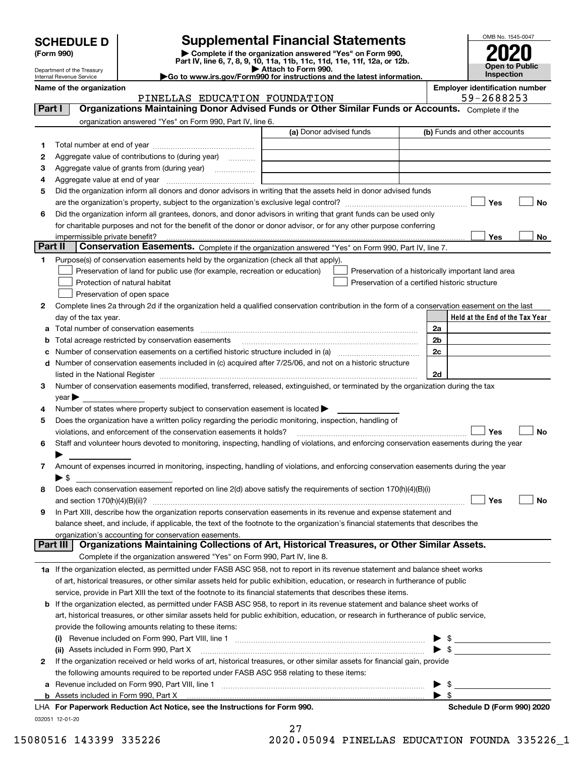# SCHEDULE D (Form 990)

Department of the Treasury
Internal Revenue Service

## Supplemental Financial Statements

▶ Complete if the organization answered "Yes" on Form 990, Part IV, line 6, 7, 8, 9, 10, 11a, 11b, 11c, 11d, 11e, 11f, 12a, or 12b.
▶ Attach to Form 990.
▶Go to www.irs.gov/Form990 for instructions and the latest information.

OMB No. 1545-0047

**2020**

**Open to Public Inspection**

**Name of the organization**
PINELLAS EDUCATION FOUNDATION

**Employer identification number**
59-2688253

**Part I — Organizations Maintaining Donor Advised Funds or Other Similar Funds or Accounts.** Complete if the organization answered "Yes" on Form 990, Part IV, line 6.

| | | (a) Donor advised funds | (b) Funds and other accounts |
|---|---|---|---|
| 1 | Total number at end of year | | |
| 2 | Aggregate value of contributions to (during year) | | |
| 3 | Aggregate value of grants from (during year) | | |
| 4 | Aggregate value at end of year | | |

5 Did the organization inform all donors and donor advisors in writing that the assets held in donor advised funds are the organization's property, subject to the organization's exclusive legal control? ☐ Yes ☐ No

6 Did the organization inform all grantees, donors, and donor advisors in writing that grant funds can be used only for charitable purposes and not for the benefit of the donor or donor advisor, or for any other purpose conferring impermissible private benefit? ☐ Yes ☐ No

**Part II — Conservation Easements.** Complete if the organization answered "Yes" on Form 990, Part IV, line 7.

1 Purpose(s) of conservation easements held by the organization (check all that apply).
- ☐ Preservation of land for public use (for example, recreation or education)
- ☐ Protection of natural habitat
- ☐ Preservation of open space
- ☐ Preservation of a historically important land area
- ☐ Preservation of a certified historic structure

2 Complete lines 2a through 2d if the organization held a qualified conservation contribution in the form of a conservation easement on the last day of the tax year.

| | | | Held at the End of the Tax Year |
|---|---|---|---|
| a | Total number of conservation easements | 2a | |
| b | Total acreage restricted by conservation easements | 2b | |
| c | Number of conservation easements on a certified historic structure included in (a) | 2c | |
| d | Number of conservation easements included in (c) acquired after 7/25/06, and not on a historic structure listed in the National Register | 2d | |

3 Number of conservation easements modified, transferred, released, extinguished, or terminated by the organization during the tax year ▶

4 Number of states where property subject to conservation easement is located ▶

5 Does the organization have a written policy regarding the periodic monitoring, inspection, handling of violations, and enforcement of the conservation easements it holds? ☐ Yes ☐ No

6 Staff and volunteer hours devoted to monitoring, inspecting, handling of violations, and enforcing conservation easements during the year ▶

7 Amount of expenses incurred in monitoring, inspecting, handling of violations, and enforcing conservation easements during the year ▶ $

8 Does each conservation easement reported on line 2(d) above satisfy the requirements of section 170(h)(4)(B)(i) and section 170(h)(4)(B)(ii)? ☐ Yes ☐ No

9 In Part XIII, describe how the organization reports conservation easements in its revenue and expense statement and balance sheet, and include, if applicable, the text of the footnote to the organization's financial statements that describes the organization's accounting for conservation easements.

**Part III — Organizations Maintaining Collections of Art, Historical Treasures, or Other Similar Assets.** Complete if the organization answered "Yes" on Form 990, Part IV, line 8.

1a If the organization elected, as permitted under FASB ASC 958, not to report in its revenue statement and balance sheet works of art, historical treasures, or other similar assets held for public exhibition, education, or research in furtherance of public service, provide in Part XIII the text of the footnote to its financial statements that describes these items.

b If the organization elected, as permitted under FASB ASC 958, to report in its revenue statement and balance sheet works of art, historical treasures, or other similar assets held for public exhibition, education, or research in furtherance of public service, provide the following amounts relating to these items:

(i) Revenue included on Form 990, Part VIII, line 1 ▶ $

(ii) Assets included in Form 990, Part X ▶ $

2 If the organization received or held works of art, historical treasures, or other similar assets for financial gain, provide the following amounts required to be reported under FASB ASC 958 relating to these items:

a Revenue included on Form 990, Part VIII, line 1 ▶ $

b Assets included in Form 990, Part X ▶ $

LHA **For Paperwork Reduction Act Notice, see the Instructions for Form 990.** **Schedule D (Form 990) 2020**

032051 12-01-20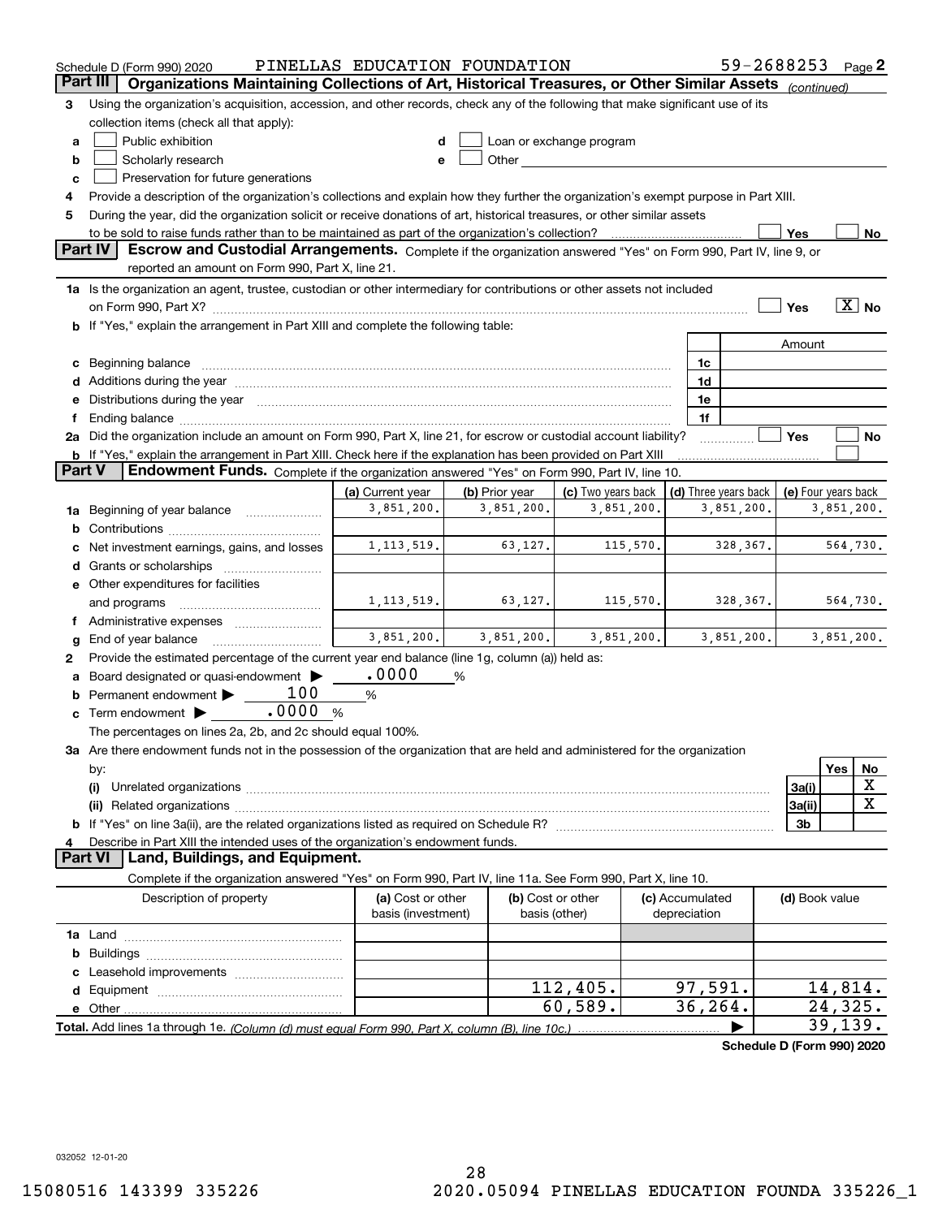Schedule D (Form 990) 2020 PINELLAS EDUCATION FOUNDATION 59-2688253 Page 2

**Part III** Organizations Maintaining Collections of Art, Historical Treasures, or Other Similar Assets *(continued)*

3 Using the organization's acquisition, accession, and other records, check any of the following that make significant use of its collection items (check all that apply):

a ☐ Public exhibition
b ☐ Scholarly research
c ☐ Preservation for future generations
d ☐ Loan or exchange program
e ☐ Other

4 Provide a description of the organization's collections and explain how they further the organization's exempt purpose in Part XIII.

5 During the year, did the organization solicit or receive donations of art, historical treasures, or other similar assets to be sold to raise funds rather than to be maintained as part of the organization's collection? ☐ Yes ☐ No

**Part IV** **Escrow and Custodial Arrangements.** Complete if the organization answered "Yes" on Form 990, Part IV, line 9, or reported an amount on Form 990, Part X, line 21.

1a Is the organization an agent, trustee, custodian or other intermediary for contributions or other assets not included on Form 990, Part X? ☐ Yes ☒ No

b If "Yes," explain the arrangement in Part XIII and complete the following table:

| | | Amount |
|---|---|---|
| c Beginning balance | 1c | |
| d Additions during the year | 1d | |
| e Distributions during the year | 1e | |
| f Ending balance | 1f | |

2a Did the organization include an amount on Form 990, Part X, line 21, for escrow or custodial account liability? ☐ Yes ☐ No

b If "Yes," explain the arrangement in Part XIII. Check here if the explanation has been provided on Part XIII ☐

**Part V** **Endowment Funds.** Complete if the organization answered "Yes" on Form 990, Part IV, line 10.

| | (a) Current year | (b) Prior year | (c) Two years back | (d) Three years back | (e) Four years back |
|---|---|---|---|---|---|
| 1a Beginning of year balance | 3,851,200. | 3,851,200. | 3,851,200. | 3,851,200. | 3,851,200. |
| b Contributions | | | | | |
| c Net investment earnings, gains, and losses | 1,113,519. | 63,127. | 115,570. | 328,367. | 564,730. |
| d Grants or scholarships | | | | | |
| e Other expenditures for facilities and programs | 1,113,519. | 63,127. | 115,570. | 328,367. | 564,730. |
| f Administrative expenses | | | | | |
| g End of year balance | 3,851,200. | 3,851,200. | 3,851,200. | 3,851,200. | 3,851,200. |

2 Provide the estimated percentage of the current year end balance (line 1g, column (a)) held as:

a Board designated or quasi-endowment ▶ .0000 %
b Permanent endowment ▶ 100 %
c Term endowment ▶ .0000 %

The percentages on lines 2a, 2b, and 2c should equal 100%.

3a Are there endowment funds not in the possession of the organization that are held and administered for the organization by:

| | | Yes | No |
|---|---|---|---|
| (i) Unrelated organizations | 3a(i) | | X |
| (ii) Related organizations | 3a(ii) | | X |
| b If "Yes" on line 3a(ii), are the related organizations listed as required on Schedule R? | 3b | | |

4 Describe in Part XIII the intended uses of the organization's endowment funds.

**Part VI** **Land, Buildings, and Equipment.**

Complete if the organization answered "Yes" on Form 990, Part IV, line 11a. See Form 990, Part X, line 10.

| Description of property | (a) Cost or other basis (investment) | (b) Cost or other basis (other) | (c) Accumulated depreciation | (d) Book value |
|---|---|---|---|---|
| 1a Land | | | | |
| b Buildings | | | | |
| c Leasehold improvements | | | | |
| d Equipment | | 112,405. | 97,591. | 14,814. |
| e Other | | 60,589. | 36,264. | 24,325. |

**Total.** Add lines 1a through 1e. *(Column (d) must equal Form 990, Part X, column (B), line 10c.)* ▶ 39,139.

Schedule D (Form 990) 2020

032052 12-01-20

15080516 143399 335226 2020.05094 PINELLAS EDUCATION FOUNDA 335226_1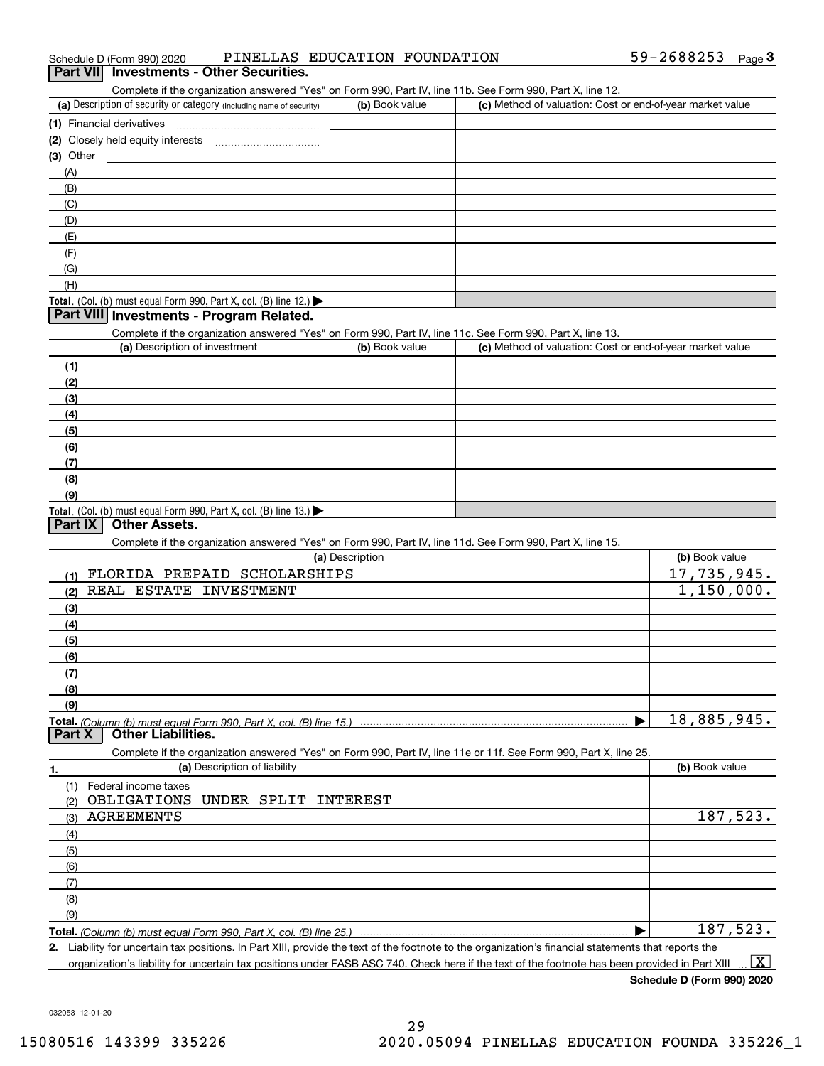Schedule D (Form 990) 2020 PINELLAS EDUCATION FOUNDATION 59-2688253 Page 3

## Part VII Investments - Other Securities.

Complete if the organization answered "Yes" on Form 990, Part IV, line 11b. See Form 990, Part X, line 12.

| (a) Description of security or category (including name of security) | (b) Book value | (c) Method of valuation: Cost or end-of-year market value |
|---|---|---|
| (1) Financial derivatives | | |
| (2) Closely held equity interests | | |
| (3) Other | | |
| (A) | | |
| (B) | | |
| (C) | | |
| (D) | | |
| (E) | | |
| (F) | | |
| (G) | | |
| (H) | | |
| **Total.** (Col. (b) must equal Form 990, Part X, col. (B) line 12.) ▶ | | |

## Part VIII Investments - Program Related.

Complete if the organization answered "Yes" on Form 990, Part IV, line 11c. See Form 990, Part X, line 13.

| (a) Description of investment | (b) Book value | (c) Method of valuation: Cost or end-of-year market value |
|---|---|---|
| (1) | | |
| (2) | | |
| (3) | | |
| (4) | | |
| (5) | | |
| (6) | | |
| (7) | | |
| (8) | | |
| (9) | | |
| **Total.** (Col. (b) must equal Form 990, Part X, col. (B) line 13.) ▶ | | |

## Part IX Other Assets.

Complete if the organization answered "Yes" on Form 990, Part IV, line 11d. See Form 990, Part X, line 15.

| (a) Description | (b) Book value |
|---|---|
| (1) FLORIDA PREPAID SCHOLARSHIPS | 17,735,945. |
| (2) REAL ESTATE INVESTMENT | 1,150,000. |
| (3) | |
| (4) | |
| (5) | |
| (6) | |
| (7) | |
| (8) | |
| (9) | |
| **Total.** *(Column (b) must equal Form 990, Part X, col. (B) line 15.)* ▶ | 18,885,945. |

## Part X Other Liabilities.

Complete if the organization answered "Yes" on Form 990, Part IV, line 11e or 11f. See Form 990, Part X, line 25.

| 1. (a) Description of liability | (b) Book value |
|---|---|
| (1) Federal income taxes | |
| (2) OBLIGATIONS UNDER SPLIT INTEREST | |
| (3) AGREEMENTS | 187,523. |
| (4) | |
| (5) | |
| (6) | |
| (7) | |
| (8) | |
| (9) | |
| **Total.** *(Column (b) must equal Form 990, Part X, col. (B) line 25.)* ▶ | 187,523. |

**2.** Liability for uncertain tax positions. In Part XIII, provide the text of the footnote to the organization's financial statements that reports the organization's liability for uncertain tax positions under FASB ASC 740. Check here if the text of the footnote has been provided in Part XIII ... [X]

**Schedule D (Form 990) 2020**

032053 12-01-20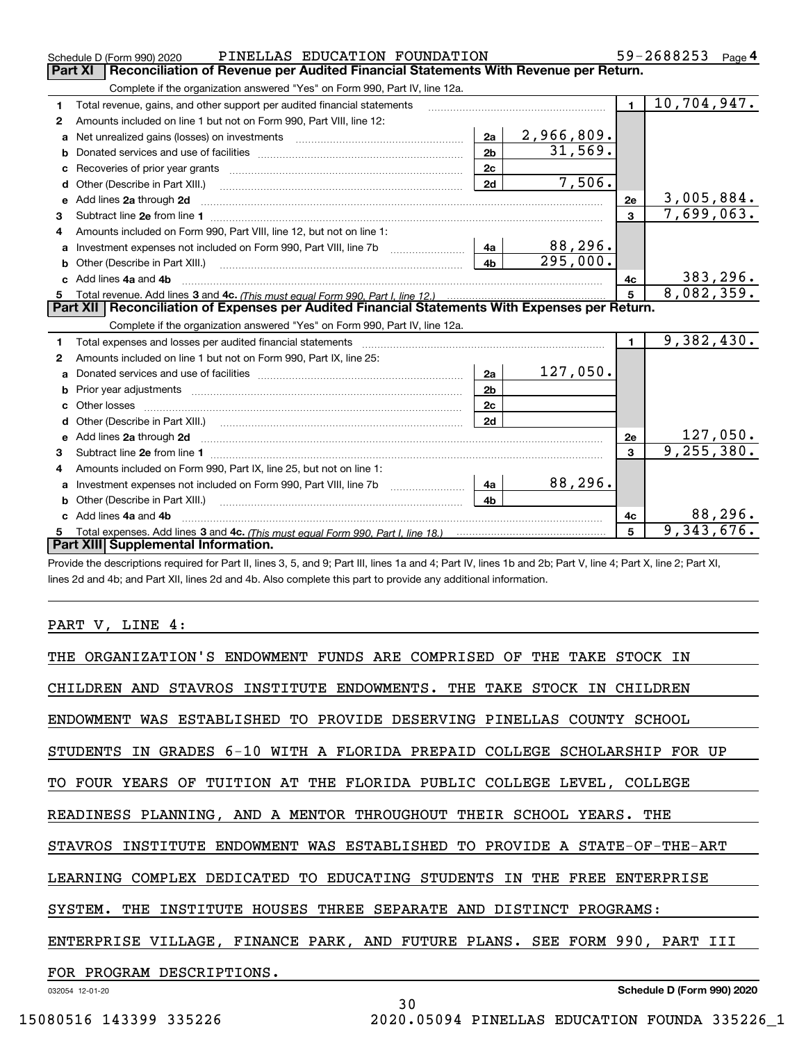Schedule D (Form 990) 2020 PINELLAS EDUCATION FOUNDATION 59-2688253 Page 4

## Part XI Reconciliation of Revenue per Audited Financial Statements With Revenue per Return.

Complete if the organization answered "Yes" on Form 990, Part IV, line 12a.

| | | | | | |
|---|---|---|---|---|---|
| 1 | Total revenue, gains, and other support per audited financial statements | | | 1 | 10,704,947. |
| 2 | Amounts included on line 1 but not on Form 990, Part VIII, line 12: | | | | |
| a | Net unrealized gains (losses) on investments | 2a | 2,966,809. | | |
| b | Donated services and use of facilities | 2b | 31,569. | | |
| c | Recoveries of prior year grants | 2c | | | |
| d | Other (Describe in Part XIII.) | 2d | 7,506. | | |
| e | Add lines 2a through 2d | | | 2e | 3,005,884. |
| 3 | Subtract line 2e from line 1 | | | 3 | 7,699,063. |
| 4 | Amounts included on Form 990, Part VIII, line 12, but not on line 1: | | | | |
| a | Investment expenses not included on Form 990, Part VIII, line 7b | 4a | 88,296. | | |
| b | Other (Describe in Part XIII.) | 4b | 295,000. | | |
| c | Add lines 4a and 4b | | | 4c | 383,296. |
| 5 | Total revenue. Add lines 3 and 4c. *(This must equal Form 990, Part I, line 12.)* | | | 5 | 8,082,359. |

## Part XII Reconciliation of Expenses per Audited Financial Statements With Expenses per Return.

Complete if the organization answered "Yes" on Form 990, Part IV, line 12a.

| | | | | | |
|---|---|---|---|---|---|
| 1 | Total expenses and losses per audited financial statements | | | 1 | 9,382,430. |
| 2 | Amounts included on line 1 but not on Form 990, Part IX, line 25: | | | | |
| a | Donated services and use of facilities | 2a | 127,050. | | |
| b | Prior year adjustments | 2b | | | |
| c | Other losses | 2c | | | |
| d | Other (Describe in Part XIII.) | 2d | | | |
| e | Add lines 2a through 2d | | | 2e | 127,050. |
| 3 | Subtract line 2e from line 1 | | | 3 | 9,255,380. |
| 4 | Amounts included on Form 990, Part IX, line 25, but not on line 1: | | | | |
| a | Investment expenses not included on Form 990, Part VIII, line 7b | 4a | 88,296. | | |
| b | Other (Describe in Part XIII.) | 4b | | | |
| c | Add lines 4a and 4b | | | 4c | 88,296. |
| 5 | Total expenses. Add lines 3 and 4c. *(This must equal Form 990, Part I, line 18.)* | | | 5 | 9,343,676. |

## Part XIII Supplemental Information.

Provide the descriptions required for Part II, lines 3, 5, and 9; Part III, lines 1a and 4; Part IV, lines 1b and 2b; Part V, line 4; Part X, line 2; Part XI, lines 2d and 4b; and Part XII, lines 2d and 4b. Also complete this part to provide any additional information.

PART V, LINE 4:

THE ORGANIZATION'S ENDOWMENT FUNDS ARE COMPRISED OF THE TAKE STOCK IN CHILDREN AND STAVROS INSTITUTE ENDOWMENTS. THE TAKE STOCK IN CHILDREN ENDOWMENT WAS ESTABLISHED TO PROVIDE DESERVING PINELLAS COUNTY SCHOOL STUDENTS IN GRADES 6-10 WITH A FLORIDA PREPAID COLLEGE SCHOLARSHIP FOR UP TO FOUR YEARS OF TUITION AT THE FLORIDA PUBLIC COLLEGE LEVEL, COLLEGE READINESS PLANNING, AND A MENTOR THROUGHOUT THEIR SCHOOL YEARS. THE STAVROS INSTITUTE ENDOWMENT WAS ESTABLISHED TO PROVIDE A STATE-OF-THE-ART LEARNING COMPLEX DEDICATED TO EDUCATING STUDENTS IN THE FREE ENTERPRISE SYSTEM. THE INSTITUTE HOUSES THREE SEPARATE AND DISTINCT PROGRAMS: ENTERPRISE VILLAGE, FINANCE PARK, AND FUTURE PLANS. SEE FORM 990, PART III FOR PROGRAM DESCRIPTIONS.

032054 12-01-20 Schedule D (Form 990) 2020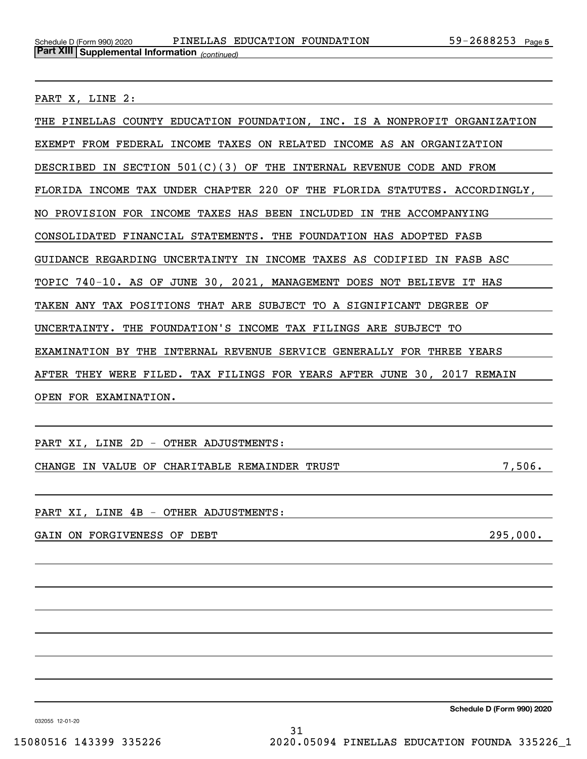**Part XIII** **Supplemental Information** *(continued)*

PART X, LINE 2:

THE PINELLAS COUNTY EDUCATION FOUNDATION, INC. IS A NONPROFIT ORGANIZATION EXEMPT FROM FEDERAL INCOME TAXES ON RELATED INCOME AS AN ORGANIZATION DESCRIBED IN SECTION 501(C)(3) OF THE INTERNAL REVENUE CODE AND FROM FLORIDA INCOME TAX UNDER CHAPTER 220 OF THE FLORIDA STATUTES. ACCORDINGLY, NO PROVISION FOR INCOME TAXES HAS BEEN INCLUDED IN THE ACCOMPANYING CONSOLIDATED FINANCIAL STATEMENTS. THE FOUNDATION HAS ADOPTED FASB GUIDANCE REGARDING UNCERTAINTY IN INCOME TAXES AS CODIFIED IN FASB ASC TOPIC 740-10. AS OF JUNE 30, 2021, MANAGEMENT DOES NOT BELIEVE IT HAS TAKEN ANY TAX POSITIONS THAT ARE SUBJECT TO A SIGNIFICANT DEGREE OF UNCERTAINTY. THE FOUNDATION'S INCOME TAX FILINGS ARE SUBJECT TO EXAMINATION BY THE INTERNAL REVENUE SERVICE GENERALLY FOR THREE YEARS AFTER THEY WERE FILED. TAX FILINGS FOR YEARS AFTER JUNE 30, 2017 REMAIN OPEN FOR EXAMINATION.

PART XI, LINE 2D - OTHER ADJUSTMENTS:

| | |
|---|---|
| CHANGE IN VALUE OF CHARITABLE REMAINDER TRUST | 7,506. |

PART XI, LINE 4B - OTHER ADJUSTMENTS:

| | |
|---|---|
| GAIN ON FORGIVENESS OF DEBT | 295,000. |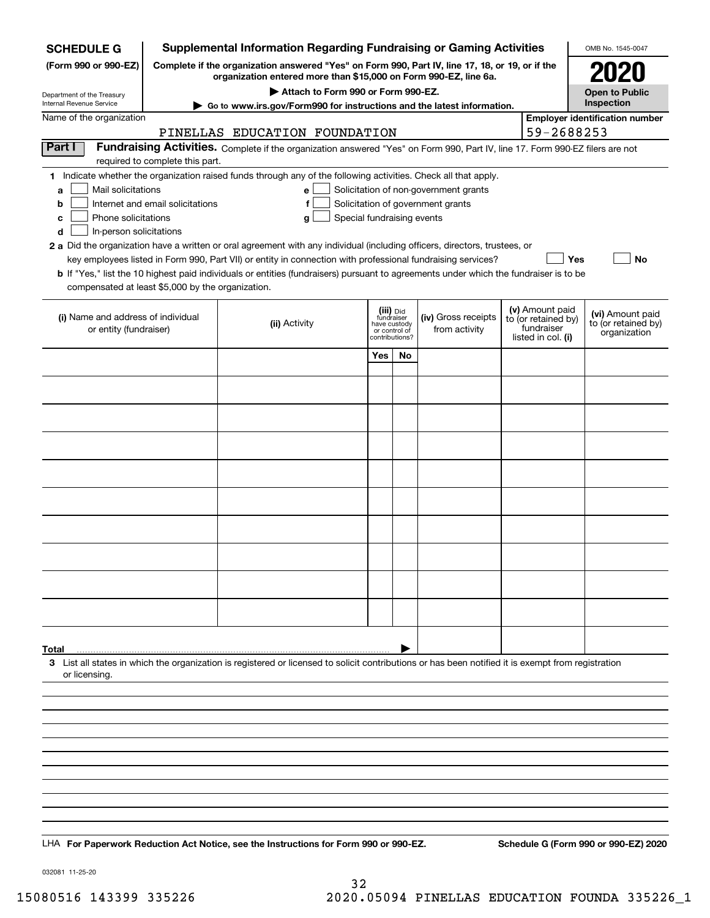**SCHEDULE G** (Form 990 or 990-EZ)

Department of the Treasury
Internal Revenue Service

# Supplemental Information Regarding Fundraising or Gaming Activities

**Complete if the organization answered "Yes" on Form 990, Part IV, line 17, 18, or 19, or if the organization entered more than $15,000 on Form 990-EZ, line 6a.**

▶ Attach to Form 990 or Form 990-EZ.

▶ Go to www.irs.gov/Form990 for instructions and the latest information.

OMB No. 1545-0047

**2020**

**Open to Public Inspection**

Name of the organization: PINELLAS EDUCATION FOUNDATION

Employer identification number: 59-2688253

**Part I — Fundraising Activities.** Complete if the organization answered "Yes" on Form 990, Part IV, line 17. Form 990-EZ filers are not required to complete this part.

**1** Indicate whether the organization raised funds through any of the following activities. Check all that apply.

- **a** ☐ Mail solicitations
- **b** ☐ Internet and email solicitations
- **c** ☐ Phone solicitations
- **d** ☐ In-person solicitations
- **e** ☐ Solicitation of non-government grants
- **f** ☐ Solicitation of government grants
- **g** ☐ Special fundraising events

**2 a** Did the organization have a written or oral agreement with any individual (including officers, directors, trustees, or key employees listed in Form 990, Part VII) or entity in connection with professional fundraising services? ☐ Yes ☐ No

**b** If "Yes," list the 10 highest paid individuals or entities (fundraisers) pursuant to agreements under which the fundraiser is to be compensated at least $5,000 by the organization.

| (i) Name and address of individual or entity (fundraiser) | (ii) Activity | (iii) Did fundraiser have custody or control of contributions? Yes | No | (iv) Gross receipts from activity | (v) Amount paid to (or retained by) fundraiser listed in col. (i) | (vi) Amount paid to (or retained by) organization |
|---|---|---|---|---|---|---|
| | | | | | | |
| | | | | | | |
| | | | | | | |
| | | | | | | |
| | | | | | | |
| | | | | | | |
| | | | | | | |
| | | | | | | |
| | | | | | | |
| | | | | | | |
| **Total** | | | | | | |

**3** List all states in which the organization is registered or licensed to solicit contributions or has been notified it is exempt from registration or licensing.

LHA **For Paperwork Reduction Act Notice, see the Instructions for Form 990 or 990-EZ.** **Schedule G (Form 990 or 990-EZ) 2020**

032081 11-25-20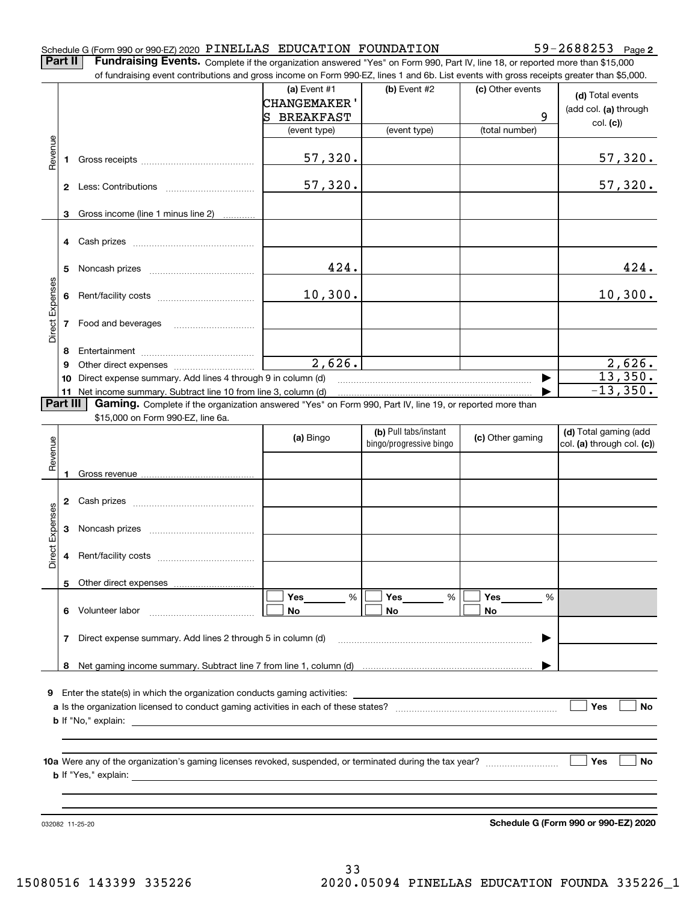Schedule G (Form 990 or 990-EZ) 2020 PINELLAS EDUCATION FOUNDATION 59-2688253 Page **2**

**Part II** **Fundraising Events.** Complete if the organization answered "Yes" on Form 990, Part IV, line 18, or reported more than $15,000 of fundraising event contributions and gross income on Form 990-EZ, lines 1 and 6b. List events with gross receipts greater than $5,000.

| | | | (a) Event #1 CHANGEMAKER'S BREAKFAST (event type) | (b) Event #2 (event type) | (c) Other events 9 (total number) | (d) Total events (add col. (a) through col. (c)) |
|---|---|---|---|---|---|---|
| Revenue | 1 | Gross receipts | 57,320. | | | 57,320. |
| | 2 | Less: Contributions | 57,320. | | | 57,320. |
| | 3 | Gross income (line 1 minus line 2) | | | | |
| Direct Expenses | 4 | Cash prizes | | | | |
| | 5 | Noncash prizes | 424. | | | 424. |
| | 6 | Rent/facility costs | 10,300. | | | 10,300. |
| | 7 | Food and beverages | | | | |
| | 8 | Entertainment | | | | |
| | 9 | Other direct expenses | 2,626. | | | 2,626. |
| | 10 | Direct expense summary. Add lines 4 through 9 in column (d) | | | ▶ | 13,350. |
| | 11 | Net income summary. Subtract line 10 from line 3, column (d) | | | ▶ | -13,350. |

**Part III** **Gaming.** Complete if the organization answered "Yes" on Form 990, Part IV, line 19, or reported more than $15,000 on Form 990-EZ, line 6a.

| | | | (a) Bingo | (b) Pull tabs/instant bingo/progressive bingo | (c) Other gaming | (d) Total gaming (add col. (a) through col. (c)) |
|---|---|---|---|---|---|---|
| Revenue | 1 | Gross revenue | | | | |
| Direct Expenses | 2 | Cash prizes | | | | |
| | 3 | Noncash prizes | | | | |
| | 4 | Rent/facility costs | | | | |
| | 5 | Other direct expenses | | | | |
| | 6 | Volunteer labor | ☐ Yes ___ % ☐ No | ☐ Yes ___ % ☐ No | ☐ Yes ___ % ☐ No | |
| | 7 | Direct expense summary. Add lines 2 through 5 in column (d) | | | ▶ | |
| | 8 | Net gaming income summary. Subtract line 7 from line 1, column (d) | | | ▶ | |

**9** Enter the state(s) in which the organization conducts gaming activities: ____________________

**a** Is the organization licensed to conduct gaming activities in each of these states? ☐ Yes ☐ No

**b** If "No," explain: ____________________

**10a** Were any of the organization's gaming licenses revoked, suspended, or terminated during the tax year? ☐ Yes ☐ No

**b** If "Yes," explain: ____________________

032082 11-25-20

**Schedule G (Form 990 or 990-EZ) 2020**

15080516 143399 335226 2020.05094 PINELLAS EDUCATION FOUNDA 335226_1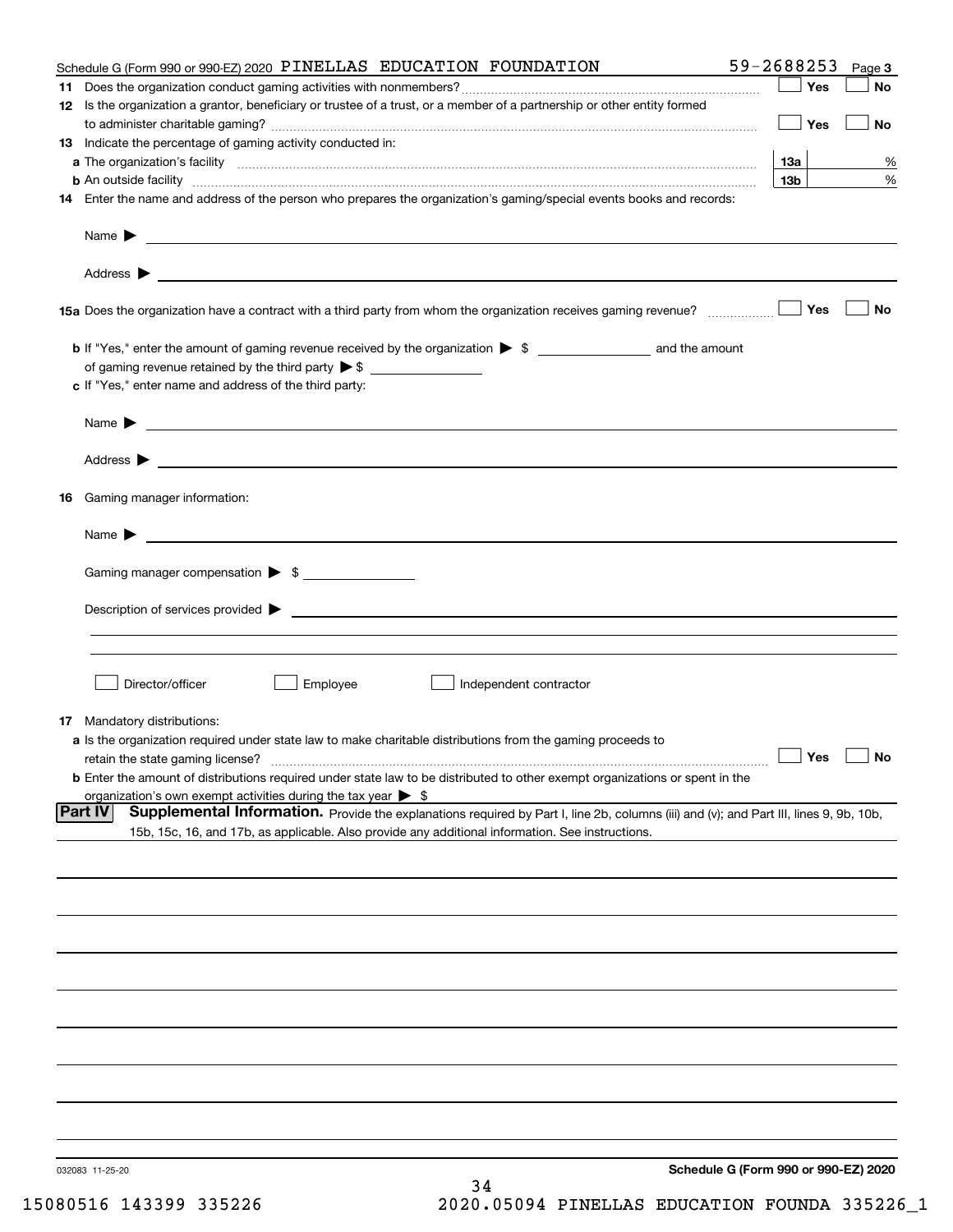Schedule G (Form 990 or 990-EZ) 2020 PINELLAS EDUCATION FOUNDATION 59-2688253 Page 3

**11** Does the organization conduct gaming activities with nonmembers? ☐ Yes ☐ No

**12** Is the organization a grantor, beneficiary or trustee of a trust, or a member of a partnership or other entity formed to administer charitable gaming? ☐ Yes ☐ No

**13** Indicate the percentage of gaming activity conducted in:

**a** The organization's facility **13a** %

**b** An outside facility **13b** %

**14** Enter the name and address of the person who prepares the organization's gaming/special events books and records:

Name ▶

Address ▶

**15a** Does the organization have a contract with a third party from whom the organization receives gaming revenue? ☐ Yes ☐ No

**b** If "Yes," enter the amount of gaming revenue received by the organization ▶ $ ______ and the amount of gaming revenue retained by the third party ▶ $ ______

**c** If "Yes," enter name and address of the third party:

Name ▶

Address ▶

**16** Gaming manager information:

Name ▶

Gaming manager compensation ▶ $

Description of services provided ▶

☐ Director/officer ☐ Employee ☐ Independent contractor

**17** Mandatory distributions:

**a** Is the organization required under state law to make charitable distributions from the gaming proceeds to retain the state gaming license? ☐ Yes ☐ No

**b** Enter the amount of distributions required under state law to be distributed to other exempt organizations or spent in the organization's own exempt activities during the tax year ▶ $

**Part IV** **Supplemental Information.** Provide the explanations required by Part I, line 2b, columns (iii) and (v); and Part III, lines 9, 9b, 10b, 15b, 15c, 16, and 17b, as applicable. Also provide any additional information. See instructions.

032083 11-25-20 **Schedule G (Form 990 or 990-EZ) 2020**

15080516 143399 335226 2020.05094 PINELLAS EDUCATION FOUNDA 335226_1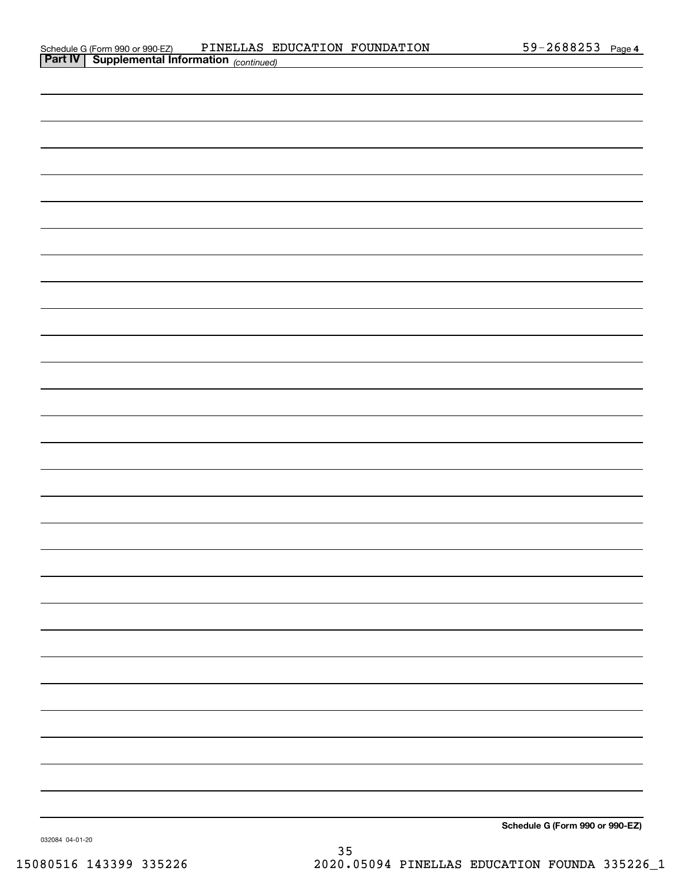Schedule G (Form 990 or 990-EZ) PINELLAS EDUCATION FOUNDATION 59-2688253 Page 4

**Part IV | Supplemental Information** *(continued)*

**Schedule G (Form 990 or 990-EZ)**

032084 04-01-20

15080516 143399 335226 2020.05094 PINELLAS EDUCATION FOUNDA 335226_1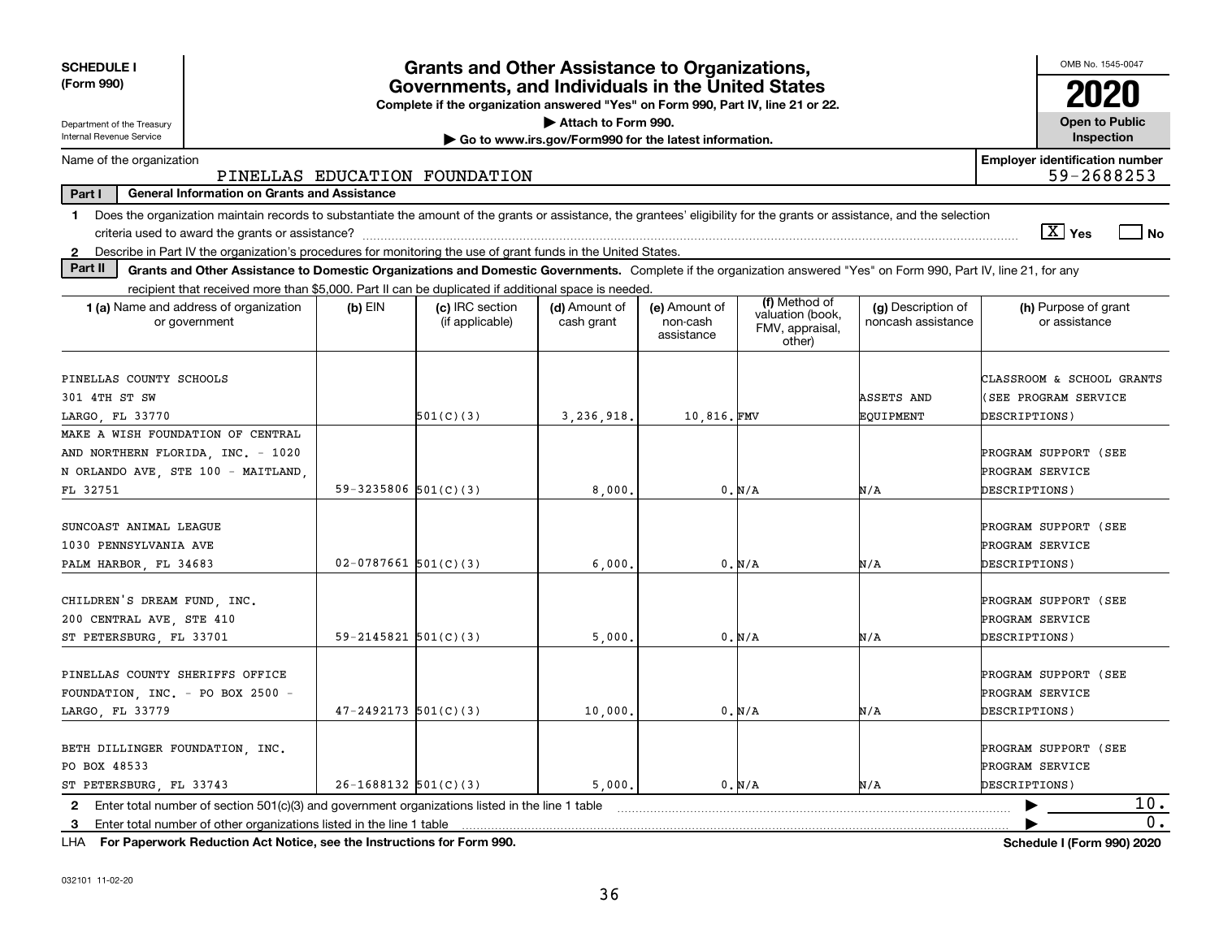**SCHEDULE I**
**(Form 990)**

Department of the Treasury
Internal Revenue Service

# Grants and Other Assistance to Organizations, Governments, and Individuals in the United States

**Complete if the organization answered "Yes" on Form 990, Part IV, line 21 or 22.**
▶ Attach to Form 990.
▶ Go to www.irs.gov/Form990 for the latest information.

OMB No. 1545-0047
**2020**
**Open to Public Inspection**

Name of the organization: PINELLAS EDUCATION FOUNDATION

Employer identification number: 59-2688253

**Part I General Information on Grants and Assistance**

1 Does the organization maintain records to substantiate the amount of the grants or assistance, the grantees' eligibility for the grants or assistance, and the selection criteria used to award the grants or assistance? [X] Yes [ ] No

2 Describe in Part IV the organization's procedures for monitoring the use of grant funds in the United States.

**Part II Grants and Other Assistance to Domestic Organizations and Domestic Governments.** Complete if the organization answered "Yes" on Form 990, Part IV, line 21, for any recipient that received more than $5,000. Part II can be duplicated if additional space is needed.

| 1 (a) Name and address of organization or government | (b) EIN | (c) IRC section (if applicable) | (d) Amount of cash grant | (e) Amount of non-cash assistance | (f) Method of valuation (book, FMV, appraisal, other) | (g) Description of noncash assistance | (h) Purpose of grant or assistance |
|---|---|---|---|---|---|---|---|
| PINELLAS COUNTY SCHOOLS 301 4TH ST SW LARGO, FL 33770 | | 501(C)(3) | 3,236,918. | 10,816. | FMV | ASSETS AND EQUIPMENT | CLASSROOM & SCHOOL GRANTS (SEE PROGRAM SERVICE DESCRIPTIONS) |
| MAKE A WISH FOUNDATION OF CENTRAL AND NORTHERN FLORIDA, INC. - 1020 N ORLANDO AVE, STE 100 - MAITLAND, FL 32751 | 59-3235806 | 501(C)(3) | 8,000. | 0. | N/A | N/A | PROGRAM SUPPORT (SEE PROGRAM SERVICE DESCRIPTIONS) |
| SUNCOAST ANIMAL LEAGUE 1030 PENNSYLVANIA AVE PALM HARBOR, FL 34683 | 02-0787661 | 501(C)(3) | 6,000. | 0. | N/A | N/A | PROGRAM SUPPORT (SEE PROGRAM SERVICE DESCRIPTIONS) |
| CHILDREN'S DREAM FUND, INC. 200 CENTRAL AVE, STE 410 ST PETERSBURG, FL 33701 | 59-2145821 | 501(C)(3) | 5,000. | 0. | N/A | N/A | PROGRAM SUPPORT (SEE PROGRAM SERVICE DESCRIPTIONS) |
| PINELLAS COUNTY SHERIFFS OFFICE FOUNDATION, INC. - PO BOX 2500 - LARGO, FL 33779 | 47-2492173 | 501(C)(3) | 10,000. | 0. | N/A | N/A | PROGRAM SUPPORT (SEE PROGRAM SERVICE DESCRIPTIONS) |
| BETH DILLINGER FOUNDATION, INC. PO BOX 48533 ST PETERSBURG, FL 33743 | 26-1688132 | 501(C)(3) | 5,000. | 0. | N/A | N/A | PROGRAM SUPPORT (SEE PROGRAM SERVICE DESCRIPTIONS) |

2 Enter total number of section 501(c)(3) and government organizations listed in the line 1 table ▶ 10.

3 Enter total number of other organizations listed in the line 1 table ▶ 0.

LHA **For Paperwork Reduction Act Notice, see the Instructions for Form 990.** **Schedule I (Form 990) 2020**

032101 11-02-20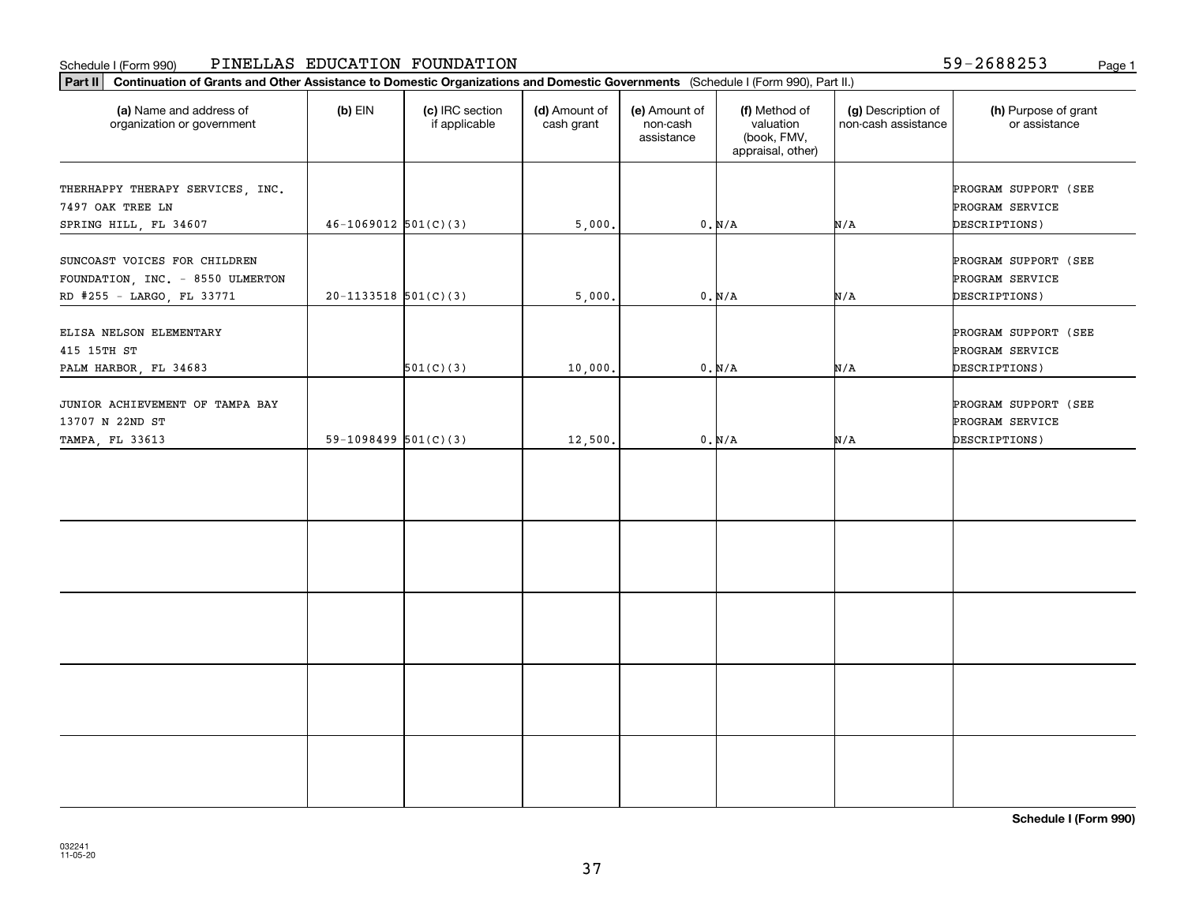Schedule I (Form 990) PINELLAS EDUCATION FOUNDATION 59-2688253

**Part II** **Continuation of Grants and Other Assistance to Domestic Organizations and Domestic Governments** (Schedule I (Form 990), Part II.)

| (a) Name and address of organization or government | (b) EIN | (c) IRC section if applicable | (d) Amount of cash grant | (e) Amount of non-cash assistance | (f) Method of valuation (book, FMV, appraisal, other) | (g) Description of non-cash assistance | (h) Purpose of grant or assistance |
|---|---|---|---|---|---|---|---|
| THERHAPPY THERAPY SERVICES, INC. 7497 OAK TREE LN SPRING HILL, FL 34607 | 46-1069012 | 501(C)(3) | 5,000. | 0. | N/A | N/A | PROGRAM SUPPORT (SEE PROGRAM SERVICE DESCRIPTIONS) |
| SUNCOAST VOICES FOR CHILDREN FOUNDATION, INC. - 8550 ULMERTON RD #255 - LARGO, FL 33771 | 20-1133518 | 501(C)(3) | 5,000. | 0. | N/A | N/A | PROGRAM SUPPORT (SEE PROGRAM SERVICE DESCRIPTIONS) |
| ELISA NELSON ELEMENTARY 415 15TH ST PALM HARBOR, FL 34683 | | 501(C)(3) | 10,000. | 0. | N/A | N/A | PROGRAM SUPPORT (SEE PROGRAM SERVICE DESCRIPTIONS) |
| JUNIOR ACHIEVEMENT OF TAMPA BAY 13707 N 22ND ST TAMPA, FL 33613 | 59-1098499 | 501(C)(3) | 12,500. | 0. | N/A | N/A | PROGRAM SUPPORT (SEE PROGRAM SERVICE DESCRIPTIONS) |
| | | | | | | | |
| | | | | | | | |
| | | | | | | | |
| | | | | | | | |
| | | | | | | | |

**Schedule I (Form 990)**

032241 11-05-20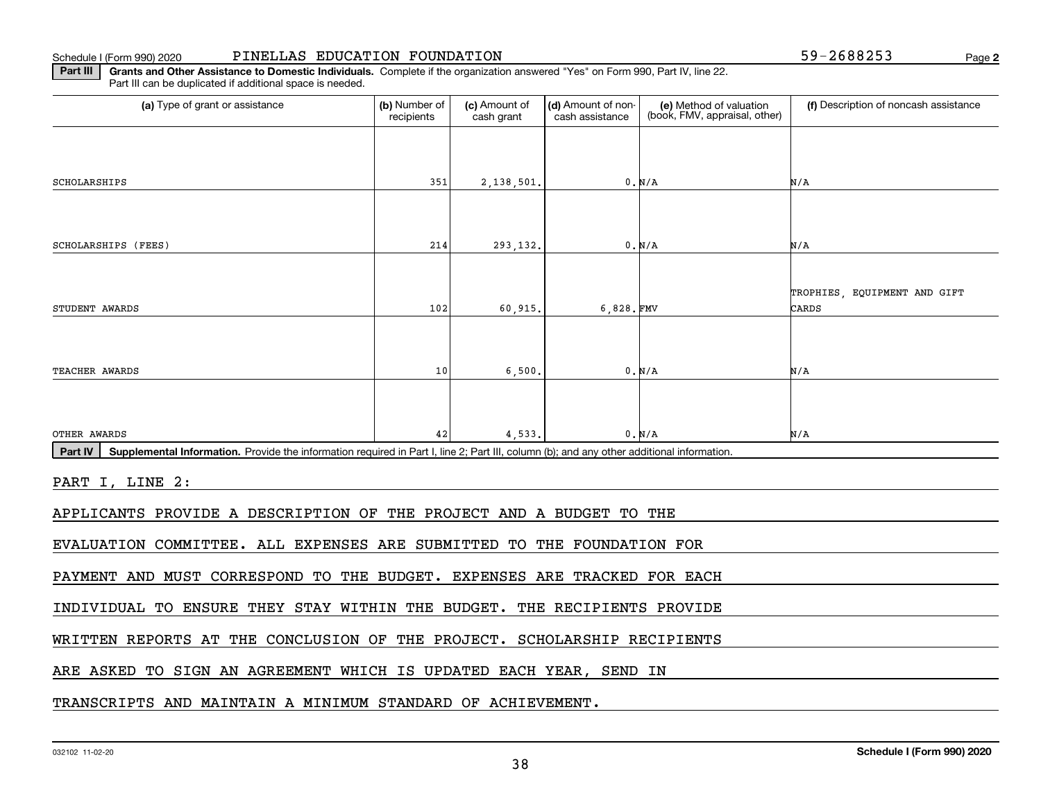Schedule I (Form 990) 2020 PINELLAS EDUCATION FOUNDATION 59-2688253

**Part III** **Grants and Other Assistance to Domestic Individuals.** Complete if the organization answered "Yes" on Form 990, Part IV, line 22. Part III can be duplicated if additional space is needed.

| (a) Type of grant or assistance | (b) Number of recipients | (c) Amount of cash grant | (d) Amount of non-cash assistance | (e) Method of valuation (book, FMV, appraisal, other) | (f) Description of noncash assistance |
|---|---|---|---|---|---|
| SCHOLARSHIPS | 351 | 2,138,501. | 0. | N/A | N/A |
| SCHOLARSHIPS (FEES) | 214 | 293,132. | 0. | N/A | N/A |
| STUDENT AWARDS | 102 | 60,915. | 6,828. | FMV | TROPHIES, EQUIPMENT AND GIFT CARDS |
| TEACHER AWARDS | 10 | 6,500. | 0. | N/A | N/A |
| OTHER AWARDS | 42 | 4,533. | 0. | N/A | N/A |

**Part IV** **Supplemental Information.** Provide the information required in Part I, line 2; Part III, column (b); and any other additional information.

PART I, LINE 2:

APPLICANTS PROVIDE A DESCRIPTION OF THE PROJECT AND A BUDGET TO THE EVALUATION COMMITTEE. ALL EXPENSES ARE SUBMITTED TO THE FOUNDATION FOR PAYMENT AND MUST CORRESPOND TO THE BUDGET. EXPENSES ARE TRACKED FOR EACH INDIVIDUAL TO ENSURE THEY STAY WITHIN THE BUDGET. THE RECIPIENTS PROVIDE WRITTEN REPORTS AT THE CONCLUSION OF THE PROJECT. SCHOLARSHIP RECIPIENTS ARE ASKED TO SIGN AN AGREEMENT WHICH IS UPDATED EACH YEAR, SEND IN TRANSCRIPTS AND MAINTAIN A MINIMUM STANDARD OF ACHIEVEMENT.

032102 11-02-20

**Schedule I (Form 990) 2020**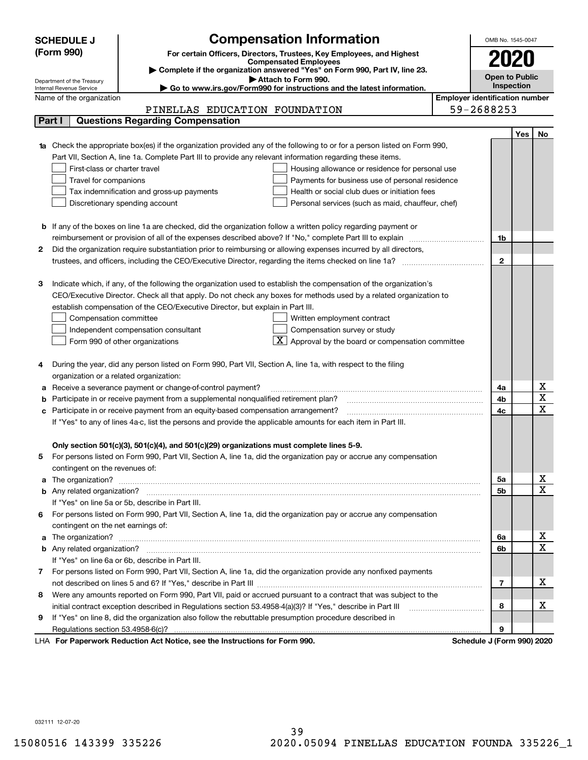**SCHEDULE J (Form 990)**

Department of the Treasury
Internal Revenue Service

# Compensation Information

**For certain Officers, Directors, Trustees, Key Employees, and Highest Compensated Employees**

▶ **Complete if the organization answered "Yes" on Form 990, Part IV, line 23.**

▶ **Attach to Form 990.**

▶ **Go to www.irs.gov/Form990 for instructions and the latest information.**

OMB No. 1545-0047

**2020**

**Open to Public Inspection**

Name of the organization: PINELLAS EDUCATION FOUNDATION

**Employer identification number:** 59-2688253

## Part I Questions Regarding Compensation

| | | | Yes | No |
|---|---|---|---|---|
| **1a** | Check the appropriate box(es) if the organization provided any of the following to or for a person listed on Form 990, Part VII, Section A, line 1a. Complete Part III to provide any relevant information regarding these items.<br>☐ First-class or charter travel ☐ Housing allowance or residence for personal use<br>☐ Travel for companions ☐ Payments for business use of personal residence<br>☐ Tax indemnification and gross-up payments ☐ Health or social club dues or initiation fees<br>☐ Discretionary spending account ☐ Personal services (such as maid, chauffeur, chef) | | | |
| **b** | If any of the boxes on line 1a are checked, did the organization follow a written policy regarding payment or reimbursement or provision of all of the expenses described above? If "No," complete Part III to explain | 1b | | |
| **2** | Did the organization require substantiation prior to reimbursing or allowing expenses incurred by all directors, trustees, and officers, including the CEO/Executive Director, regarding the items checked on line 1a? | 2 | | |
| **3** | Indicate which, if any, of the following the organization used to establish the compensation of the organization's CEO/Executive Director. Check all that apply. Do not check any boxes for methods used by a related organization to establish compensation of the CEO/Executive Director, but explain in Part III.<br>☐ Compensation committee ☐ Written employment contract<br>☐ Independent compensation consultant ☐ Compensation survey or study<br>☐ Form 990 of other organizations ☒ Approval by the board or compensation committee | | | |
| **4** | During the year, did any person listed on Form 990, Part VII, Section A, line 1a, with respect to the filing organization or a related organization: | | | |
| **a** | Receive a severance payment or change-of-control payment? | 4a | | X |
| **b** | Participate in or receive payment from a supplemental nonqualified retirement plan? | 4b | | X |
| **c** | Participate in or receive payment from an equity-based compensation arrangement? | 4c | | X |
| | If "Yes" to any of lines 4a-c, list the persons and provide the applicable amounts for each item in Part III. | | | |
| | **Only section 501(c)(3), 501(c)(4), and 501(c)(29) organizations must complete lines 5-9.** | | | |
| **5** | For persons listed on Form 990, Part VII, Section A, line 1a, did the organization pay or accrue any compensation contingent on the revenues of: | | | |
| **a** | The organization? | 5a | | X |
| **b** | Any related organization? | 5b | | X |
| | If "Yes" on line 5a or 5b, describe in Part III. | | | |
| **6** | For persons listed on Form 990, Part VII, Section A, line 1a, did the organization pay or accrue any compensation contingent on the net earnings of: | | | |
| **a** | The organization? | 6a | | X |
| **b** | Any related organization? | 6b | | X |
| | If "Yes" on line 6a or 6b, describe in Part III. | | | |
| **7** | For persons listed on Form 990, Part VII, Section A, line 1a, did the organization provide any nonfixed payments not described on lines 5 and 6? If "Yes," describe in Part III | 7 | | X |
| **8** | Were any amounts reported on Form 990, Part VII, paid or accrued pursuant to a contract that was subject to the initial contract exception described in Regulations section 53.4958-4(a)(3)? If "Yes," describe in Part III | 8 | | X |
| **9** | If "Yes" on line 8, did the organization also follow the rebuttable presumption procedure described in Regulations section 53.4958-6(c)? | 9 | | |

LHA **For Paperwork Reduction Act Notice, see the Instructions for Form 990.** **Schedule J (Form 990) 2020**

032111 12-07-20

15080516 143399 335226 2020.05094 PINELLAS EDUCATION FOUNDA 335226_1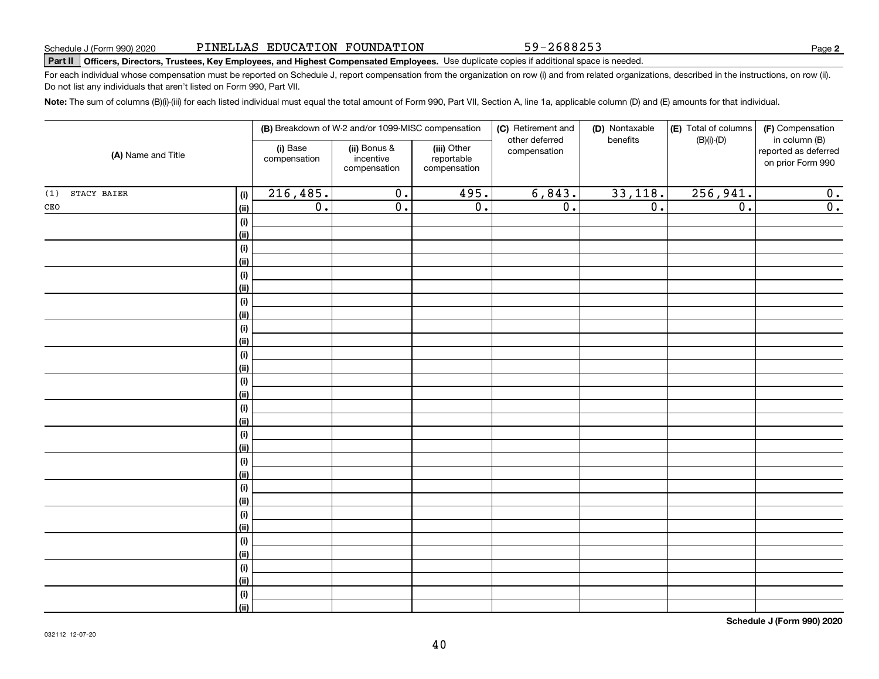Schedule J (Form 990) 2020 PINELLAS EDUCATION FOUNDATION 59-2688253

**Part II Officers, Directors, Trustees, Key Employees, and Highest Compensated Employees.** Use duplicate copies if additional space is needed.

For each individual whose compensation must be reported on Schedule J, report compensation from the organization on row (i) and from related organizations, described in the instructions, on row (ii). Do not list any individuals that aren't listed on Form 990, Part VII.

**Note:** The sum of columns (B)(i)-(iii) for each listed individual must equal the total amount of Form 990, Part VII, Section A, line 1a, applicable column (D) and (E) amounts for that individual.

| (A) Name and Title | | (B) Breakdown of W-2 and/or 1099-MISC compensation | | | (C) Retirement and other deferred compensation | (D) Nontaxable benefits | (E) Total of columns (B)(i)-(D) | (F) Compensation in column (B) reported as deferred on prior Form 990 |
|---|---|---|---|---|---|---|---|---|
| | | (i) Base compensation | (ii) Bonus & incentive compensation | (iii) Other reportable compensation | | | | |
| (1) STACY BAIER | (i) | 216,485. | 0. | 495. | 6,843. | 33,118. | 256,941. | 0. |
| CEO | (ii) | 0. | 0. | 0. | 0. | 0. | 0. | 0. |
| | (i) | | | | | | | |
| | (ii) | | | | | | | |
| | (i) | | | | | | | |
| | (ii) | | | | | | | |
| | (i) | | | | | | | |
| | (ii) | | | | | | | |
| | (i) | | | | | | | |
| | (ii) | | | | | | | |
| | (i) | | | | | | | |
| | (ii) | | | | | | | |
| | (i) | | | | | | | |
| | (ii) | | | | | | | |
| | (i) | | | | | | | |
| | (ii) | | | | | | | |
| | (i) | | | | | | | |
| | (ii) | | | | | | | |
| | (i) | | | | | | | |
| | (ii) | | | | | | | |
| | (i) | | | | | | | |
| | (ii) | | | | | | | |
| | (i) | | | | | | | |
| | (ii) | | | | | | | |
| | (i) | | | | | | | |
| | (ii) | | | | | | | |
| | (i) | | | | | | | |
| | (ii) | | | | | | | |
| | (i) | | | | | | | |
| | (ii) | | | | | | | |
| | (i) | | | | | | | |
| | (ii) | | | | | | | |

**Schedule J (Form 990) 2020**

032112 12-07-20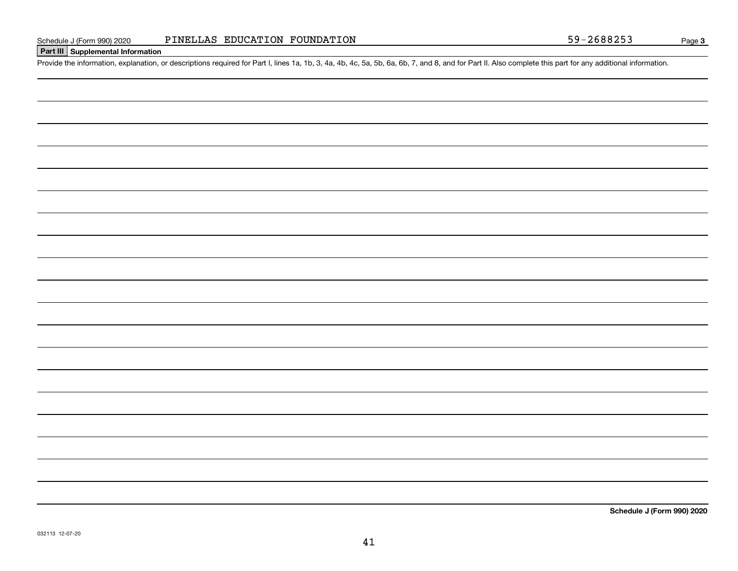Schedule J (Form 990) 2020 PINELLAS EDUCATION FOUNDATION 59-2688253 Page **3**

## Part III Supplemental Information

Provide the information, explanation, or descriptions required for Part I, lines 1a, 1b, 3, 4a, 4b, 4c, 5a, 5b, 6a, 6b, 7, and 8, and for Part II. Also complete this part for any additional information.

**Schedule J (Form 990) 2020**

032113 12-07-20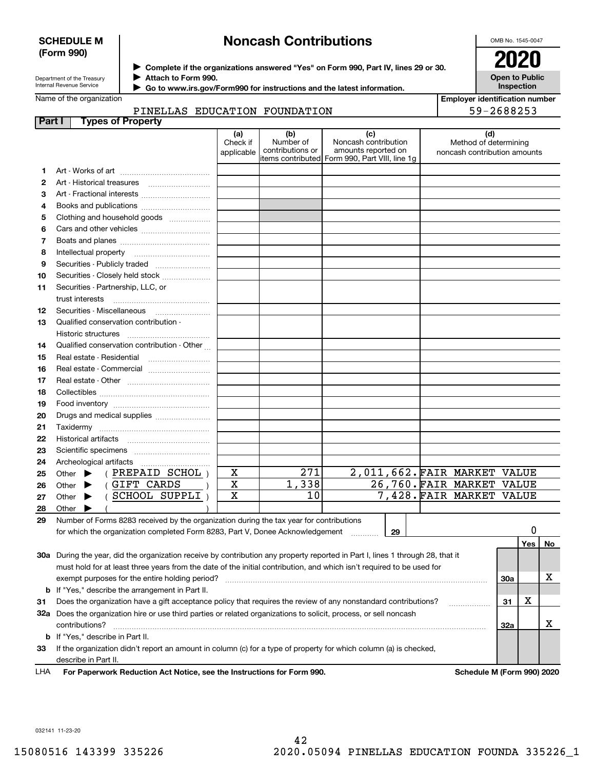**SCHEDULE M (Form 990)**

Department of the Treasury
Internal Revenue Service

# Noncash Contributions

▶ Complete if the organizations answered "Yes" on Form 990, Part IV, lines 29 or 30.
▶ Attach to Form 990.
▶ Go to www.irs.gov/Form990 for instructions and the latest information.

OMB No. 1545-0047

**2020**

**Open to Public Inspection**

Name of the organization: PINELLAS EDUCATION FOUNDATION

Employer identification number: 59-2688253

**Part I Types of Property**

| | | (a) Check if applicable | (b) Number of contributions or items contributed | (c) Noncash contribution amounts reported on Form 990, Part VIII, line 1g | (d) Method of determining noncash contribution amounts |
|---|---|---|---|---|---|
| 1 | Art - Works of art | | | | |
| 2 | Art - Historical treasures | | | | |
| 3 | Art - Fractional interests | | | | |
| 4 | Books and publications | | | | |
| 5 | Clothing and household goods | | | | |
| 6 | Cars and other vehicles | | | | |
| 7 | Boats and planes | | | | |
| 8 | Intellectual property | | | | |
| 9 | Securities - Publicly traded | | | | |
| 10 | Securities - Closely held stock | | | | |
| 11 | Securities - Partnership, LLC, or trust interests | | | | |
| 12 | Securities - Miscellaneous | | | | |
| 13 | Qualified conservation contribution - Historic structures | | | | |
| 14 | Qualified conservation contribution - Other | | | | |
| 15 | Real estate - Residential | | | | |
| 16 | Real estate - Commercial | | | | |
| 17 | Real estate - Other | | | | |
| 18 | Collectibles | | | | |
| 19 | Food inventory | | | | |
| 20 | Drugs and medical supplies | | | | |
| 21 | Taxidermy | | | | |
| 22 | Historical artifacts | | | | |
| 23 | Scientific specimens | | | | |
| 24 | Archeological artifacts | | | | |
| 25 | Other ▶ ( PREPAID SCHOL ) | X | 271 | 2,011,662. | FAIR MARKET VALUE |
| 26 | Other ▶ ( GIFT CARDS ) | X | 1,338 | 26,760. | FAIR MARKET VALUE |
| 27 | Other ▶ ( SCHOOL SUPPLI ) | X | 10 | 7,428. | FAIR MARKET VALUE |
| 28 | Other ▶ ( ) | | | | |

29 Number of Forms 8283 received by the organization during the tax year for contributions for which the organization completed Form 8283, Part V, Donee Acknowledgement ..... **29** | 0

| | | | Yes | No |
|---|---|---|---|---|
| 30a | During the year, did the organization receive by contribution any property reported in Part I, lines 1 through 28, that it must hold for at least three years from the date of the initial contribution, and which isn't required to be used for exempt purposes for the entire holding period? | 30a | | X |
| b | If "Yes," describe the arrangement in Part II. | | | |
| 31 | Does the organization have a gift acceptance policy that requires the review of any nonstandard contributions? | 31 | X | |
| 32a | Does the organization hire or use third parties or related organizations to solicit, process, or sell noncash contributions? | 32a | | X |
| b | If "Yes," describe in Part II. | | | |
| 33 | If the organization didn't report an amount in column (c) for a type of property for which column (a) is checked, describe in Part II. | | | |

LHA **For Paperwork Reduction Act Notice, see the Instructions for Form 990.** **Schedule M (Form 990) 2020**

032141 11-23-20

15080516 143399 335226 2020.05094 PINELLAS EDUCATION FOUNDA 335226_1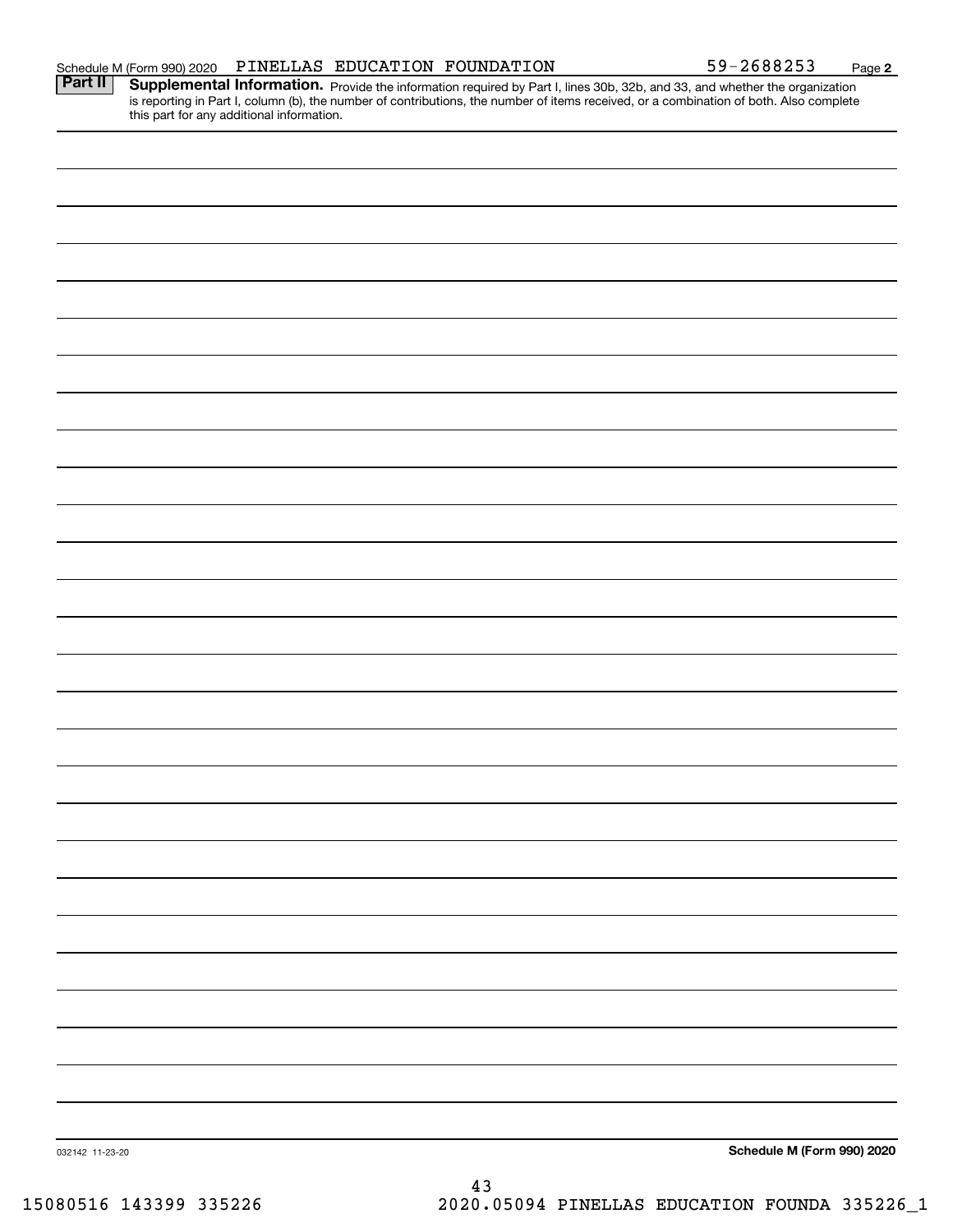Schedule M (Form 990) 2020 PINELLAS EDUCATION FOUNDATION 59-2688253 Page **2**

**Part II** **Supplemental Information.** Provide the information required by Part I, lines 30b, 32b, and 33, and whether the organization is reporting in Part I, column (b), the number of contributions, the number of items received, or a combination of both. Also complete this part for any additional information.

032142 11-23-20

**Schedule M (Form 990) 2020**

43

15080516 143399 335226 2020.05094 PINELLAS EDUCATION FOUNDA 335226_1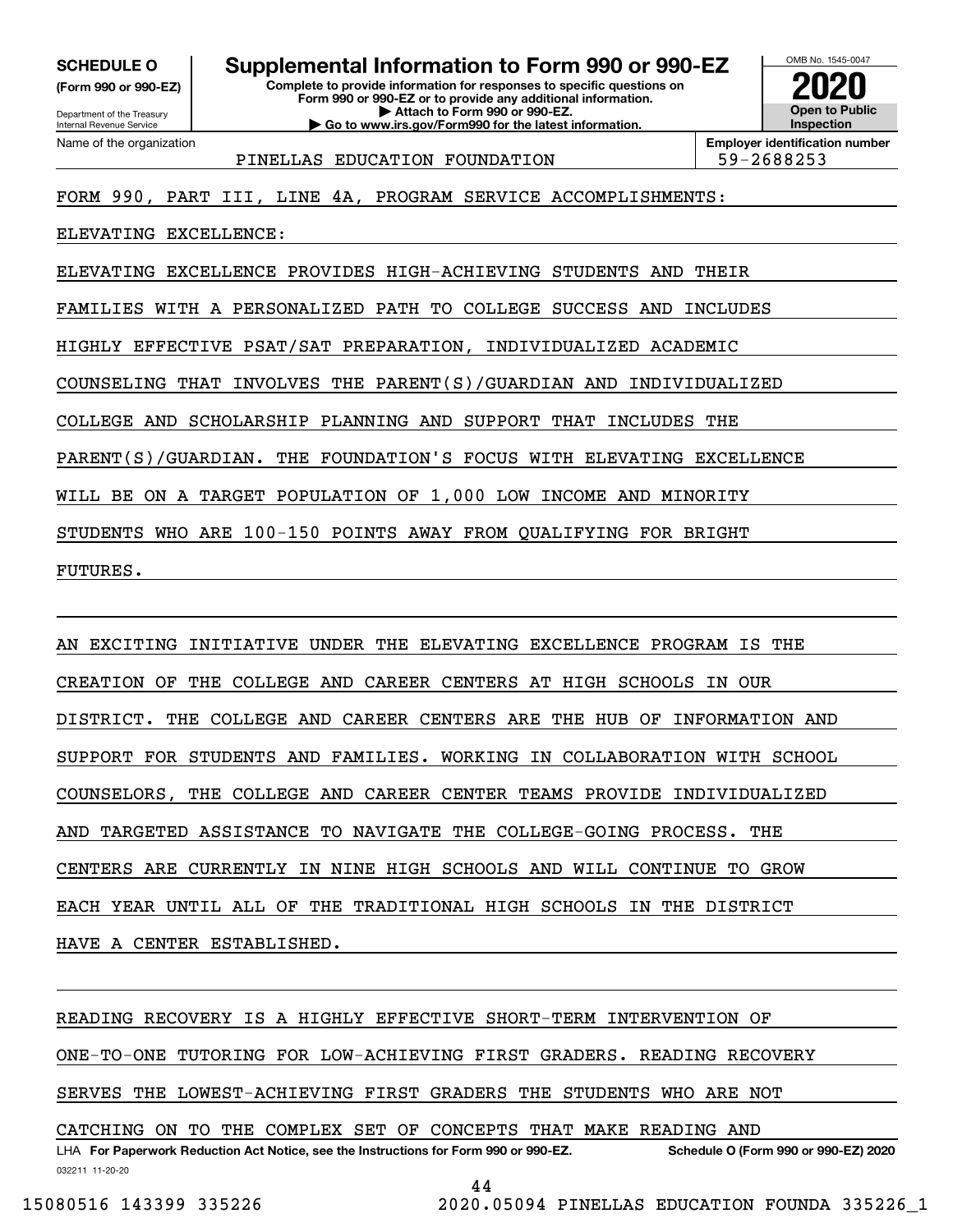**SCHEDULE O**
**(Form 990 or 990-EZ)**

Department of the Treasury
Internal Revenue Service

# Supplemental Information to Form 990 or 990-EZ

**Complete to provide information for responses to specific questions on Form 990 or 990-EZ or to provide any additional information.**
**▶ Attach to Form 990 or 990-EZ.**
**▶ Go to www.irs.gov/Form990 for the latest information.**

OMB No. 1545-0047
**2020**
**Open to Public Inspection**

Name of the organization: PINELLAS EDUCATION FOUNDATION
**Employer identification number**: 59-2688253

FORM 990, PART III, LINE 4A, PROGRAM SERVICE ACCOMPLISHMENTS:

ELEVATING EXCELLENCE:

ELEVATING EXCELLENCE PROVIDES HIGH-ACHIEVING STUDENTS AND THEIR FAMILIES WITH A PERSONALIZED PATH TO COLLEGE SUCCESS AND INCLUDES HIGHLY EFFECTIVE PSAT/SAT PREPARATION, INDIVIDUALIZED ACADEMIC COUNSELING THAT INVOLVES THE PARENT(S)/GUARDIAN AND INDIVIDUALIZED COLLEGE AND SCHOLARSHIP PLANNING AND SUPPORT THAT INCLUDES THE PARENT(S)/GUARDIAN. THE FOUNDATION'S FOCUS WITH ELEVATING EXCELLENCE WILL BE ON A TARGET POPULATION OF 1,000 LOW INCOME AND MINORITY STUDENTS WHO ARE 100-150 POINTS AWAY FROM QUALIFYING FOR BRIGHT FUTURES.

AN EXCITING INITIATIVE UNDER THE ELEVATING EXCELLENCE PROGRAM IS THE CREATION OF THE COLLEGE AND CAREER CENTERS AT HIGH SCHOOLS IN OUR DISTRICT. THE COLLEGE AND CAREER CENTERS ARE THE HUB OF INFORMATION AND SUPPORT FOR STUDENTS AND FAMILIES. WORKING IN COLLABORATION WITH SCHOOL COUNSELORS, THE COLLEGE AND CAREER CENTER TEAMS PROVIDE INDIVIDUALIZED AND TARGETED ASSISTANCE TO NAVIGATE THE COLLEGE-GOING PROCESS. THE CENTERS ARE CURRENTLY IN NINE HIGH SCHOOLS AND WILL CONTINUE TO GROW EACH YEAR UNTIL ALL OF THE TRADITIONAL HIGH SCHOOLS IN THE DISTRICT HAVE A CENTER ESTABLISHED.

READING RECOVERY IS A HIGHLY EFFECTIVE SHORT-TERM INTERVENTION OF ONE-TO-ONE TUTORING FOR LOW-ACHIEVING FIRST GRADERS. READING RECOVERY SERVES THE LOWEST-ACHIEVING FIRST GRADERS THE STUDENTS WHO ARE NOT CATCHING ON TO THE COMPLEX SET OF CONCEPTS THAT MAKE READING AND

LHA **For Paperwork Reduction Act Notice, see the Instructions for Form 990 or 990-EZ.** **Schedule O (Form 990 or 990-EZ) 2020**
032211 11-20-20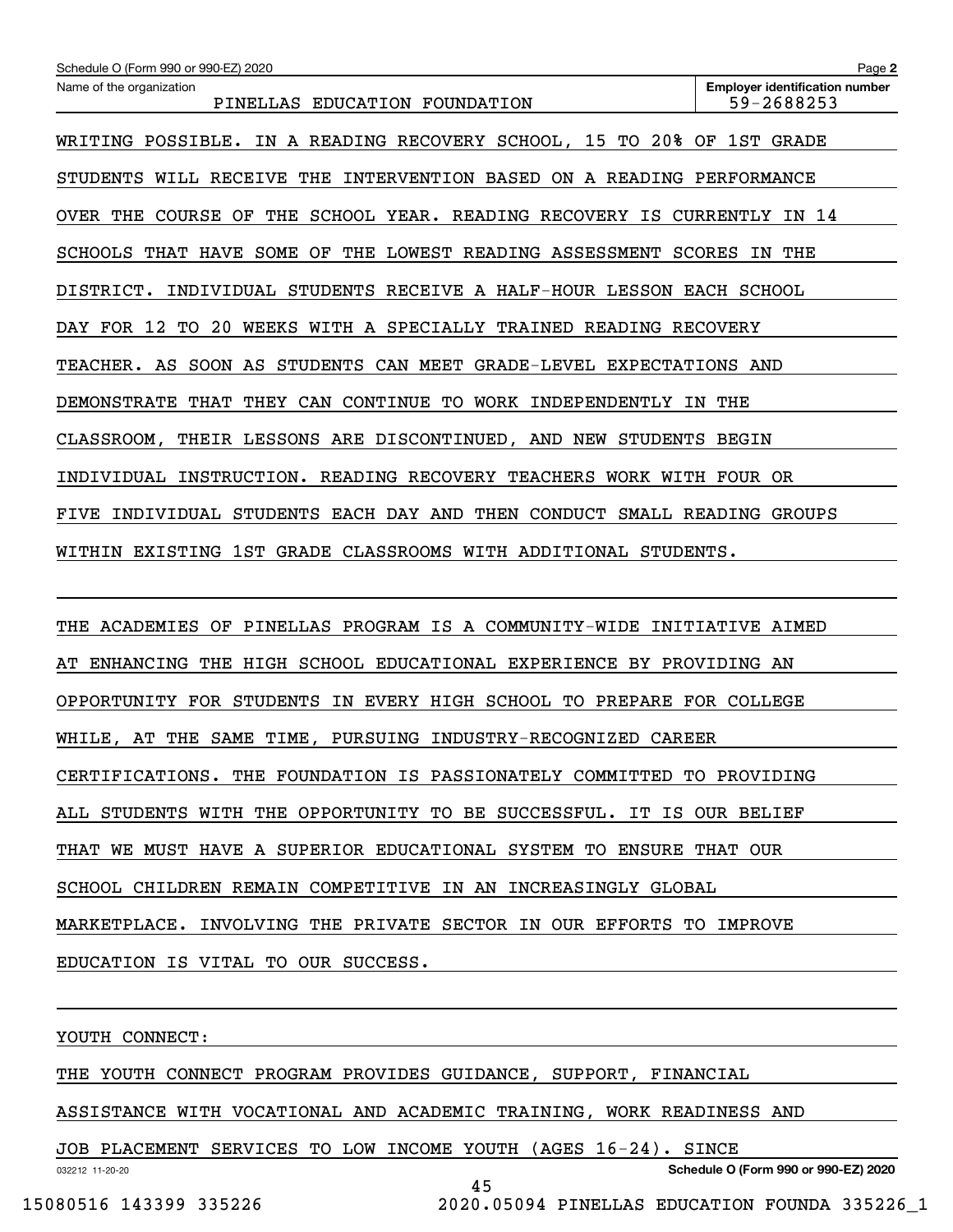Name of the organization: PINELLAS EDUCATION FOUNDATION

Employer identification number: 59-2688253

WRITING POSSIBLE. IN A READING RECOVERY SCHOOL, 15 TO 20% OF 1ST GRADE STUDENTS WILL RECEIVE THE INTERVENTION BASED ON A READING PERFORMANCE OVER THE COURSE OF THE SCHOOL YEAR. READING RECOVERY IS CURRENTLY IN 14 SCHOOLS THAT HAVE SOME OF THE LOWEST READING ASSESSMENT SCORES IN THE DISTRICT. INDIVIDUAL STUDENTS RECEIVE A HALF-HOUR LESSON EACH SCHOOL DAY FOR 12 TO 20 WEEKS WITH A SPECIALLY TRAINED READING RECOVERY TEACHER. AS SOON AS STUDENTS CAN MEET GRADE-LEVEL EXPECTATIONS AND DEMONSTRATE THAT THEY CAN CONTINUE TO WORK INDEPENDENTLY IN THE CLASSROOM, THEIR LESSONS ARE DISCONTINUED, AND NEW STUDENTS BEGIN INDIVIDUAL INSTRUCTION. READING RECOVERY TEACHERS WORK WITH FOUR OR FIVE INDIVIDUAL STUDENTS EACH DAY AND THEN CONDUCT SMALL READING GROUPS WITHIN EXISTING 1ST GRADE CLASSROOMS WITH ADDITIONAL STUDENTS.

THE ACADEMIES OF PINELLAS PROGRAM IS A COMMUNITY-WIDE INITIATIVE AIMED AT ENHANCING THE HIGH SCHOOL EDUCATIONAL EXPERIENCE BY PROVIDING AN OPPORTUNITY FOR STUDENTS IN EVERY HIGH SCHOOL TO PREPARE FOR COLLEGE WHILE, AT THE SAME TIME, PURSUING INDUSTRY-RECOGNIZED CAREER CERTIFICATIONS. THE FOUNDATION IS PASSIONATELY COMMITTED TO PROVIDING ALL STUDENTS WITH THE OPPORTUNITY TO BE SUCCESSFUL. IT IS OUR BELIEF THAT WE MUST HAVE A SUPERIOR EDUCATIONAL SYSTEM TO ENSURE THAT OUR SCHOOL CHILDREN REMAIN COMPETITIVE IN AN INCREASINGLY GLOBAL MARKETPLACE. INVOLVING THE PRIVATE SECTOR IN OUR EFFORTS TO IMPROVE EDUCATION IS VITAL TO OUR SUCCESS.

YOUTH CONNECT:

THE YOUTH CONNECT PROGRAM PROVIDES GUIDANCE, SUPPORT, FINANCIAL ASSISTANCE WITH VOCATIONAL AND ACADEMIC TRAINING, WORK READINESS AND JOB PLACEMENT SERVICES TO LOW INCOME YOUTH (AGES 16-24). SINCE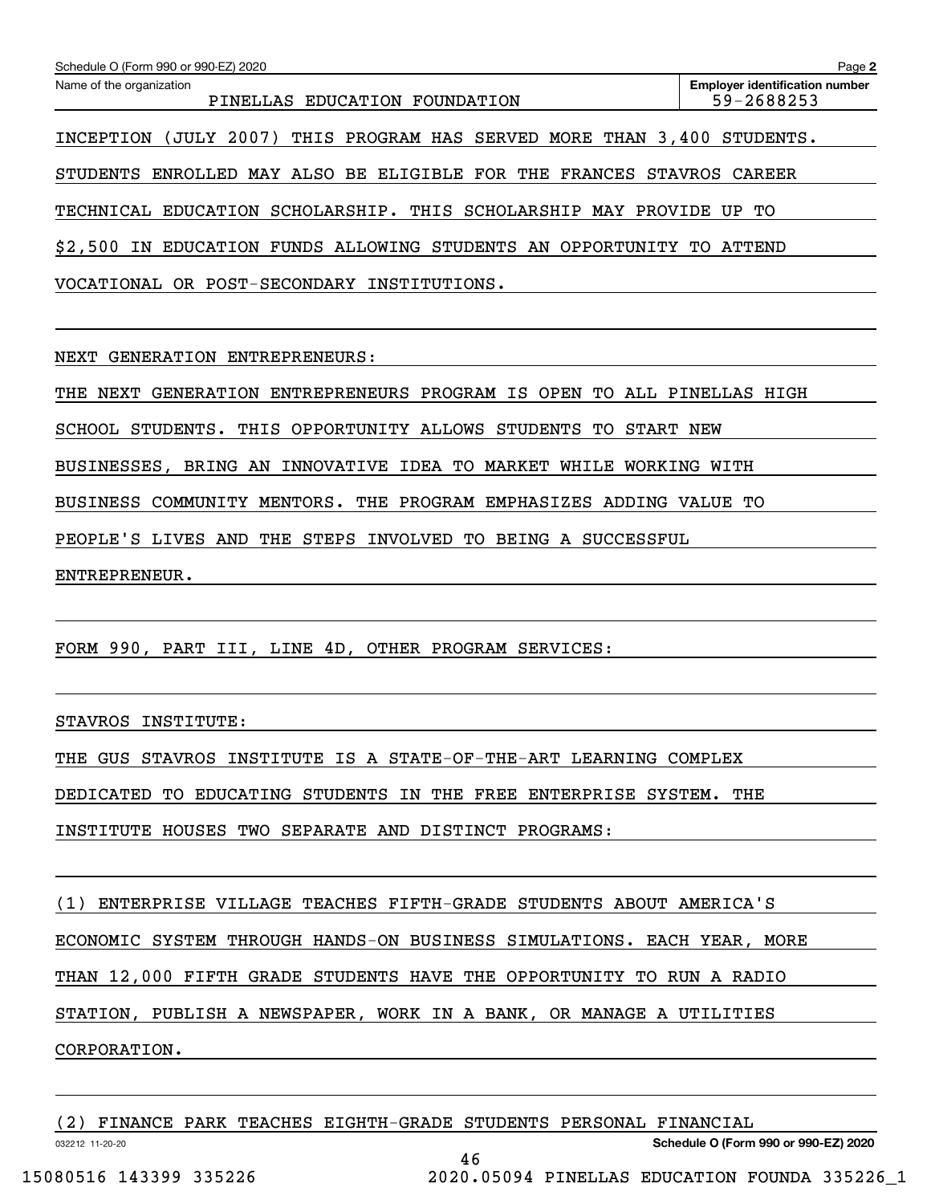INCEPTION (JULY 2007) THIS PROGRAM HAS SERVED MORE THAN 3,400 STUDENTS. STUDENTS ENROLLED MAY ALSO BE ELIGIBLE FOR THE FRANCES STAVROS CAREER TECHNICAL EDUCATION SCHOLARSHIP. THIS SCHOLARSHIP MAY PROVIDE UP TO $2,500 IN EDUCATION FUNDS ALLOWING STUDENTS AN OPPORTUNITY TO ATTEND VOCATIONAL OR POST-SECONDARY INSTITUTIONS.

NEXT GENERATION ENTREPRENEURS:

THE NEXT GENERATION ENTREPRENEURS PROGRAM IS OPEN TO ALL PINELLAS HIGH SCHOOL STUDENTS. THIS OPPORTUNITY ALLOWS STUDENTS TO START NEW BUSINESSES, BRING AN INNOVATIVE IDEA TO MARKET WHILE WORKING WITH BUSINESS COMMUNITY MENTORS. THE PROGRAM EMPHASIZES ADDING VALUE TO PEOPLE'S LIVES AND THE STEPS INVOLVED TO BEING A SUCCESSFUL ENTREPRENEUR.

FORM 990, PART III, LINE 4D, OTHER PROGRAM SERVICES:

STAVROS INSTITUTE:

THE GUS STAVROS INSTITUTE IS A STATE-OF-THE-ART LEARNING COMPLEX DEDICATED TO EDUCATING STUDENTS IN THE FREE ENTERPRISE SYSTEM. THE INSTITUTE HOUSES TWO SEPARATE AND DISTINCT PROGRAMS:

(1) ENTERPRISE VILLAGE TEACHES FIFTH-GRADE STUDENTS ABOUT AMERICA'S ECONOMIC SYSTEM THROUGH HANDS-ON BUSINESS SIMULATIONS. EACH YEAR, MORE THAN 12,000 FIFTH GRADE STUDENTS HAVE THE OPPORTUNITY TO RUN A RADIO STATION, PUBLISH A NEWSPAPER, WORK IN A BANK, OR MANAGE A UTILITIES CORPORATION.

(2) FINANCE PARK TEACHES EIGHTH-GRADE STUDENTS PERSONAL FINANCIAL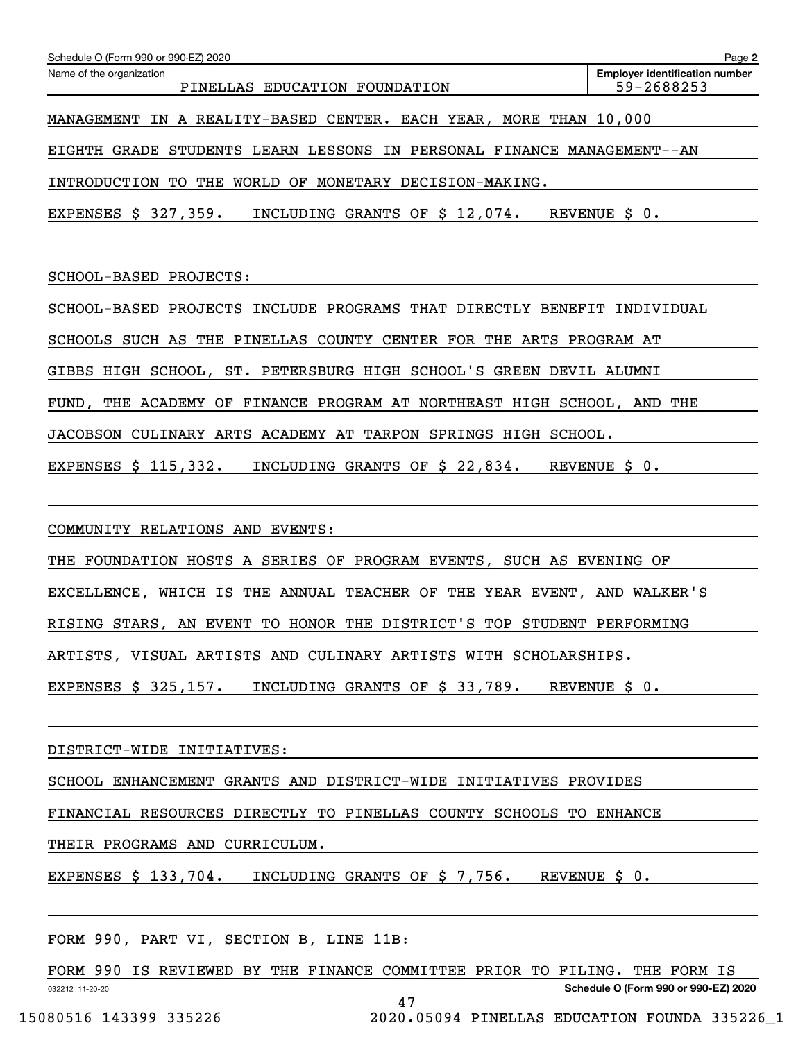MANAGEMENT IN A REALITY-BASED CENTER. EACH YEAR, MORE THAN 10,000 EIGHTH GRADE STUDENTS LEARN LESSONS IN PERSONAL FINANCE MANAGEMENT--AN INTRODUCTION TO THE WORLD OF MONETARY DECISION-MAKING.

EXPENSES $ 327,359.   INCLUDING GRANTS OF $ 12,074.   REVENUE $ 0.

SCHOOL-BASED PROJECTS:

SCHOOL-BASED PROJECTS INCLUDE PROGRAMS THAT DIRECTLY BENEFIT INDIVIDUAL SCHOOLS SUCH AS THE PINELLAS COUNTY CENTER FOR THE ARTS PROGRAM AT GIBBS HIGH SCHOOL, ST. PETERSBURG HIGH SCHOOL'S GREEN DEVIL ALUMNI FUND, THE ACADEMY OF FINANCE PROGRAM AT NORTHEAST HIGH SCHOOL, AND THE JACOBSON CULINARY ARTS ACADEMY AT TARPON SPRINGS HIGH SCHOOL.

EXPENSES $ 115,332.   INCLUDING GRANTS OF $ 22,834.   REVENUE $ 0.

COMMUNITY RELATIONS AND EVENTS:

THE FOUNDATION HOSTS A SERIES OF PROGRAM EVENTS, SUCH AS EVENING OF EXCELLENCE, WHICH IS THE ANNUAL TEACHER OF THE YEAR EVENT, AND WALKER'S RISING STARS, AN EVENT TO HONOR THE DISTRICT'S TOP STUDENT PERFORMING ARTISTS, VISUAL ARTISTS AND CULINARY ARTISTS WITH SCHOLARSHIPS.

EXPENSES $ 325,157.   INCLUDING GRANTS OF $ 33,789.   REVENUE $ 0.

DISTRICT-WIDE INITIATIVES:

SCHOOL ENHANCEMENT GRANTS AND DISTRICT-WIDE INITIATIVES PROVIDES FINANCIAL RESOURCES DIRECTLY TO PINELLAS COUNTY SCHOOLS TO ENHANCE THEIR PROGRAMS AND CURRICULUM.

EXPENSES $ 133,704.   INCLUDING GRANTS OF $ 7,756.   REVENUE $ 0.

FORM 990, PART VI, SECTION B, LINE 11B:

FORM 990 IS REVIEWED BY THE FINANCE COMMITTEE PRIOR TO FILING. THE FORM IS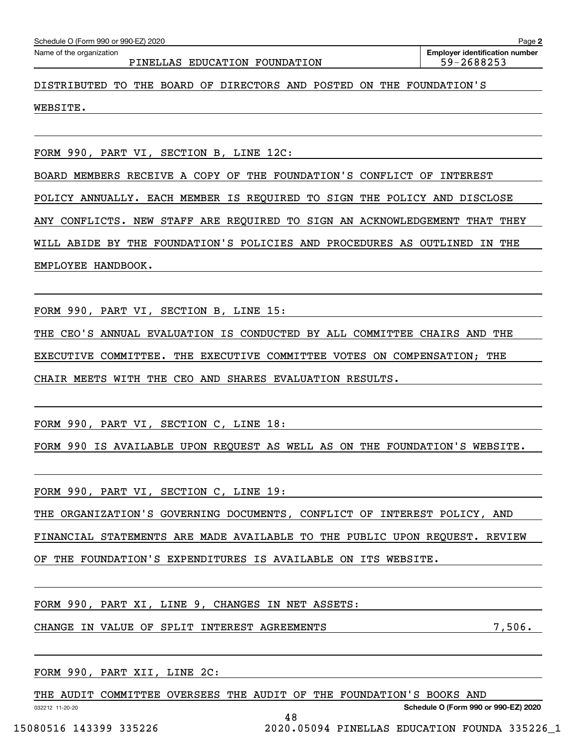Schedule O (Form 990 or 990-EZ) 2020 Page 2

Name of the organization: PINELLAS EDUCATION FOUNDATION

Employer identification number: 59-2688253

DISTRIBUTED TO THE BOARD OF DIRECTORS AND POSTED ON THE FOUNDATION'S WEBSITE.

FORM 990, PART VI, SECTION B, LINE 12C:

BOARD MEMBERS RECEIVE A COPY OF THE FOUNDATION'S CONFLICT OF INTEREST POLICY ANNUALLY. EACH MEMBER IS REQUIRED TO SIGN THE POLICY AND DISCLOSE ANY CONFLICTS. NEW STAFF ARE REQUIRED TO SIGN AN ACKNOWLEDGEMENT THAT THEY WILL ABIDE BY THE FOUNDATION'S POLICIES AND PROCEDURES AS OUTLINED IN THE EMPLOYEE HANDBOOK.

FORM 990, PART VI, SECTION B, LINE 15:

THE CEO'S ANNUAL EVALUATION IS CONDUCTED BY ALL COMMITTEE CHAIRS AND THE EXECUTIVE COMMITTEE. THE EXECUTIVE COMMITTEE VOTES ON COMPENSATION; THE CHAIR MEETS WITH THE CEO AND SHARES EVALUATION RESULTS.

FORM 990, PART VI, SECTION C, LINE 18:

FORM 990 IS AVAILABLE UPON REQUEST AS WELL AS ON THE FOUNDATION'S WEBSITE.

FORM 990, PART VI, SECTION C, LINE 19:

THE ORGANIZATION'S GOVERNING DOCUMENTS, CONFLICT OF INTEREST POLICY, AND FINANCIAL STATEMENTS ARE MADE AVAILABLE TO THE PUBLIC UPON REQUEST. REVIEW OF THE FOUNDATION'S EXPENDITURES IS AVAILABLE ON ITS WEBSITE.

FORM 990, PART XI, LINE 9, CHANGES IN NET ASSETS:

CHANGE IN VALUE OF SPLIT INTEREST AGREEMENTS 7,506.

FORM 990, PART XII, LINE 2C:

THE AUDIT COMMITTEE OVERSEES THE AUDIT OF THE FOUNDATION'S BOOKS AND

032212 11-20-20 Schedule O (Form 990 or 990-EZ) 2020

15080516 143399 335226 2020.05094 PINELLAS EDUCATION FOUNDA 335226_1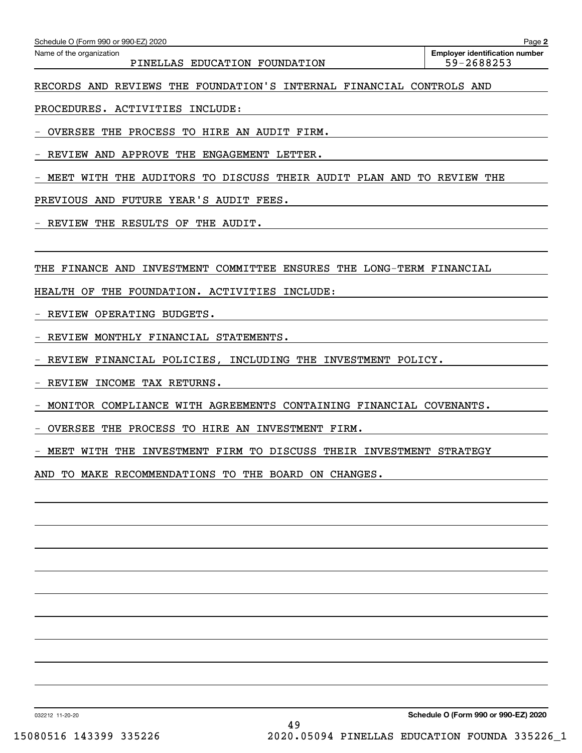Schedule O (Form 990 or 990-EZ) 2020

Name of the organization: PINELLAS EDUCATION FOUNDATION

Employer identification number: 59-2688253

RECORDS AND REVIEWS THE FOUNDATION'S INTERNAL FINANCIAL CONTROLS AND PROCEDURES. ACTIVITIES INCLUDE:

- OVERSEE THE PROCESS TO HIRE AN AUDIT FIRM.
- REVIEW AND APPROVE THE ENGAGEMENT LETTER.
- MEET WITH THE AUDITORS TO DISCUSS THEIR AUDIT PLAN AND TO REVIEW THE PREVIOUS AND FUTURE YEAR'S AUDIT FEES.
- REVIEW THE RESULTS OF THE AUDIT.

THE FINANCE AND INVESTMENT COMMITTEE ENSURES THE LONG-TERM FINANCIAL HEALTH OF THE FOUNDATION. ACTIVITIES INCLUDE:

- REVIEW OPERATING BUDGETS.
- REVIEW MONTHLY FINANCIAL STATEMENTS.
- REVIEW FINANCIAL POLICIES, INCLUDING THE INVESTMENT POLICY.
- REVIEW INCOME TAX RETURNS.
- MONITOR COMPLIANCE WITH AGREEMENTS CONTAINING FINANCIAL COVENANTS.
- OVERSEE THE PROCESS TO HIRE AN INVESTMENT FIRM.
- MEET WITH THE INVESTMENT FIRM TO DISCUSS THEIR INVESTMENT STRATEGY AND TO MAKE RECOMMENDATIONS TO THE BOARD ON CHANGES.

Schedule O (Form 990 or 990-EZ) 2020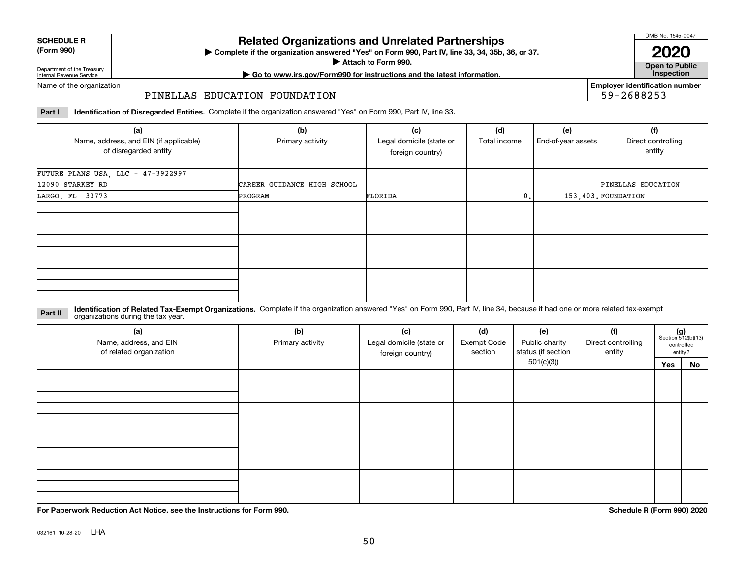**SCHEDULE R (Form 990)**

Department of the Treasury
Internal Revenue Service

# Related Organizations and Unrelated Partnerships

▶ Complete if the organization answered "Yes" on Form 990, Part IV, line 33, 34, 35b, 36, or 37.

▶ Attach to Form 990.

▶ Go to www.irs.gov/Form990 for instructions and the latest information.

OMB No. 1545-0047

**2020**

**Open to Public Inspection**

Name of the organization: PINELLAS EDUCATION FOUNDATION

Employer identification number: 59-2688253

**Part I Identification of Disregarded Entities.** Complete if the organization answered "Yes" on Form 990, Part IV, line 33.

| (a) Name, address, and EIN (if applicable) of disregarded entity | (b) Primary activity | (c) Legal domicile (state or foreign country) | (d) Total income | (e) End-of-year assets | (f) Direct controlling entity |
|---|---|---|---|---|---|
| FUTURE PLANS USA, LLC - 47-3922997 12090 STARKEY RD LARGO, FL 33773 | CAREER GUIDANCE HIGH SCHOOL PROGRAM | FLORIDA | 0. | 153,403. | PINELLAS EDUCATION FOUNDATION |
| | | | | | |
| | | | | | |
| | | | | | |

**Part II Identification of Related Tax-Exempt Organizations.** Complete if the organization answered "Yes" on Form 990, Part IV, line 34, because it had one or more related tax-exempt organizations during the tax year.

| (a) Name, address, and EIN of related organization | (b) Primary activity | (c) Legal domicile (state or foreign country) | (d) Exempt Code section | (e) Public charity status (if section 501(c)(3)) | (f) Direct controlling entity | (g) Section 512(b)(13) controlled entity? Yes | No |
|---|---|---|---|---|---|---|---|
| | | | | | | | |
| | | | | | | | |
| | | | | | | | |
| | | | | | | | |

**For Paperwork Reduction Act Notice, see the Instructions for Form 990.**

**Schedule R (Form 990) 2020**

032161 10-28-20 LHA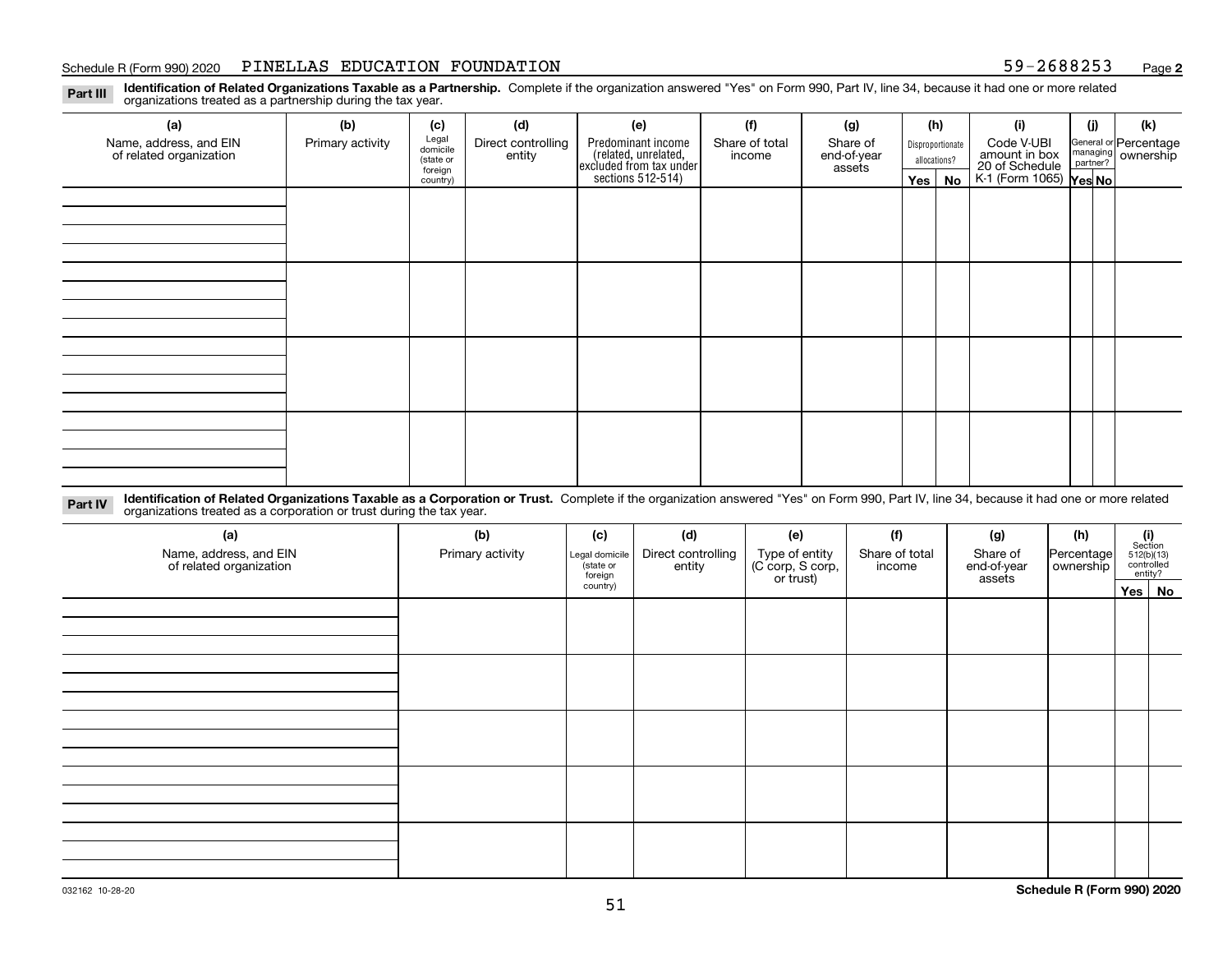Schedule R (Form 990) 2020 PINELLAS EDUCATION FOUNDATION 59-2688253 Page **2**

**Part III** **Identification of Related Organizations Taxable as a Partnership.** Complete if the organization answered "Yes" on Form 990, Part IV, line 34, because it had one or more related organizations treated as a partnership during the tax year.

| (a) Name, address, and EIN of related organization | (b) Primary activity | (c) Legal domicile (state or foreign country) | (d) Direct controlling entity | (e) Predominant income (related, unrelated, excluded from tax under sections 512-514) | (f) Share of total income | (g) Share of end-of-year assets | (h) Disproportionate allocations? Yes | (h) No | (i) Code V-UBI amount in box 20 of Schedule K-1 (Form 1065) | (j) General or managing partner? Yes | (j) No | (k) Percentage ownership |
|---|---|---|---|---|---|---|---|---|---|---|---|---|
| | | | | | | | | | | | | |
| | | | | | | | | | | | | |
| | | | | | | | | | | | | |
| | | | | | | | | | | | | |

**Part IV** **Identification of Related Organizations Taxable as a Corporation or Trust.** Complete if the organization answered "Yes" on Form 990, Part IV, line 34, because it had one or more related organizations treated as a corporation or trust during the tax year.

| (a) Name, address, and EIN of related organization | (b) Primary activity | (c) Legal domicile (state or foreign country) | (d) Direct controlling entity | (e) Type of entity (C corp, S corp, or trust) | (f) Share of total income | (g) Share of end-of-year assets | (h) Percentage ownership | (i) Section 512(b)(13) controlled entity? Yes | (i) No |
|---|---|---|---|---|---|---|---|---|---|
| | | | | | | | | | |
| | | | | | | | | | |
| | | | | | | | | | |
| | | | | | | | | | |
| | | | | | | | | | |

032162 10-28-20 **Schedule R (Form 990) 2020**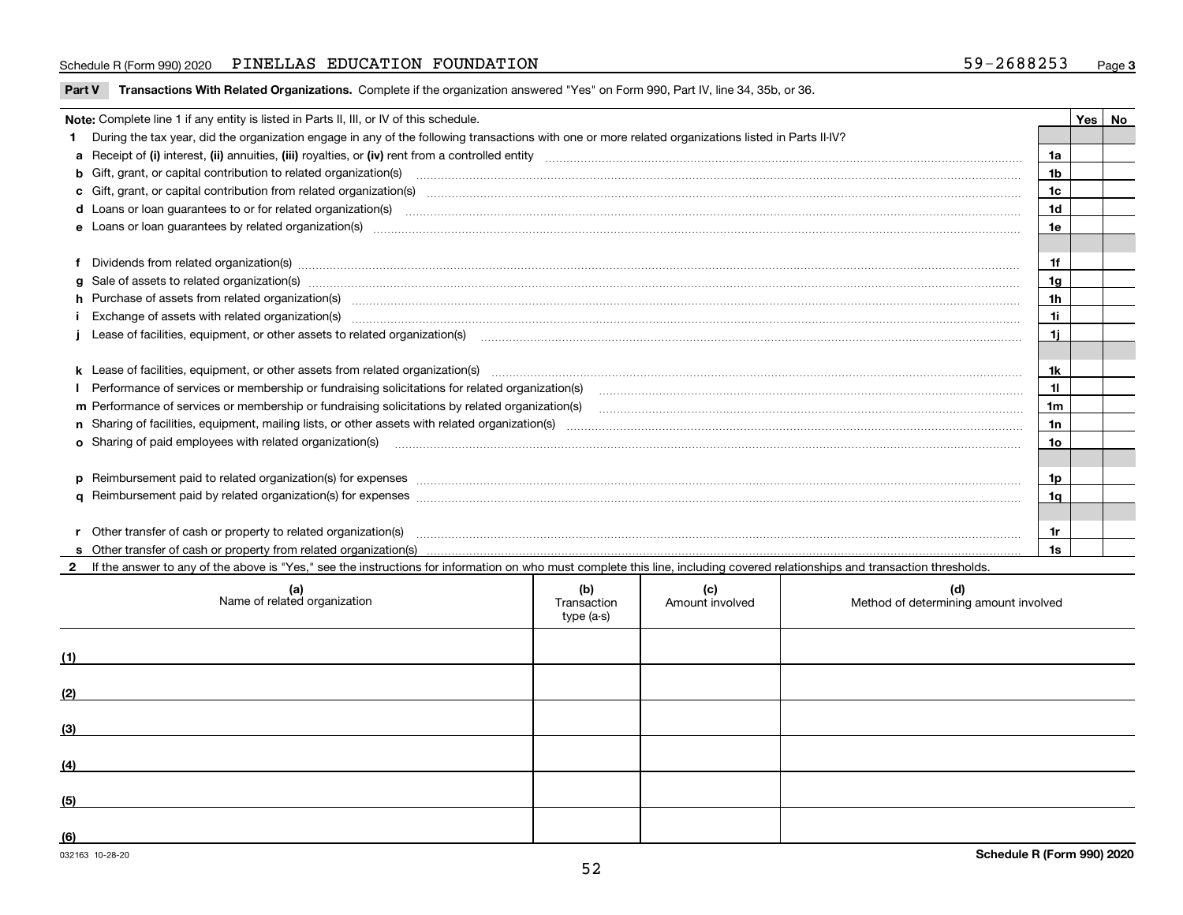Schedule R (Form 990) 2020 PINELLAS EDUCATION FOUNDATION 59-2688253 Page **3**

**Part V Transactions With Related Organizations.** Complete if the organization answered "Yes" on Form 990, Part IV, line 34, 35b, or 36.

| Note: Complete line 1 if any entity is listed in Parts II, III, or IV of this schedule. | | Yes | No |
|---|---|---|---|
| **1** During the tax year, did the organization engage in any of the following transactions with one or more related organizations listed in Parts II-IV? | | | |
| **a** Receipt of **(i)** interest, **(ii)** annuities, **(iii)** royalties, or **(iv)** rent from a controlled entity | **1a** | | |
| **b** Gift, grant, or capital contribution to related organization(s) | **1b** | | |
| **c** Gift, grant, or capital contribution from related organization(s) | **1c** | | |
| **d** Loans or loan guarantees to or for related organization(s) | **1d** | | |
| **e** Loans or loan guarantees by related organization(s) | **1e** | | |
| **f** Dividends from related organization(s) | **1f** | | |
| **g** Sale of assets to related organization(s) | **1g** | | |
| **h** Purchase of assets from related organization(s) | **1h** | | |
| **i** Exchange of assets with related organization(s) | **1i** | | |
| **j** Lease of facilities, equipment, or other assets to related organization(s) | **1j** | | |
| **k** Lease of facilities, equipment, or other assets from related organization(s) | **1k** | | |
| **l** Performance of services or membership or fundraising solicitations for related organization(s) | **1l** | | |
| **m** Performance of services or membership or fundraising solicitations by related organization(s) | **1m** | | |
| **n** Sharing of facilities, equipment, mailing lists, or other assets with related organization(s) | **1n** | | |
| **o** Sharing of paid employees with related organization(s) | **1o** | | |
| **p** Reimbursement paid to related organization(s) for expenses | **1p** | | |
| **q** Reimbursement paid by related organization(s) for expenses | **1q** | | |
| **r** Other transfer of cash or property to related organization(s) | **1r** | | |
| **s** Other transfer of cash or property from related organization(s) | **1s** | | |

**2** If the answer to any of the above is "Yes," see the instructions for information on who must complete this line, including covered relationships and transaction thresholds.

| | (a) Name of related organization | (b) Transaction type (a-s) | (c) Amount involved | (d) Method of determining amount involved |
|---|---|---|---|---|
| (1) | | | | |
| (2) | | | | |
| (3) | | | | |
| (4) | | | | |
| (5) | | | | |
| (6) | | | | |

032163 10-28-20

**Schedule R (Form 990) 2020**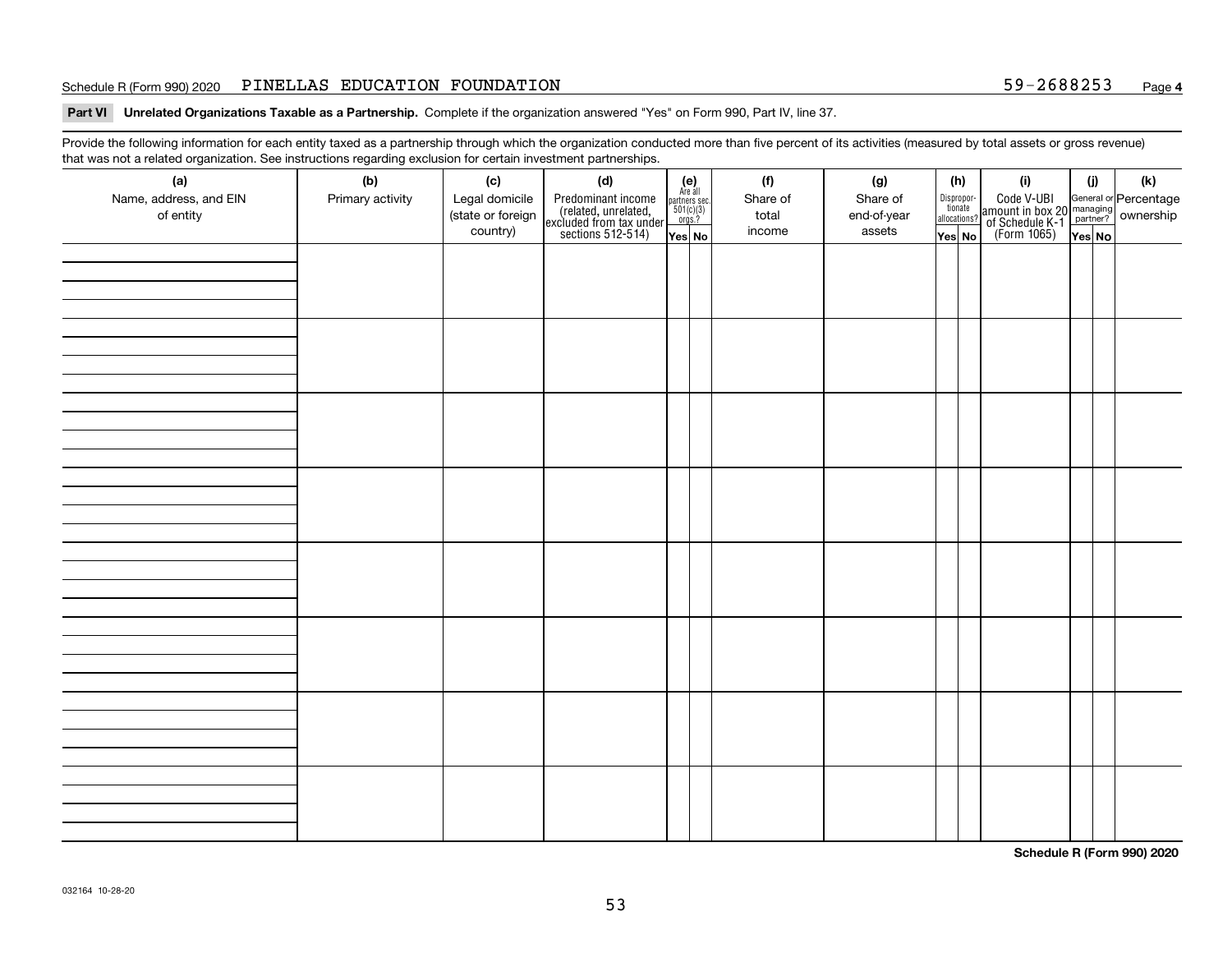Schedule R (Form 990) 2020 PINELLAS EDUCATION FOUNDATION 59-2688253 Page **4**

**Part VI Unrelated Organizations Taxable as a Partnership.** Complete if the organization answered "Yes" on Form 990, Part IV, line 37.

Provide the following information for each entity taxed as a partnership through which the organization conducted more than five percent of its activities (measured by total assets or gross revenue) that was not a related organization. See instructions regarding exclusion for certain investment partnerships.

| (a) Name, address, and EIN of entity | (b) Primary activity | (c) Legal domicile (state or foreign country) | (d) Predominant income (related, unrelated, excluded from tax under sections 512-514) | (e) Are all partners sec. 501(c)(3) orgs.? Yes | (e) No | (f) Share of total income | (g) Share of end-of-year assets | (h) Disproportionate allocations? Yes | (h) No | (i) Code V-UBI amount in box 20 of Schedule K-1 (Form 1065) | (j) General or managing partner? Yes | (j) No | (k) Percentage ownership |
|---|---|---|---|---|---|---|---|---|---|---|---|---|---|
| | | | | | | | | | | | | | |
| | | | | | | | | | | | | | |
| | | | | | | | | | | | | | |
| | | | | | | | | | | | | | |
| | | | | | | | | | | | | | |
| | | | | | | | | | | | | | |
| | | | | | | | | | | | | | |
| | | | | | | | | | | | | | |

**Schedule R (Form 990) 2020**

032164 10-28-20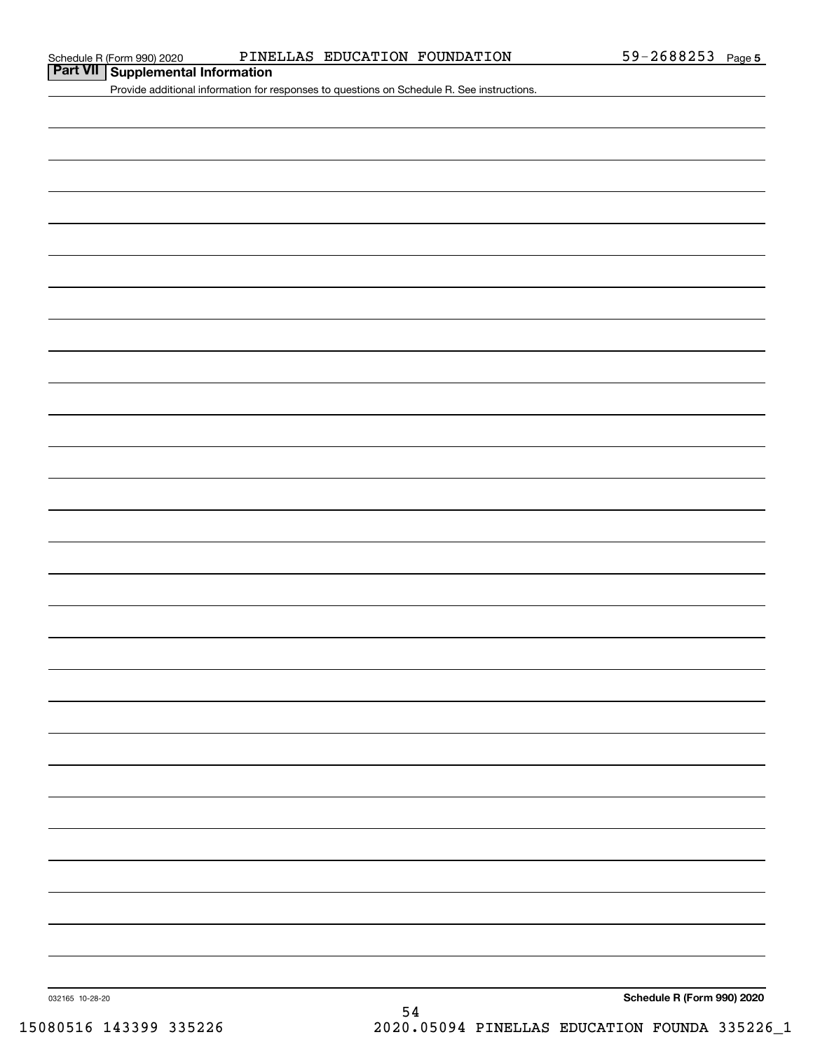Schedule R (Form 990) 2020 PINELLAS EDUCATION FOUNDATION 59-2688253 Page 5

## Part VII Supplemental Information

Provide additional information for responses to questions on Schedule R. See instructions.

032165 10-28-20

**Schedule R (Form 990) 2020**

15080516 143399 335226 2020.05094 PINELLAS EDUCATION FOUNDA 335226_1